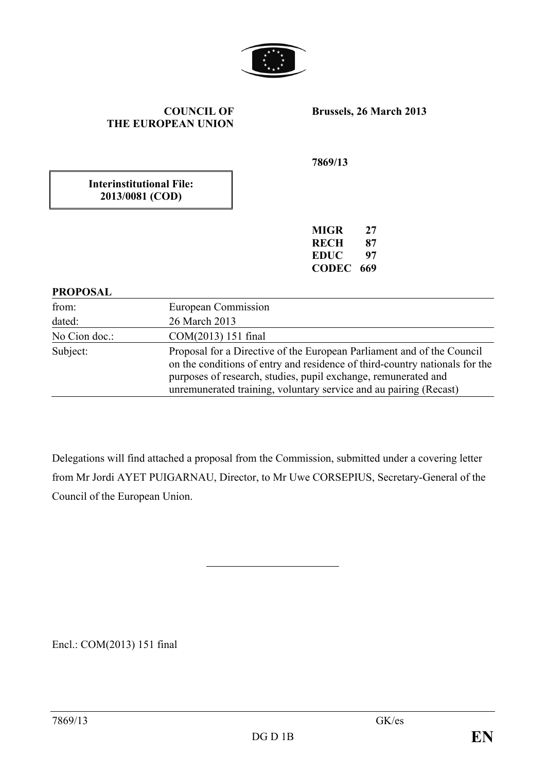**COUNCIL OF THE EUROPEAN UNION**

**Brussels, 26 March 2013**

**Interinstitutional File: 2013/0081 (COD)**

**7869/13**

**MIGR 27**
**RECH 87**
**EDUC 97**
**CODEC 669**

**PROPOSAL**

| | |
|---|---|
| from: | European Commission |
| dated: | 26 March 2013 |
| No Cion doc.: | COM(2013) 151 final |
| Subject: | Proposal for a Directive of the European Parliament and of the Council on the conditions of entry and residence of third-country nationals for the purposes of research, studies, pupil exchange, remunerated and unremunerated training, voluntary service and au pairing (Recast) |

Delegations will find attached a proposal from the Commission, submitted under a covering letter from Mr Jordi AYET PUIGARNAU, Director, to Mr Uwe CORSEPIUS, Secretary-General of the Council of the European Union.

---

Encl.: COM(2013) 151 final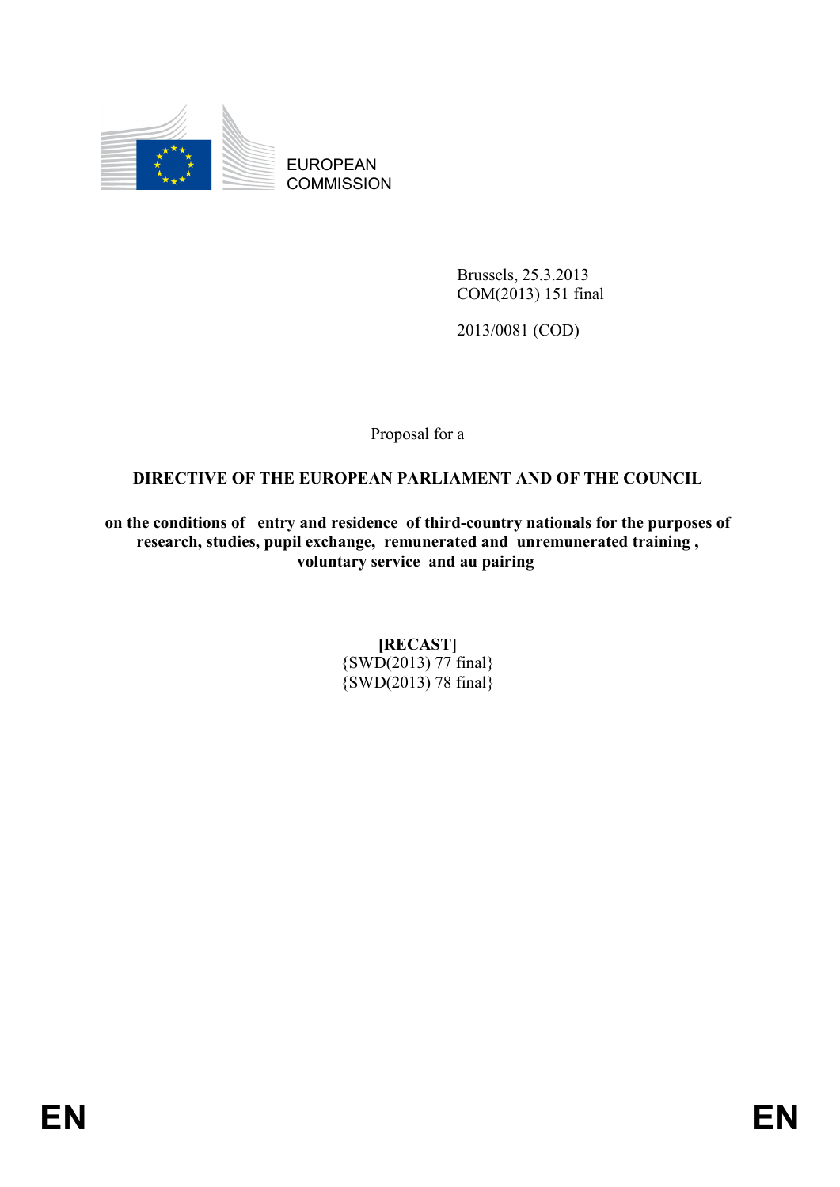EUROPEAN COMMISSION

Brussels, 25.3.2013
COM(2013) 151 final

2013/0081 (COD)

Proposal for a

**DIRECTIVE OF THE EUROPEAN PARLIAMENT AND OF THE COUNCIL**

**on the conditions of entry and residence of third-country nationals for the purposes of research, studies, pupil exchange, remunerated and unremunerated training, voluntary service and au pairing**

**[RECAST]**
{SWD(2013) 77 final}
{SWD(2013) 78 final}

EN EN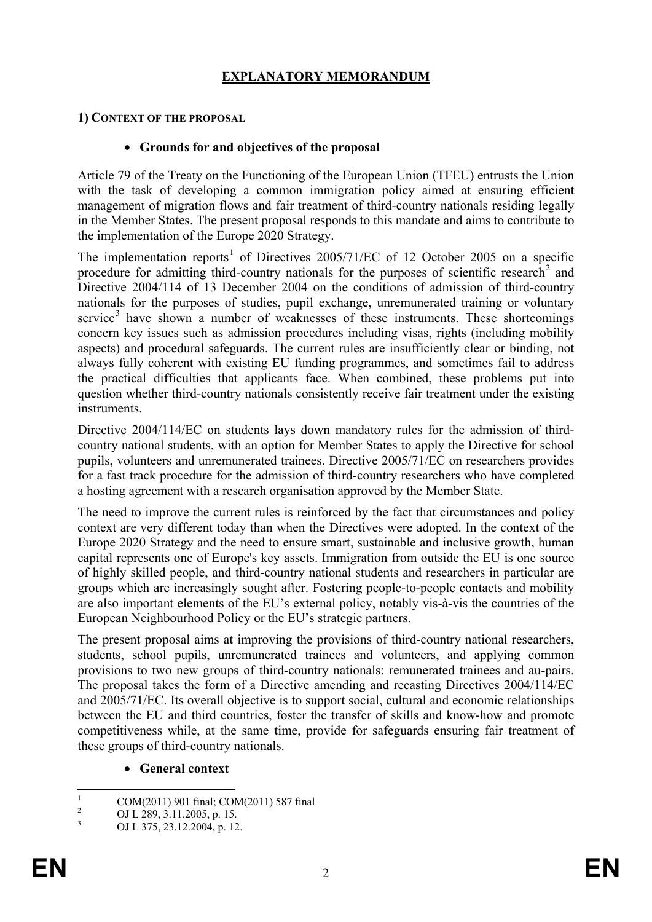# EXPLANATORY MEMORANDUM

## 1) CONTEXT OF THE PROPOSAL

- **Grounds for and objectives of the proposal**

Article 79 of the Treaty on the Functioning of the European Union (TFEU) entrusts the Union with the task of developing a common immigration policy aimed at ensuring efficient management of migration flows and fair treatment of third-country nationals residing legally in the Member States. The present proposal responds to this mandate and aims to contribute to the implementation of the Europe 2020 Strategy.

The implementation reports[1] of Directives 2005/71/EC of 12 October 2005 on a specific procedure for admitting third-country nationals for the purposes of scientific research[2] and Directive 2004/114 of 13 December 2004 on the conditions of admission of third-country nationals for the purposes of studies, pupil exchange, unremunerated training or voluntary service[3] have shown a number of weaknesses of these instruments. These shortcomings concern key issues such as admission procedures including visas, rights (including mobility aspects) and procedural safeguards. The current rules are insufficiently clear or binding, not always fully coherent with existing EU funding programmes, and sometimes fail to address the practical difficulties that applicants face. When combined, these problems put into question whether third-country nationals consistently receive fair treatment under the existing instruments.

Directive 2004/114/EC on students lays down mandatory rules for the admission of third-country national students, with an option for Member States to apply the Directive for school pupils, volunteers and unremunerated trainees. Directive 2005/71/EC on researchers provides for a fast track procedure for the admission of third-country researchers who have completed a hosting agreement with a research organisation approved by the Member State.

The need to improve the current rules is reinforced by the fact that circumstances and policy context are very different today than when the Directives were adopted. In the context of the Europe 2020 Strategy and the need to ensure smart, sustainable and inclusive growth, human capital represents one of Europe's key assets. Immigration from outside the EU is one source of highly skilled people, and third-country national students and researchers in particular are groups which are increasingly sought after. Fostering people-to-people contacts and mobility are also important elements of the EU's external policy, notably vis-à-vis the countries of the European Neighbourhood Policy or the EU's strategic partners.

The present proposal aims at improving the provisions of third-country national researchers, students, school pupils, unremunerated trainees and volunteers, and applying common provisions to two new groups of third-country nationals: remunerated trainees and au-pairs. The proposal takes the form of a Directive amending and recasting Directives 2004/114/EC and 2005/71/EC. Its overall objective is to support social, cultural and economic relationships between the EU and third countries, foster the transfer of skills and know-how and promote competitiveness while, at the same time, provide for safeguards ensuring fair treatment of these groups of third-country nationals.

- **General context**

---

[1] COM(2011) 901 final; COM(2011) 587 final

[2] OJ L 289, 3.11.2005, p. 15.

[3] OJ L 375, 23.12.2004, p. 12.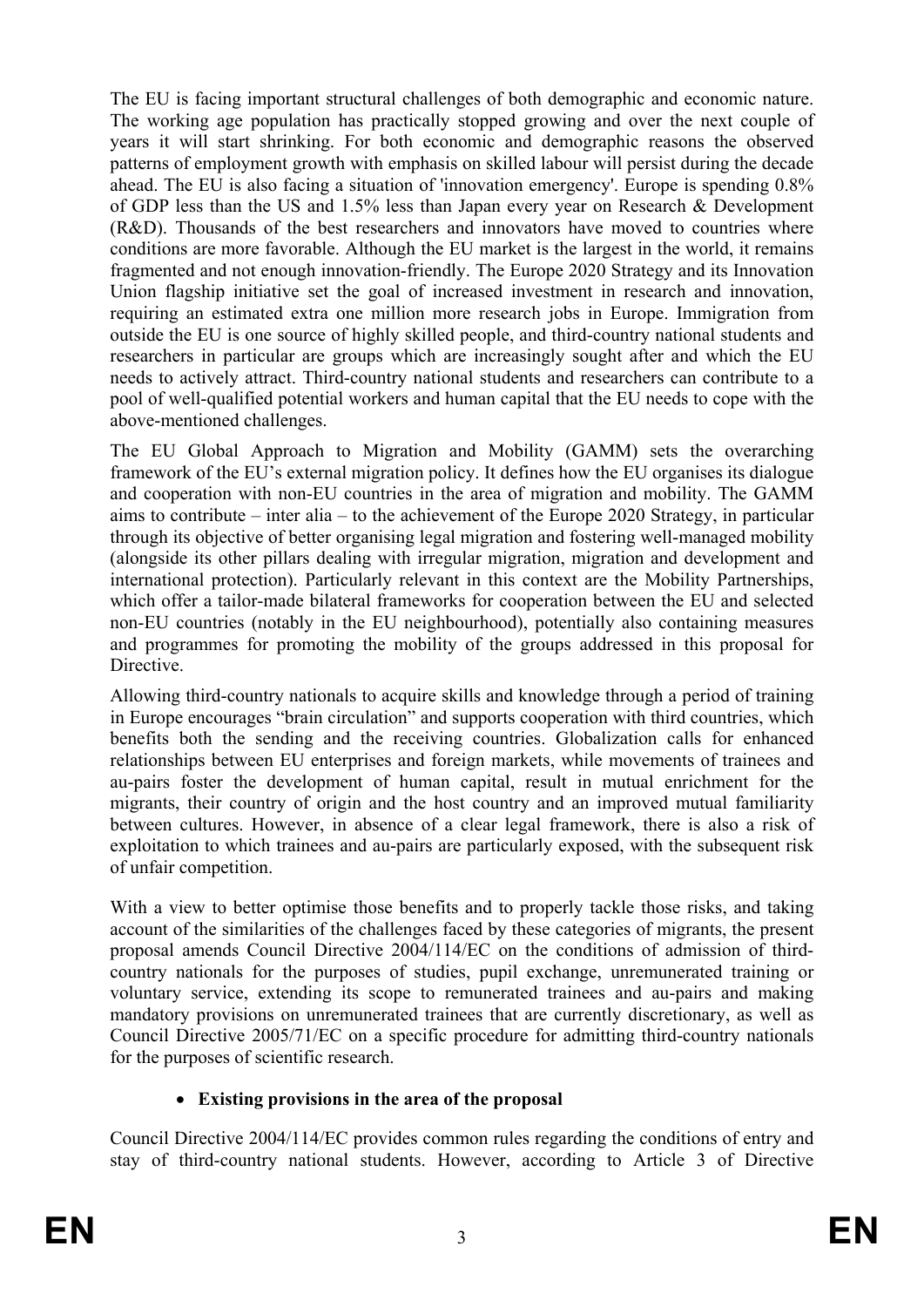The EU is facing important structural challenges of both demographic and economic nature. The working age population has practically stopped growing and over the next couple of years it will start shrinking. For both economic and demographic reasons the observed patterns of employment growth with emphasis on skilled labour will persist during the decade ahead. The EU is also facing a situation of 'innovation emergency'. Europe is spending 0.8% of GDP less than the US and 1.5% less than Japan every year on Research & Development (R&D). Thousands of the best researchers and innovators have moved to countries where conditions are more favorable. Although the EU market is the largest in the world, it remains fragmented and not enough innovation-friendly. The Europe 2020 Strategy and its Innovation Union flagship initiative set the goal of increased investment in research and innovation, requiring an estimated extra one million more research jobs in Europe. Immigration from outside the EU is one source of highly skilled people, and third-country national students and researchers in particular are groups which are increasingly sought after and which the EU needs to actively attract. Third-country national students and researchers can contribute to a pool of well-qualified potential workers and human capital that the EU needs to cope with the above-mentioned challenges.

The EU Global Approach to Migration and Mobility (GAMM) sets the overarching framework of the EU's external migration policy. It defines how the EU organises its dialogue and cooperation with non-EU countries in the area of migration and mobility. The GAMM aims to contribute – inter alia – to the achievement of the Europe 2020 Strategy, in particular through its objective of better organising legal migration and fostering well-managed mobility (alongside its other pillars dealing with irregular migration, migration and development and international protection). Particularly relevant in this context are the Mobility Partnerships, which offer a tailor-made bilateral frameworks for cooperation between the EU and selected non-EU countries (notably in the EU neighbourhood), potentially also containing measures and programmes for promoting the mobility of the groups addressed in this proposal for Directive.

Allowing third-country nationals to acquire skills and knowledge through a period of training in Europe encourages "brain circulation" and supports cooperation with third countries, which benefits both the sending and the receiving countries. Globalization calls for enhanced relationships between EU enterprises and foreign markets, while movements of trainees and au-pairs foster the development of human capital, result in mutual enrichment for the migrants, their country of origin and the host country and an improved mutual familiarity between cultures. However, in absence of a clear legal framework, there is also a risk of exploitation to which trainees and au-pairs are particularly exposed, with the subsequent risk of unfair competition.

With a view to better optimise those benefits and to properly tackle those risks, and taking account of the similarities of the challenges faced by these categories of migrants, the present proposal amends Council Directive 2004/114/EC on the conditions of admission of third-country nationals for the purposes of studies, pupil exchange, unremunerated training or voluntary service, extending its scope to remunerated trainees and au-pairs and making mandatory provisions on unremunerated trainees that are currently discretionary, as well as Council Directive 2005/71/EC on a specific procedure for admitting third-country nationals for the purposes of scientific research.

- **Existing provisions in the area of the proposal**

Council Directive 2004/114/EC provides common rules regarding the conditions of entry and stay of third-country national students. However, according to Article 3 of Directive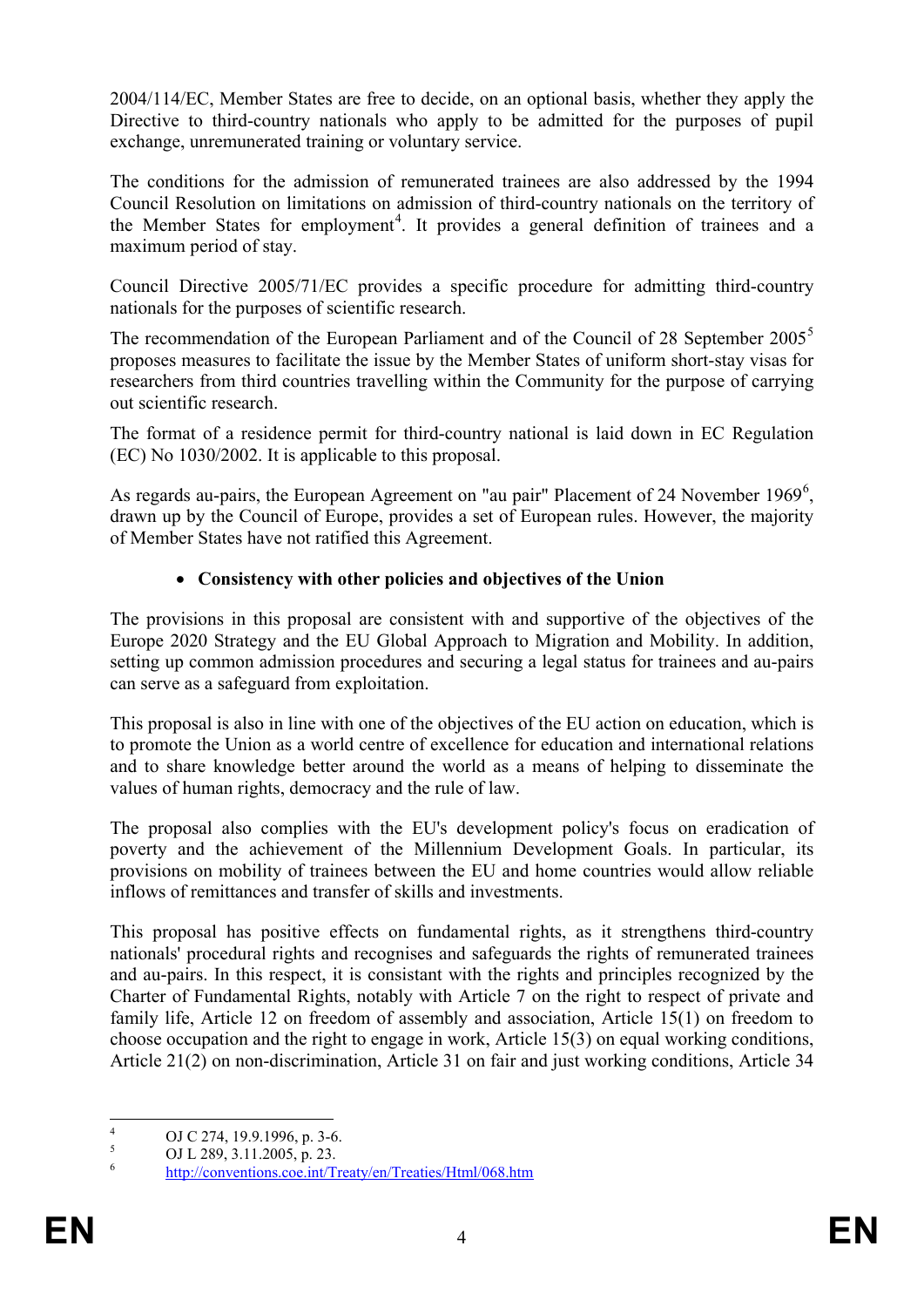2004/114/EC, Member States are free to decide, on an optional basis, whether they apply the Directive to third-country nationals who apply to be admitted for the purposes of pupil exchange, unremunerated training or voluntary service.

The conditions for the admission of remunerated trainees are also addressed by the 1994 Council Resolution on limitations on admission of third-country nationals on the territory of the Member States for employment[4]. It provides a general definition of trainees and a maximum period of stay.

Council Directive 2005/71/EC provides a specific procedure for admitting third-country nationals for the purposes of scientific research.

The recommendation of the European Parliament and of the Council of 28 September 2005[5] proposes measures to facilitate the issue by the Member States of uniform short-stay visas for researchers from third countries travelling within the Community for the purpose of carrying out scientific research.

The format of a residence permit for third-country national is laid down in EC Regulation (EC) No 1030/2002. It is applicable to this proposal.

As regards au-pairs, the European Agreement on "au pair" Placement of 24 November 1969[6], drawn up by the Council of Europe, provides a set of European rules. However, the majority of Member States have not ratified this Agreement.

- **Consistency with other policies and objectives of the Union**

The provisions in this proposal are consistent with and supportive of the objectives of the Europe 2020 Strategy and the EU Global Approach to Migration and Mobility. In addition, setting up common admission procedures and securing a legal status for trainees and au-pairs can serve as a safeguard from exploitation.

This proposal is also in line with one of the objectives of the EU action on education, which is to promote the Union as a world centre of excellence for education and international relations and to share knowledge better around the world as a means of helping to disseminate the values of human rights, democracy and the rule of law.

The proposal also complies with the EU's development policy's focus on eradication of poverty and the achievement of the Millennium Development Goals. In particular, its provisions on mobility of trainees between the EU and home countries would allow reliable inflows of remittances and transfer of skills and investments.

This proposal has positive effects on fundamental rights, as it strengthens third-country nationals' procedural rights and recognises and safeguards the rights of remunerated trainees and au-pairs. In this respect, it is consistant with the rights and principles recognized by the Charter of Fundamental Rights, notably with Article 7 on the right to respect of private and family life, Article 12 on freedom of assembly and association, Article 15(1) on freedom to choose occupation and the right to engage in work, Article 15(3) on equal working conditions, Article 21(2) on non-discrimination, Article 31 on fair and just working conditions, Article 34

---

[4] OJ C 274, 19.9.1996, p. 3-6.

[5] OJ L 289, 3.11.2005, p. 23.

[6] http://conventions.coe.int/Treaty/en/Treaties/Html/068.htm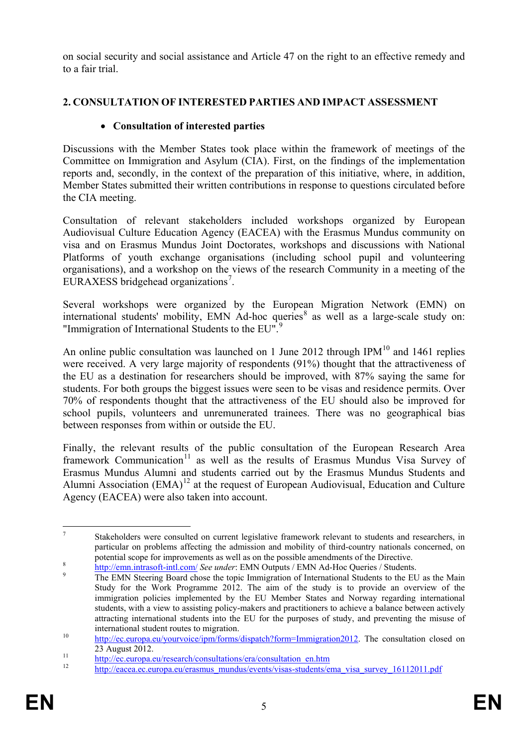on social security and social assistance and Article 47 on the right to an effective remedy and to a fair trial.

## 2. CONSULTATION OF INTERESTED PARTIES AND IMPACT ASSESSMENT

- **Consultation of interested parties**

Discussions with the Member States took place within the framework of meetings of the Committee on Immigration and Asylum (CIA). First, on the findings of the implementation reports and, secondly, in the context of the preparation of this initiative, where, in addition, Member States submitted their written contributions in response to questions circulated before the CIA meeting.

Consultation of relevant stakeholders included workshops organized by European Audiovisual Culture Education Agency (EACEA) with the Erasmus Mundus community on visa and on Erasmus Mundus Joint Doctorates, workshops and discussions with National Platforms of youth exchange organisations (including school pupil and volunteering organisations), and a workshop on the views of the research Community in a meeting of the EURAXESS bridgehead organizations[7].

Several workshops were organized by the European Migration Network (EMN) on international students' mobility, EMN Ad-hoc queries[8] as well as a large-scale study on: "Immigration of International Students to the EU".[9]

An online public consultation was launched on 1 June 2012 through IPM[10] and 1461 replies were received. A very large majority of respondents (91%) thought that the attractiveness of the EU as a destination for researchers should be improved, with 87% saying the same for students. For both groups the biggest issues were seen to be visas and residence permits. Over 70% of respondents thought that the attractiveness of the EU should also be improved for school pupils, volunteers and unremunerated trainees. There was no geographical bias between responses from within or outside the EU.

Finally, the relevant results of the public consultation of the European Research Area framework Communication[11] as well as the results of Erasmus Mundus Visa Survey of Erasmus Mundus Alumni and students carried out by the Erasmus Mundus Students and Alumni Association (EMA)[12] at the request of European Audiovisual, Education and Culture Agency (EACEA) were also taken into account.

---

[7] Stakeholders were consulted on current legislative framework relevant to students and researchers, in particular on problems affecting the admission and mobility of third-country nationals concerned, on potential scope for improvements as well as on the possible amendments of the Directive.

[8] http://emn.intrasoft-intl.com/ *See under*: EMN Outputs / EMN Ad-Hoc Queries / Students.

[9] The EMN Steering Board chose the topic Immigration of International Students to the EU as the Main Study for the Work Programme 2012. The aim of the study is to provide an overview of the immigration policies implemented by the EU Member States and Norway regarding international students, with a view to assisting policy-makers and practitioners to achieve a balance between actively attracting international students into the EU for the purposes of study, and preventing the misuse of international student routes to migration.

[10] http://ec.europa.eu/yourvoice/ipm/forms/dispatch?form=Immigration2012. The consultation closed on 23 August 2012.

[11] http://ec.europa.eu/research/consultations/era/consultation_en.htm

[12] http://eacea.ec.europa.eu/erasmus_mundus/events/visas-students/ema_visa_survey_16112011.pdf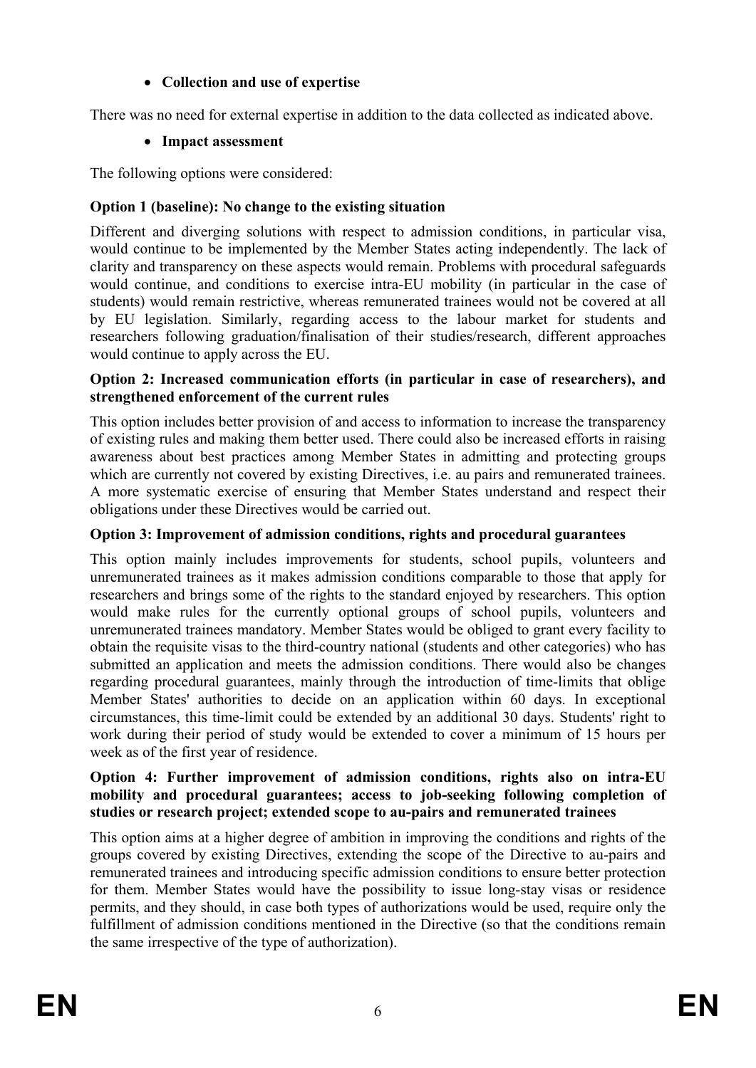- **Collection and use of expertise**

There was no need for external expertise in addition to the data collected as indicated above.

- **Impact assessment**

The following options were considered:

**Option 1 (baseline): No change to the existing situation**

Different and diverging solutions with respect to admission conditions, in particular visa, would continue to be implemented by the Member States acting independently. The lack of clarity and transparency on these aspects would remain. Problems with procedural safeguards would continue, and conditions to exercise intra-EU mobility (in particular in the case of students) would remain restrictive, whereas remunerated trainees would not be covered at all by EU legislation. Similarly, regarding access to the labour market for students and researchers following graduation/finalisation of their studies/research, different approaches would continue to apply across the EU.

**Option 2: Increased communication efforts (in particular in case of researchers), and strengthened enforcement of the current rules**

This option includes better provision of and access to information to increase the transparency of existing rules and making them better used. There could also be increased efforts in raising awareness about best practices among Member States in admitting and protecting groups which are currently not covered by existing Directives, i.e. au pairs and remunerated trainees. A more systematic exercise of ensuring that Member States understand and respect their obligations under these Directives would be carried out.

**Option 3: Improvement of admission conditions, rights and procedural guarantees**

This option mainly includes improvements for students, school pupils, volunteers and unremunerated trainees as it makes admission conditions comparable to those that apply for researchers and brings some of the rights to the standard enjoyed by researchers. This option would make rules for the currently optional groups of school pupils, volunteers and unremunerated trainees mandatory. Member States would be obliged to grant every facility to obtain the requisite visas to the third-country national (students and other categories) who has submitted an application and meets the admission conditions. There would also be changes regarding procedural guarantees, mainly through the introduction of time-limits that oblige Member States' authorities to decide on an application within 60 days. In exceptional circumstances, this time-limit could be extended by an additional 30 days. Students' right to work during their period of study would be extended to cover a minimum of 15 hours per week as of the first year of residence.

**Option 4: Further improvement of admission conditions, rights also on intra-EU mobility and procedural guarantees; access to job-seeking following completion of studies or research project; extended scope to au-pairs and remunerated trainees**

This option aims at a higher degree of ambition in improving the conditions and rights of the groups covered by existing Directives, extending the scope of the Directive to au-pairs and remunerated trainees and introducing specific admission conditions to ensure better protection for them. Member States would have the possibility to issue long-stay visas or residence permits, and they should, in case both types of authorizations would be used, require only the fulfillment of admission conditions mentioned in the Directive (so that the conditions remain the same irrespective of the type of authorization).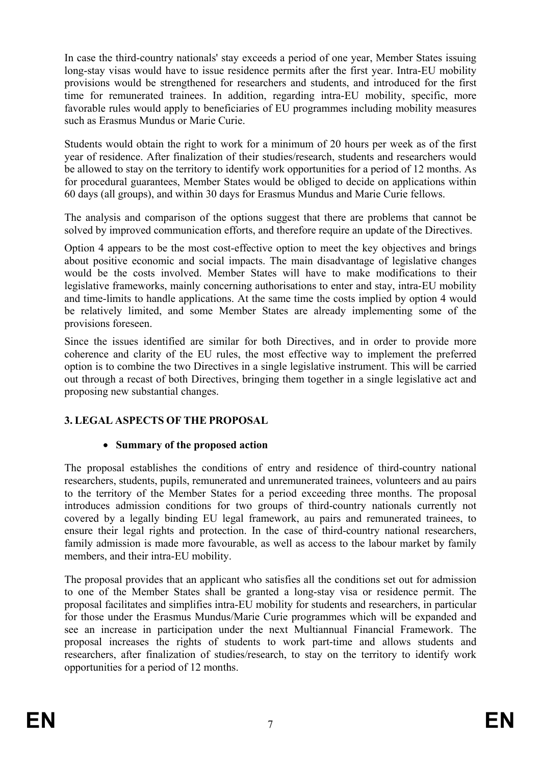In case the third-country nationals' stay exceeds a period of one year, Member States issuing long-stay visas would have to issue residence permits after the first year. Intra-EU mobility provisions would be strengthened for researchers and students, and introduced for the first time for remunerated trainees. In addition, regarding intra-EU mobility, specific, more favorable rules would apply to beneficiaries of EU programmes including mobility measures such as Erasmus Mundus or Marie Curie.

Students would obtain the right to work for a minimum of 20 hours per week as of the first year of residence. After finalization of their studies/research, students and researchers would be allowed to stay on the territory to identify work opportunities for a period of 12 months. As for procedural guarantees, Member States would be obliged to decide on applications within 60 days (all groups), and within 30 days for Erasmus Mundus and Marie Curie fellows.

The analysis and comparison of the options suggest that there are problems that cannot be solved by improved communication efforts, and therefore require an update of the Directives.

Option 4 appears to be the most cost-effective option to meet the key objectives and brings about positive economic and social impacts. The main disadvantage of legislative changes would be the costs involved. Member States will have to make modifications to their legislative frameworks, mainly concerning authorisations to enter and stay, intra-EU mobility and time-limits to handle applications. At the same time the costs implied by option 4 would be relatively limited, and some Member States are already implementing some of the provisions foreseen.

Since the issues identified are similar for both Directives, and in order to provide more coherence and clarity of the EU rules, the most effective way to implement the preferred option is to combine the two Directives in a single legislative instrument. This will be carried out through a recast of both Directives, bringing them together in a single legislative act and proposing new substantial changes.

## 3. LEGAL ASPECTS OF THE PROPOSAL

- **Summary of the proposed action**

The proposal establishes the conditions of entry and residence of third-country national researchers, students, pupils, remunerated and unremunerated trainees, volunteers and au pairs to the territory of the Member States for a period exceeding three months. The proposal introduces admission conditions for two groups of third-country nationals currently not covered by a legally binding EU legal framework, au pairs and remunerated trainees, to ensure their legal rights and protection. In the case of third-country national researchers, family admission is made more favourable, as well as access to the labour market by family members, and their intra-EU mobility.

The proposal provides that an applicant who satisfies all the conditions set out for admission to one of the Member States shall be granted a long-stay visa or residence permit. The proposal facilitates and simplifies intra-EU mobility for students and researchers, in particular for those under the Erasmus Mundus/Marie Curie programmes which will be expanded and see an increase in participation under the next Multiannual Financial Framework. The proposal increases the rights of students to work part-time and allows students and researchers, after finalization of studies/research, to stay on the territory to identify work opportunities for a period of 12 months.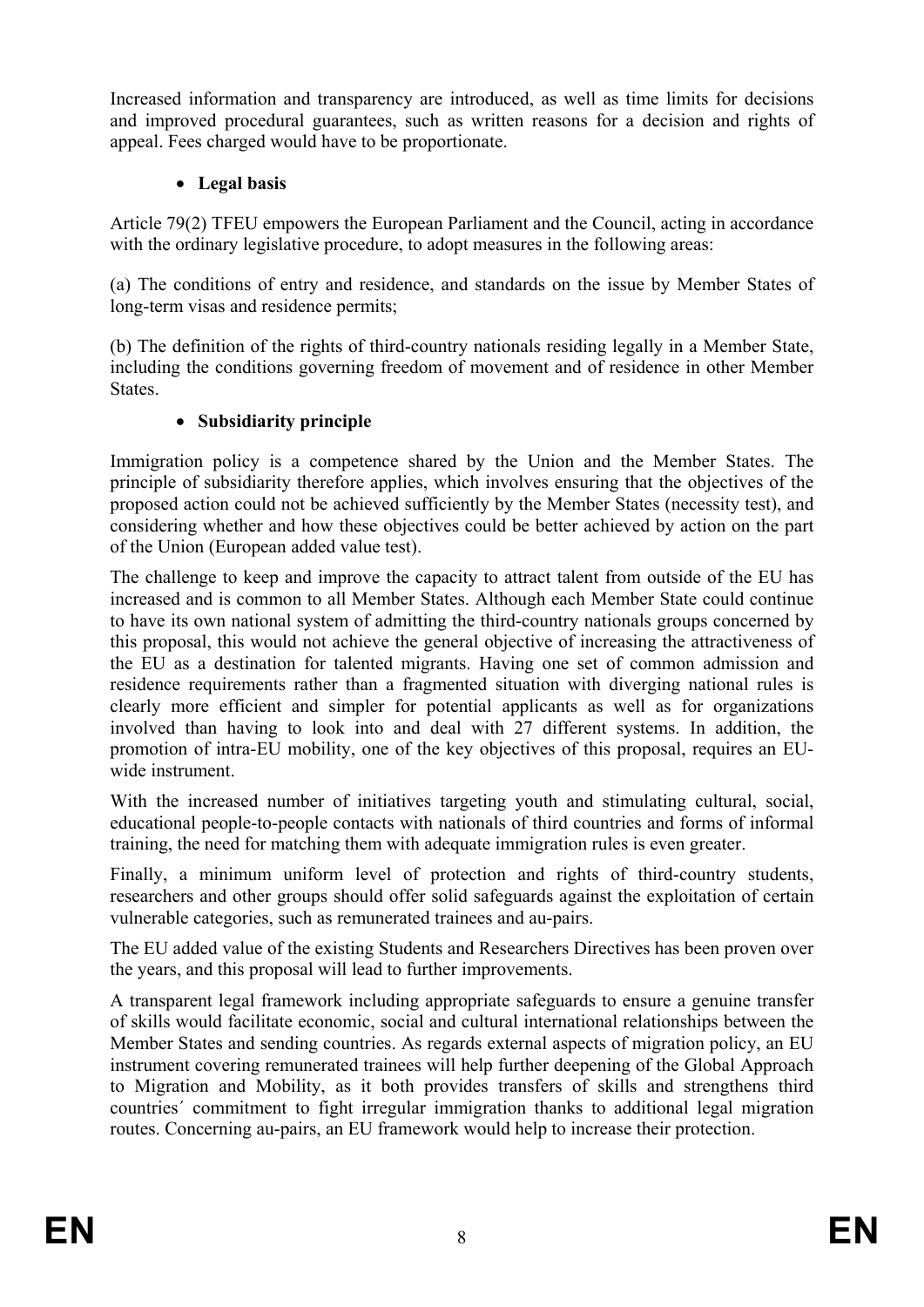Increased information and transparency are introduced, as well as time limits for decisions and improved procedural guarantees, such as written reasons for a decision and rights of appeal. Fees charged would have to be proportionate.

- **Legal basis**

Article 79(2) TFEU empowers the European Parliament and the Council, acting in accordance with the ordinary legislative procedure, to adopt measures in the following areas:

(a) The conditions of entry and residence, and standards on the issue by Member States of long-term visas and residence permits;

(b) The definition of the rights of third-country nationals residing legally in a Member State, including the conditions governing freedom of movement and of residence in other Member States.

- **Subsidiarity principle**

Immigration policy is a competence shared by the Union and the Member States. The principle of subsidiarity therefore applies, which involves ensuring that the objectives of the proposed action could not be achieved sufficiently by the Member States (necessity test), and considering whether and how these objectives could be better achieved by action on the part of the Union (European added value test).

The challenge to keep and improve the capacity to attract talent from outside of the EU has increased and is common to all Member States. Although each Member State could continue to have its own national system of admitting the third-country nationals groups concerned by this proposal, this would not achieve the general objective of increasing the attractiveness of the EU as a destination for talented migrants. Having one set of common admission and residence requirements rather than a fragmented situation with diverging national rules is clearly more efficient and simpler for potential applicants as well as for organizations involved than having to look into and deal with 27 different systems. In addition, the promotion of intra-EU mobility, one of the key objectives of this proposal, requires an EU-wide instrument.

With the increased number of initiatives targeting youth and stimulating cultural, social, educational people-to-people contacts with nationals of third countries and forms of informal training, the need for matching them with adequate immigration rules is even greater.

Finally, a minimum uniform level of protection and rights of third-country students, researchers and other groups should offer solid safeguards against the exploitation of certain vulnerable categories, such as remunerated trainees and au-pairs.

The EU added value of the existing Students and Researchers Directives has been proven over the years, and this proposal will lead to further improvements.

A transparent legal framework including appropriate safeguards to ensure a genuine transfer of skills would facilitate economic, social and cultural international relationships between the Member States and sending countries. As regards external aspects of migration policy, an EU instrument covering remunerated trainees will help further deepening of the Global Approach to Migration and Mobility, as it both provides transfers of skills and strengthens third countries´ commitment to fight irregular immigration thanks to additional legal migration routes. Concerning au-pairs, an EU framework would help to increase their protection.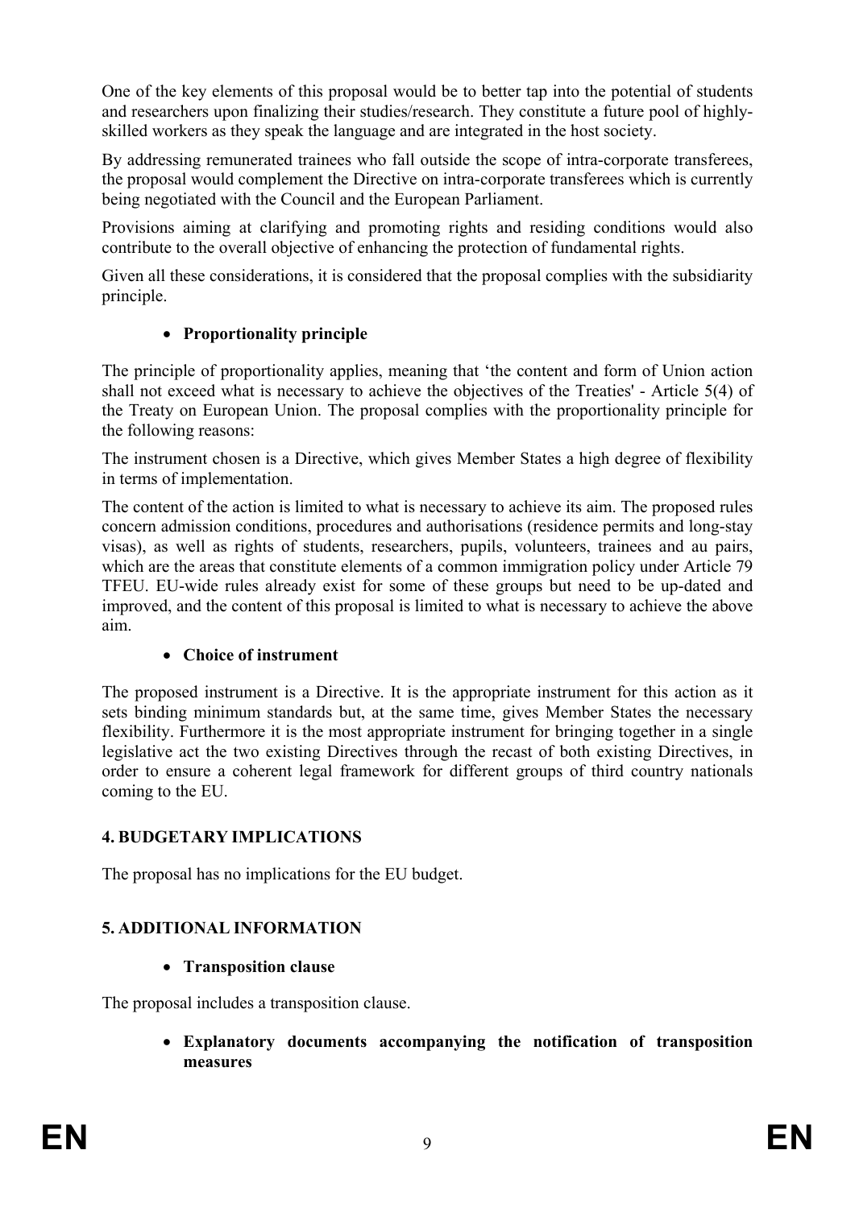One of the key elements of this proposal would be to better tap into the potential of students and researchers upon finalizing their studies/research. They constitute a future pool of highly-skilled workers as they speak the language and are integrated in the host society.

By addressing remunerated trainees who fall outside the scope of intra-corporate transferees, the proposal would complement the Directive on intra-corporate transferees which is currently being negotiated with the Council and the European Parliament.

Provisions aiming at clarifying and promoting rights and residing conditions would also contribute to the overall objective of enhancing the protection of fundamental rights.

Given all these considerations, it is considered that the proposal complies with the subsidiarity principle.

- **Proportionality principle**

The principle of proportionality applies, meaning that 'the content and form of Union action shall not exceed what is necessary to achieve the objectives of the Treaties' - Article 5(4) of the Treaty on European Union. The proposal complies with the proportionality principle for the following reasons:

The instrument chosen is a Directive, which gives Member States a high degree of flexibility in terms of implementation.

The content of the action is limited to what is necessary to achieve its aim. The proposed rules concern admission conditions, procedures and authorisations (residence permits and long-stay visas), as well as rights of students, researchers, pupils, volunteers, trainees and au pairs, which are the areas that constitute elements of a common immigration policy under Article 79 TFEU. EU-wide rules already exist for some of these groups but need to be up-dated and improved, and the content of this proposal is limited to what is necessary to achieve the above aim.

- **Choice of instrument**

The proposed instrument is a Directive. It is the appropriate instrument for this action as it sets binding minimum standards but, at the same time, gives Member States the necessary flexibility. Furthermore it is the most appropriate instrument for bringing together in a single legislative act the two existing Directives through the recast of both existing Directives, in order to ensure a coherent legal framework for different groups of third country nationals coming to the EU.

## 4. BUDGETARY IMPLICATIONS

The proposal has no implications for the EU budget.

## 5. ADDITIONAL INFORMATION

- **Transposition clause**

The proposal includes a transposition clause.

- **Explanatory documents accompanying the notification of transposition measures**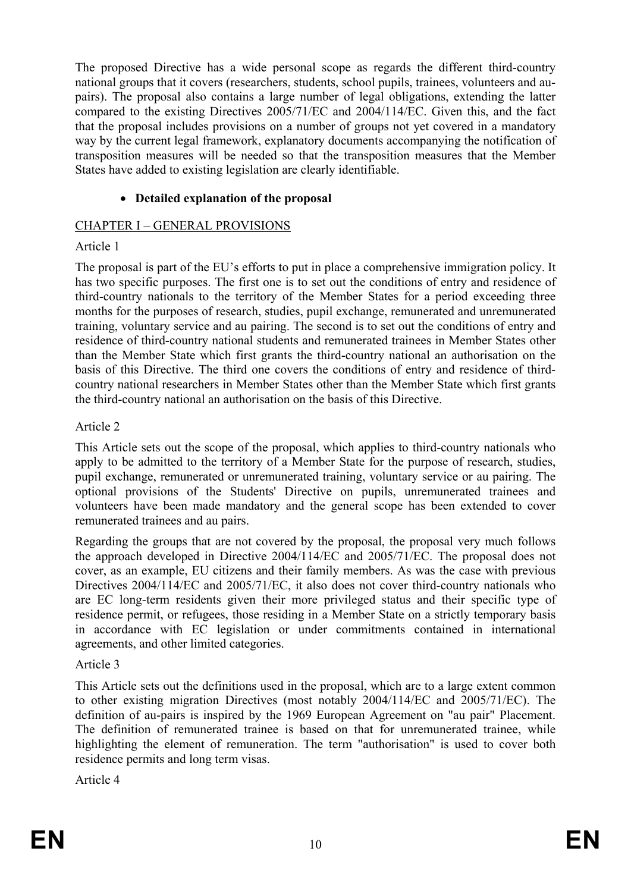The proposed Directive has a wide personal scope as regards the different third-country national groups that it covers (researchers, students, school pupils, trainees, volunteers and au-pairs). The proposal also contains a large number of legal obligations, extending the latter compared to the existing Directives 2005/71/EC and 2004/114/EC. Given this, and the fact that the proposal includes provisions on a number of groups not yet covered in a mandatory way by the current legal framework, explanatory documents accompanying the notification of transposition measures will be needed so that the transposition measures that the Member States have added to existing legislation are clearly identifiable.

- **Detailed explanation of the proposal**

CHAPTER I – GENERAL PROVISIONS

Article 1

The proposal is part of the EU's efforts to put in place a comprehensive immigration policy. It has two specific purposes. The first one is to set out the conditions of entry and residence of third-country nationals to the territory of the Member States for a period exceeding three months for the purposes of research, studies, pupil exchange, remunerated and unremunerated training, voluntary service and au pairing. The second is to set out the conditions of entry and residence of third-country national students and remunerated trainees in Member States other than the Member State which first grants the third-country national an authorisation on the basis of this Directive. The third one covers the conditions of entry and residence of third-country national researchers in Member States other than the Member State which first grants the third-country national an authorisation on the basis of this Directive.

Article 2

This Article sets out the scope of the proposal, which applies to third-country nationals who apply to be admitted to the territory of a Member State for the purpose of research, studies, pupil exchange, remunerated or unremunerated training, voluntary service or au pairing. The optional provisions of the Students' Directive on pupils, unremunerated trainees and volunteers have been made mandatory and the general scope has been extended to cover remunerated trainees and au pairs.

Regarding the groups that are not covered by the proposal, the proposal very much follows the approach developed in Directive 2004/114/EC and 2005/71/EC. The proposal does not cover, as an example, EU citizens and their family members. As was the case with previous Directives 2004/114/EC and 2005/71/EC, it also does not cover third-country nationals who are EC long-term residents given their more privileged status and their specific type of residence permit, or refugees, those residing in a Member State on a strictly temporary basis in accordance with EC legislation or under commitments contained in international agreements, and other limited categories.

Article 3

This Article sets out the definitions used in the proposal, which are to a large extent common to other existing migration Directives (most notably 2004/114/EC and 2005/71/EC). The definition of au-pairs is inspired by the 1969 European Agreement on "au pair" Placement. The definition of remunerated trainee is based on that for unremunerated trainee, while highlighting the element of remuneration. The term "authorisation" is used to cover both residence permits and long term visas.

Article 4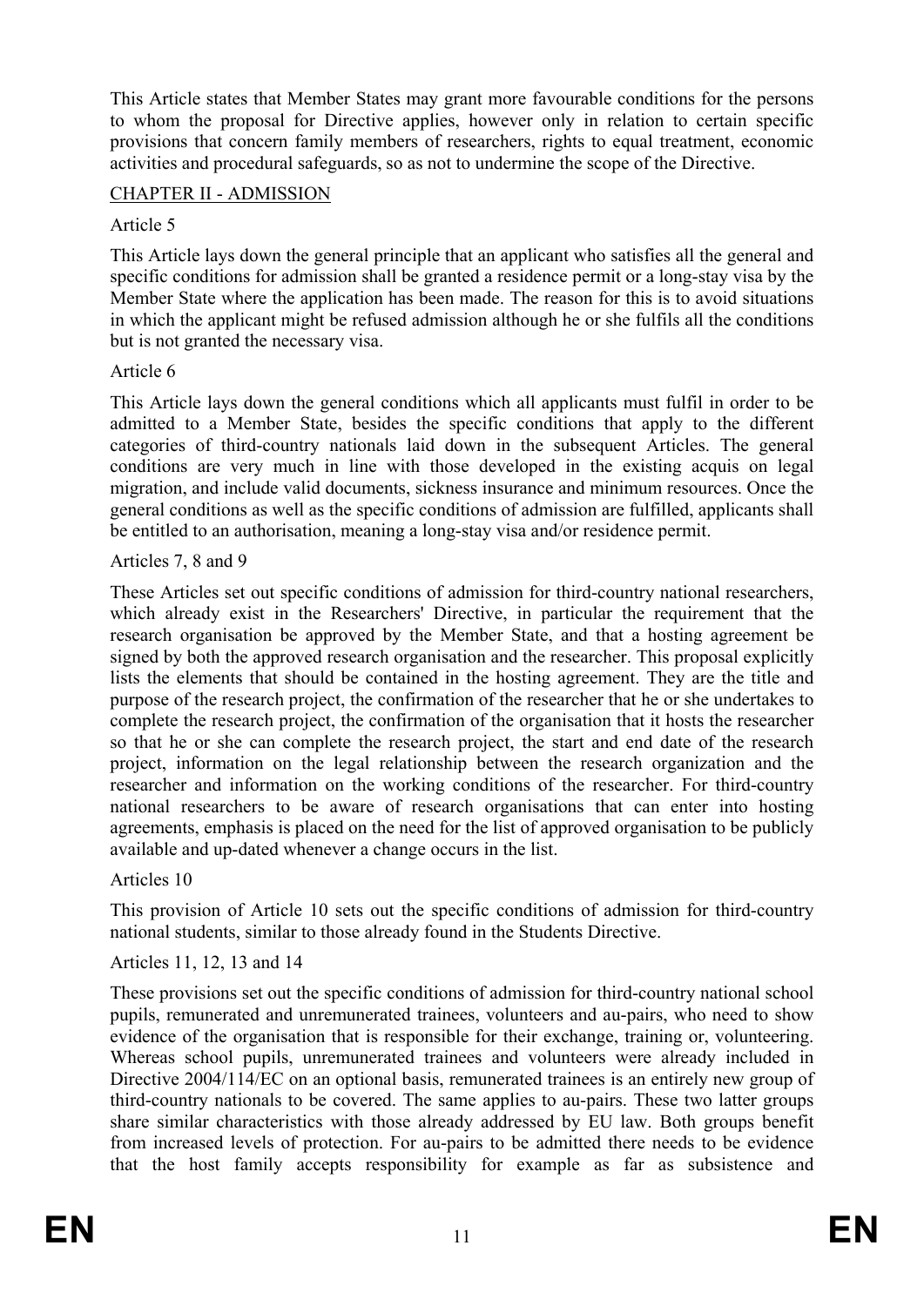This Article states that Member States may grant more favourable conditions for the persons to whom the proposal for Directive applies, however only in relation to certain specific provisions that concern family members of researchers, rights to equal treatment, economic activities and procedural safeguards, so as not to undermine the scope of the Directive.

## CHAPTER II - ADMISSION

### Article 5

This Article lays down the general principle that an applicant who satisfies all the general and specific conditions for admission shall be granted a residence permit or a long-stay visa by the Member State where the application has been made. The reason for this is to avoid situations in which the applicant might be refused admission although he or she fulfils all the conditions but is not granted the necessary visa.

### Article 6

This Article lays down the general conditions which all applicants must fulfil in order to be admitted to a Member State, besides the specific conditions that apply to the different categories of third-country nationals laid down in the subsequent Articles. The general conditions are very much in line with those developed in the existing acquis on legal migration, and include valid documents, sickness insurance and minimum resources. Once the general conditions as well as the specific conditions of admission are fulfilled, applicants shall be entitled to an authorisation, meaning a long-stay visa and/or residence permit.

### Articles 7, 8 and 9

These Articles set out specific conditions of admission for third-country national researchers, which already exist in the Researchers' Directive, in particular the requirement that the research organisation be approved by the Member State, and that a hosting agreement be signed by both the approved research organisation and the researcher. This proposal explicitly lists the elements that should be contained in the hosting agreement. They are the title and purpose of the research project, the confirmation of the researcher that he or she undertakes to complete the research project, the confirmation of the organisation that it hosts the researcher so that he or she can complete the research project, the start and end date of the research project, information on the legal relationship between the research organization and the researcher and information on the working conditions of the researcher. For third-country national researchers to be aware of research organisations that can enter into hosting agreements, emphasis is placed on the need for the list of approved organisation to be publicly available and up-dated whenever a change occurs in the list.

### Articles 10

This provision of Article 10 sets out the specific conditions of admission for third-country national students, similar to those already found in the Students Directive.

### Articles 11, 12, 13 and 14

These provisions set out the specific conditions of admission for third-country national school pupils, remunerated and unremunerated trainees, volunteers and au-pairs, who need to show evidence of the organisation that is responsible for their exchange, training or, volunteering. Whereas school pupils, unremunerated trainees and volunteers were already included in Directive 2004/114/EC on an optional basis, remunerated trainees is an entirely new group of third-country nationals to be covered. The same applies to au-pairs. These two latter groups share similar characteristics with those already addressed by EU law. Both groups benefit from increased levels of protection. For au-pairs to be admitted there needs to be evidence that the host family accepts responsibility for example as far as subsistence and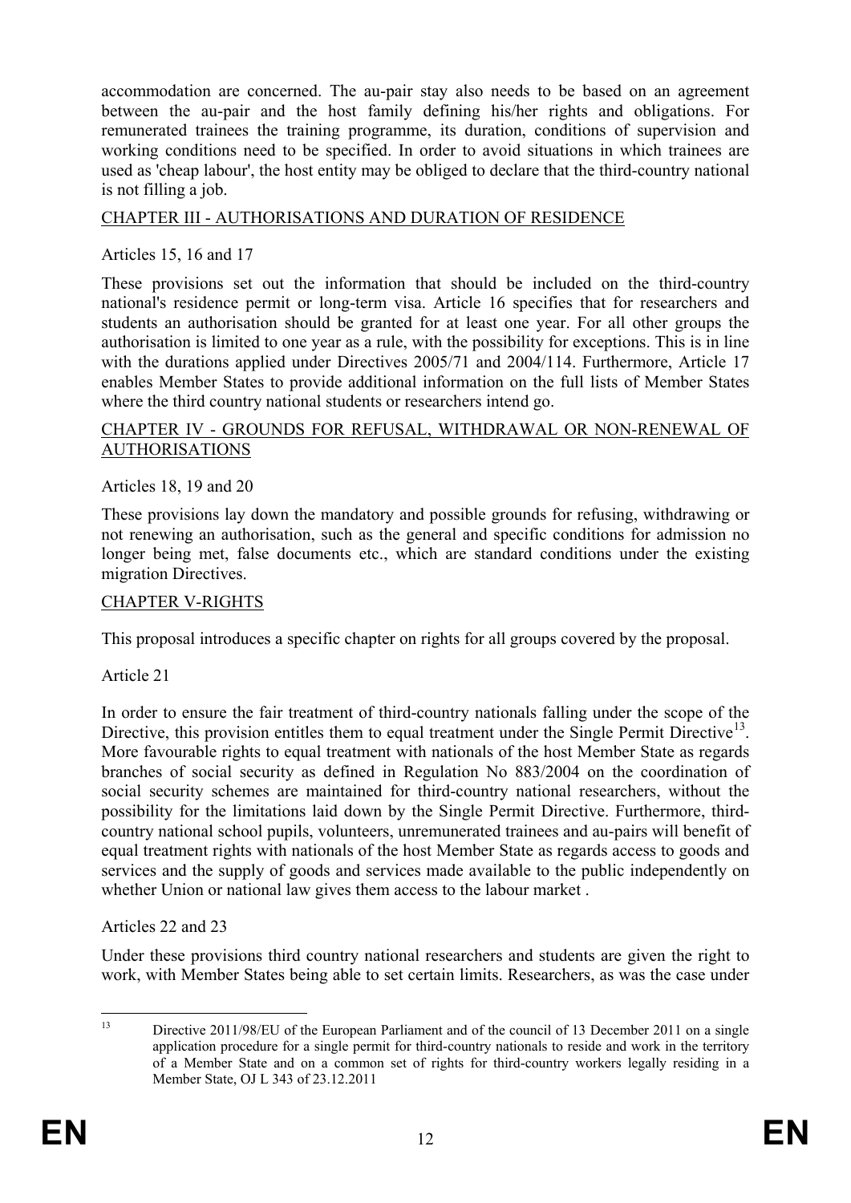accommodation are concerned. The au-pair stay also needs to be based on an agreement between the au-pair and the host family defining his/her rights and obligations. For remunerated trainees the training programme, its duration, conditions of supervision and working conditions need to be specified. In order to avoid situations in which trainees are used as 'cheap labour', the host entity may be obliged to declare that the third-country national is not filling a job.

## CHAPTER III - AUTHORISATIONS AND DURATION OF RESIDENCE

Articles 15, 16 and 17

These provisions set out the information that should be included on the third-country national's residence permit or long-term visa. Article 16 specifies that for researchers and students an authorisation should be granted for at least one year. For all other groups the authorisation is limited to one year as a rule, with the possibility for exceptions. This is in line with the durations applied under Directives 2005/71 and 2004/114. Furthermore, Article 17 enables Member States to provide additional information on the full lists of Member States where the third country national students or researchers intend go.

## CHAPTER IV - GROUNDS FOR REFUSAL, WITHDRAWAL OR NON-RENEWAL OF AUTHORISATIONS

Articles 18, 19 and 20

These provisions lay down the mandatory and possible grounds for refusing, withdrawing or not renewing an authorisation, such as the general and specific conditions for admission no longer being met, false documents etc., which are standard conditions under the existing migration Directives.

## CHAPTER V-RIGHTS

This proposal introduces a specific chapter on rights for all groups covered by the proposal.

Article 21

In order to ensure the fair treatment of third-country nationals falling under the scope of the Directive, this provision entitles them to equal treatment under the Single Permit Directive[13]. More favourable rights to equal treatment with nationals of the host Member State as regards branches of social security as defined in Regulation No 883/2004 on the coordination of social security schemes are maintained for third-country national researchers, without the possibility for the limitations laid down by the Single Permit Directive. Furthermore, third-country national school pupils, volunteers, unremunerated trainees and au-pairs will benefit of equal treatment rights with nationals of the host Member State as regards access to goods and services and the supply of goods and services made available to the public independently on whether Union or national law gives them access to the labour market .

Articles 22 and 23

Under these provisions third country national researchers and students are given the right to work, with Member States being able to set certain limits. Researchers, as was the case under

---

[13] Directive 2011/98/EU of the European Parliament and of the council of 13 December 2011 on a single application procedure for a single permit for third-country nationals to reside and work in the territory of a Member State and on a common set of rights for third-country workers legally residing in a Member State, OJ L 343 of 23.12.2011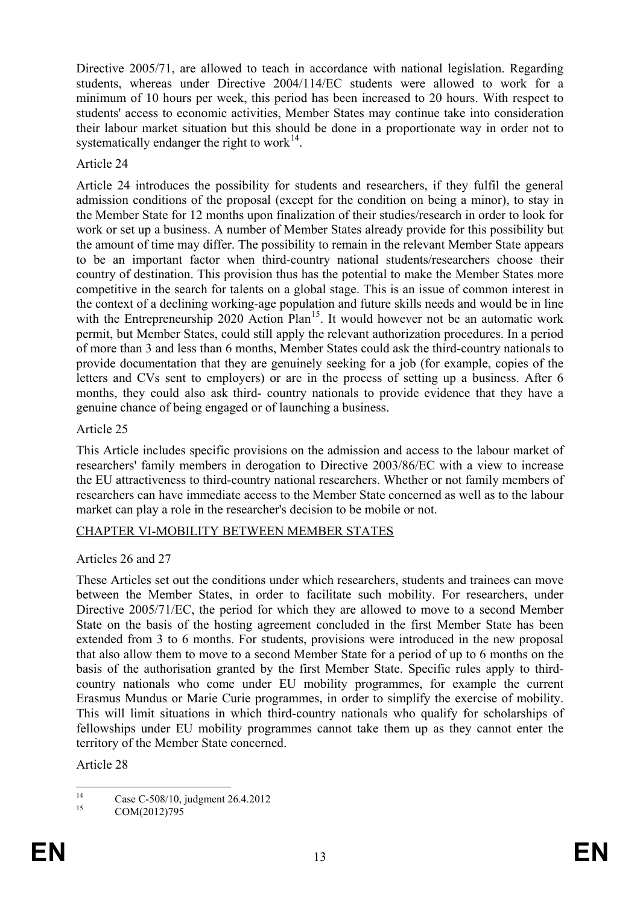Directive 2005/71, are allowed to teach in accordance with national legislation. Regarding students, whereas under Directive 2004/114/EC students were allowed to work for a minimum of 10 hours per week, this period has been increased to 20 hours. With respect to students' access to economic activities, Member States may continue take into consideration their labour market situation but this should be done in a proportionate way in order not to systematically endanger the right to work[14].

Article 24

Article 24 introduces the possibility for students and researchers, if they fulfil the general admission conditions of the proposal (except for the condition on being a minor), to stay in the Member State for 12 months upon finalization of their studies/research in order to look for work or set up a business. A number of Member States already provide for this possibility but the amount of time may differ. The possibility to remain in the relevant Member State appears to be an important factor when third-country national students/researchers choose their country of destination. This provision thus has the potential to make the Member States more competitive in the search for talents on a global stage. This is an issue of common interest in the context of a declining working-age population and future skills needs and would be in line with the Entrepreneurship 2020 Action Plan[15]. It would however not be an automatic work permit, but Member States, could still apply the relevant authorization procedures. In a period of more than 3 and less than 6 months, Member States could ask the third-country nationals to provide documentation that they are genuinely seeking for a job (for example, copies of the letters and CVs sent to employers) or are in the process of setting up a business. After 6 months, they could also ask third- country nationals to provide evidence that they have a genuine chance of being engaged or of launching a business.

Article 25

This Article includes specific provisions on the admission and access to the labour market of researchers' family members in derogation to Directive 2003/86/EC with a view to increase the EU attractiveness to third-country national researchers. Whether or not family members of researchers can have immediate access to the Member State concerned as well as to the labour market can play a role in the researcher's decision to be mobile or not.

CHAPTER VI-MOBILITY BETWEEN MEMBER STATES

Articles 26 and 27

These Articles set out the conditions under which researchers, students and trainees can move between the Member States, in order to facilitate such mobility. For researchers, under Directive 2005/71/EC, the period for which they are allowed to move to a second Member State on the basis of the hosting agreement concluded in the first Member State has been extended from 3 to 6 months. For students, provisions were introduced in the new proposal that also allow them to move to a second Member State for a period of up to 6 months on the basis of the authorisation granted by the first Member State. Specific rules apply to third-country nationals who come under EU mobility programmes, for example the current Erasmus Mundus or Marie Curie programmes, in order to simplify the exercise of mobility. This will limit situations in which third-country nationals who qualify for scholarships of fellowships under EU mobility programmes cannot take them up as they cannot enter the territory of the Member State concerned.

Article 28

---

[14] Case C-508/10, judgment 26.4.2012

[15] COM(2012)795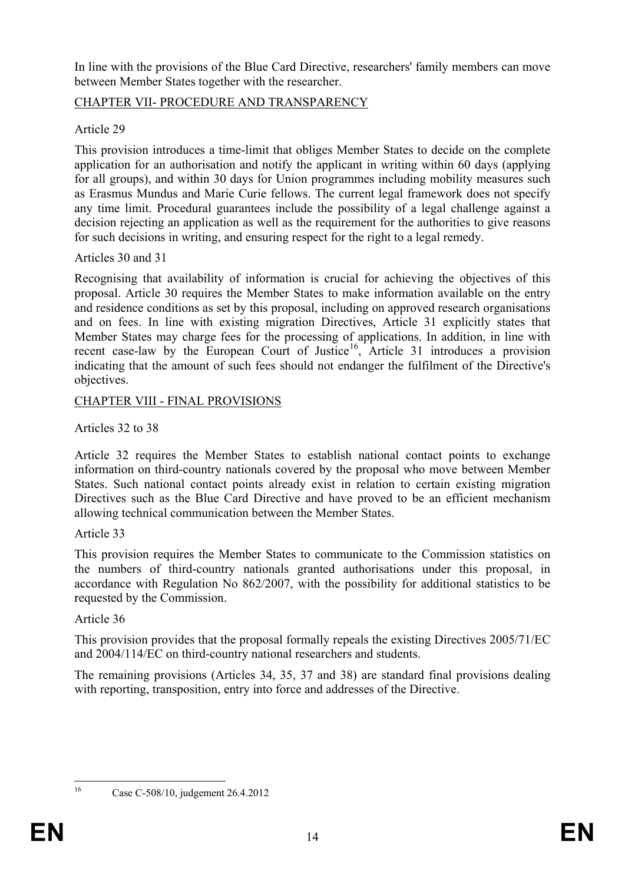In line with the provisions of the Blue Card Directive, researchers' family members can move between Member States together with the researcher.

## CHAPTER VII- PROCEDURE AND TRANSPARENCY

Article 29

This provision introduces a time-limit that obliges Member States to decide on the complete application for an authorisation and notify the applicant in writing within 60 days (applying for all groups), and within 30 days for Union programmes including mobility measures such as Erasmus Mundus and Marie Curie fellows. The current legal framework does not specify any time limit. Procedural guarantees include the possibility of a legal challenge against a decision rejecting an application as well as the requirement for the authorities to give reasons for such decisions in writing, and ensuring respect for the right to a legal remedy.

Articles 30 and 31

Recognising that availability of information is crucial for achieving the objectives of this proposal. Article 30 requires the Member States to make information available on the entry and residence conditions as set by this proposal, including on approved research organisations and on fees. In line with existing migration Directives, Article 31 explicitly states that Member States may charge fees for the processing of applications. In addition, in line with recent case-law by the European Court of Justice[16], Article 31 introduces a provision indicating that the amount of such fees should not endanger the fulfilment of the Directive's objectives.

## CHAPTER VIII - FINAL PROVISIONS

Articles 32 to 38

Article 32 requires the Member States to establish national contact points to exchange information on third-country nationals covered by the proposal who move between Member States. Such national contact points already exist in relation to certain existing migration Directives such as the Blue Card Directive and have proved to be an efficient mechanism allowing technical communication between the Member States.

Article 33

This provision requires the Member States to communicate to the Commission statistics on the numbers of third-country nationals granted authorisations under this proposal, in accordance with Regulation No 862/2007, with the possibility for additional statistics to be requested by the Commission.

Article 36

This provision provides that the proposal formally repeals the existing Directives 2005/71/EC and 2004/114/EC on third-country national researchers and students.

The remaining provisions (Articles 34, 35, 37 and 38) are standard final provisions dealing with reporting, transposition, entry into force and addresses of the Directive.

---

[16] Case C-508/10, judgement 26.4.2012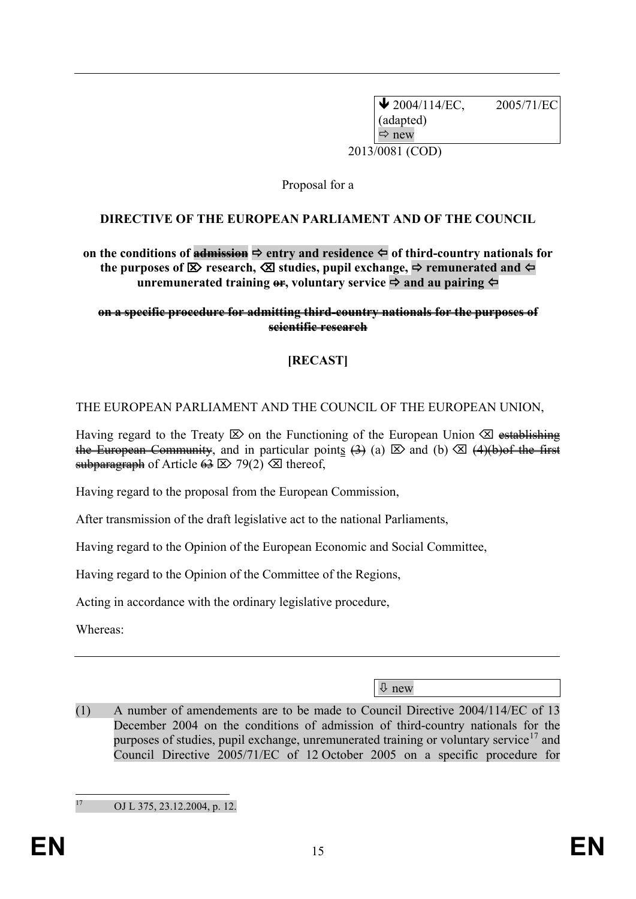↓ 2004/114/EC, 2005/71/EC (adapted)
⇨ new

2013/0081 (COD)

Proposal for a

**DIRECTIVE OF THE EUROPEAN PARLIAMENT AND OF THE COUNCIL**

**on the conditions of ~~admission~~ ⇨ entry and residence ⇦ of third-country nationals for the purposes of ⌦ research, ⌫ studies, pupil exchange, ⇨ remunerated and ⇦ unremunerated training ~~or~~, voluntary service ⇨ and au pairing ⇦**

**~~on a specific procedure for admitting third-country nationals for the purposes of scientific research~~**

**[RECAST]**

THE EUROPEAN PARLIAMENT AND THE COUNCIL OF THE EUROPEAN UNION,

Having regard to the Treaty ⌦ on the Functioning of the European Union ⌫ ~~establishing the European Community~~, and in particular points ~~(3)~~ (a) ⌦ and (b) ⌫ ~~(4)(b)of the first subparagraph~~ of Article ~~63~~ ⌦ 79(2) ⌫ thereof,

Having regard to the proposal from the European Commission,

After transmission of the draft legislative act to the national Parliaments,

Having regard to the Opinion of the European Economic and Social Committee,

Having regard to the Opinion of the Committee of the Regions,

Acting in accordance with the ordinary legislative procedure,

Whereas:

⇩ new

(1) A number of amendements are to be made to Council Directive 2004/114/EC of 13 December 2004 on the conditions of admission of third-country nationals for the purposes of studies, pupil exchange, unremunerated training or voluntary service[17] and Council Directive 2005/71/EC of 12 October 2005 on a specific procedure for

[17] OJ L 375, 23.12.2004, p. 12.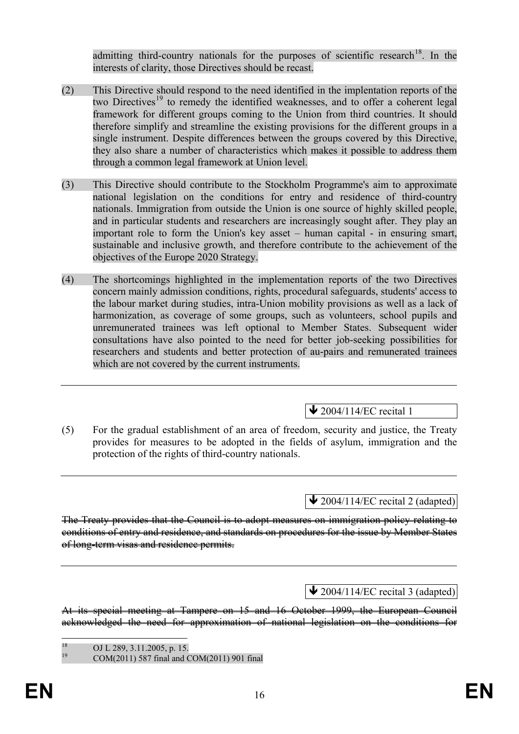admitting third-country nationals for the purposes of scientific research[18]. In the interests of clarity, those Directives should be recast.

(2) This Directive should respond to the need identified in the implentation reports of the two Directives[19] to remedy the identified weaknesses, and to offer a coherent legal framework for different groups coming to the Union from third countries. It should therefore simplify and streamline the existing provisions for the different groups in a single instrument. Despite differences between the groups covered by this Directive, they also share a number of characteristics which makes it possible to address them through a common legal framework at Union level.

(3) This Directive should contribute to the Stockholm Programme's aim to approximate national legislation on the conditions for entry and residence of third-country nationals. Immigration from outside the Union is one source of highly skilled people, and in particular students and researchers are increasingly sought after. They play an important role to form the Union's key asset – human capital - in ensuring smart, sustainable and inclusive growth, and therefore contribute to the achievement of the objectives of the Europe 2020 Strategy.

(4) The shortcomings highlighted in the implementation reports of the two Directives concern mainly admission conditions, rights, procedural safeguards, students' access to the labour market during studies, intra-Union mobility provisions as well as a lack of harmonization, as coverage of some groups, such as volunteers, school pupils and unremunerated trainees was left optional to Member States. Subsequent wider consultations have also pointed to the need for better job-seeking possibilities for researchers and students and better protection of au-pairs and remunerated trainees which are not covered by the current instruments.

---

↓ 2004/114/EC recital 1

(5) For the gradual establishment of an area of freedom, security and justice, the Treaty provides for measures to be adopted in the fields of asylum, immigration and the protection of the rights of third-country nationals.

---

↓ 2004/114/EC recital 2 (adapted)

~~The Treaty provides that the Council is to adopt measures on immigration policy relating to conditions of entry and residence, and standards on procedures for the issue by Member States of long-term visas and residence permits.~~

---

↓ 2004/114/EC recital 3 (adapted)

~~At its special meeting at Tampere on 15 and 16 October 1999, the European Council acknowledged the need for approximation of national legislation on the conditions for~~

---

[18] OJ L 289, 3.11.2005, p. 15.

[19] COM(2011) 587 final and COM(2011) 901 final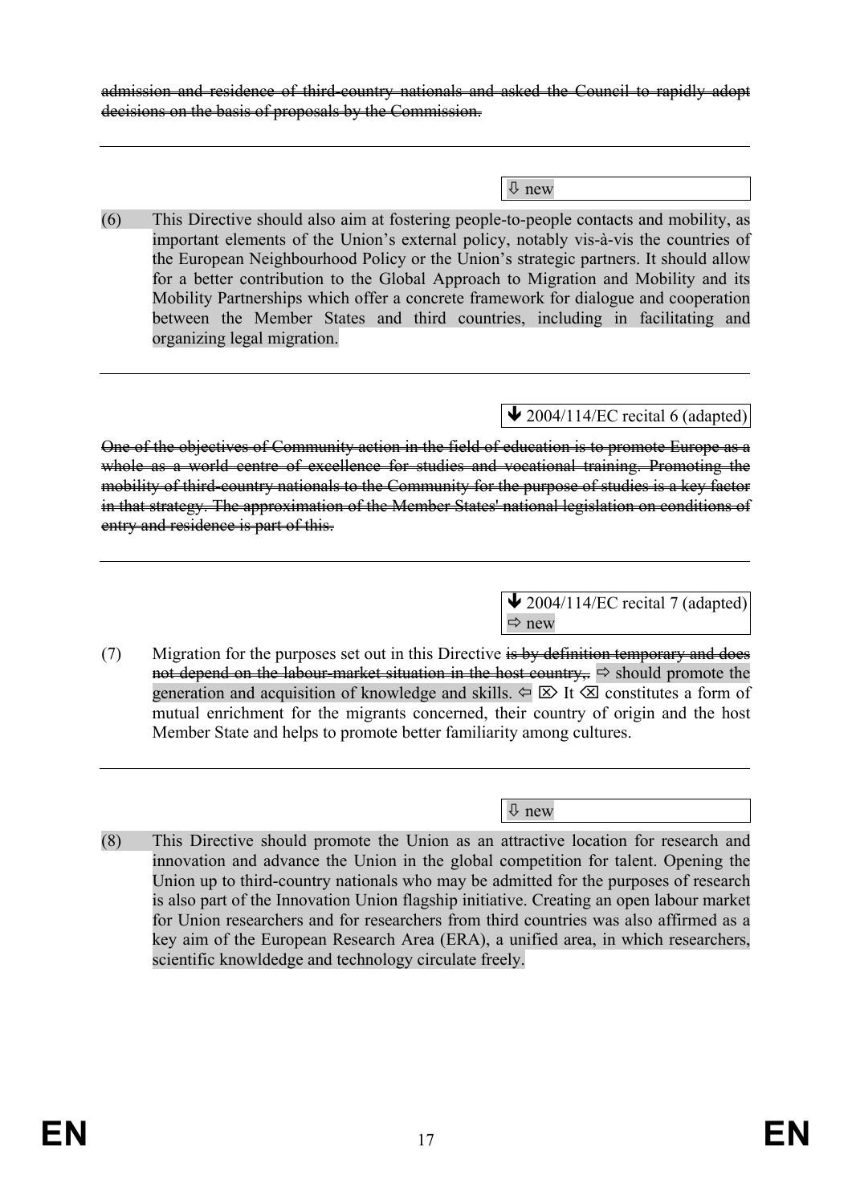~~admission and residence of third-country nationals and asked the Council to rapidly adopt decisions on the basis of proposals by the Commission.~~

---

⇩ new

(6) This Directive should also aim at fostering people-to-people contacts and mobility, as important elements of the Union's external policy, notably vis-à-vis the countries of the European Neighbourhood Policy or the Union's strategic partners. It should allow for a better contribution to the Global Approach to Migration and Mobility and its Mobility Partnerships which offer a concrete framework for dialogue and cooperation between the Member States and third countries, including in facilitating and organizing legal migration.

---

↓ 2004/114/EC recital 6 (adapted)

~~One of the objectives of Community action in the field of education is to promote Europe as a whole as a world centre of excellence for studies and vocational training. Promoting the mobility of third-country nationals to the Community for the purpose of studies is a key factor in that strategy. The approximation of the Member States' national legislation on conditions of entry and residence is part of this.~~

---

↓ 2004/114/EC recital 7 (adapted)
⇨ new

(7) Migration for the purposes set out in this Directive ~~is by definition temporary and does not depend on the labour-market situation in the host country,.~~ ⇨ should promote the generation and acquisition of knowledge and skills. ⇦ ⌦ It ⌫ constitutes a form of mutual enrichment for the migrants concerned, their country of origin and the host Member State and helps to promote better familiarity among cultures.

---

⇩ new

(8) This Directive should promote the Union as an attractive location for research and innovation and advance the Union in the global competition for talent. Opening the Union up to third-country nationals who may be admitted for the purposes of research is also part of the Innovation Union flagship initiative. Creating an open labour market for Union researchers and for researchers from third countries was also affirmed as a key aim of the European Research Area (ERA), a unified area, in which researchers, scientific knowldedge and technology circulate freely.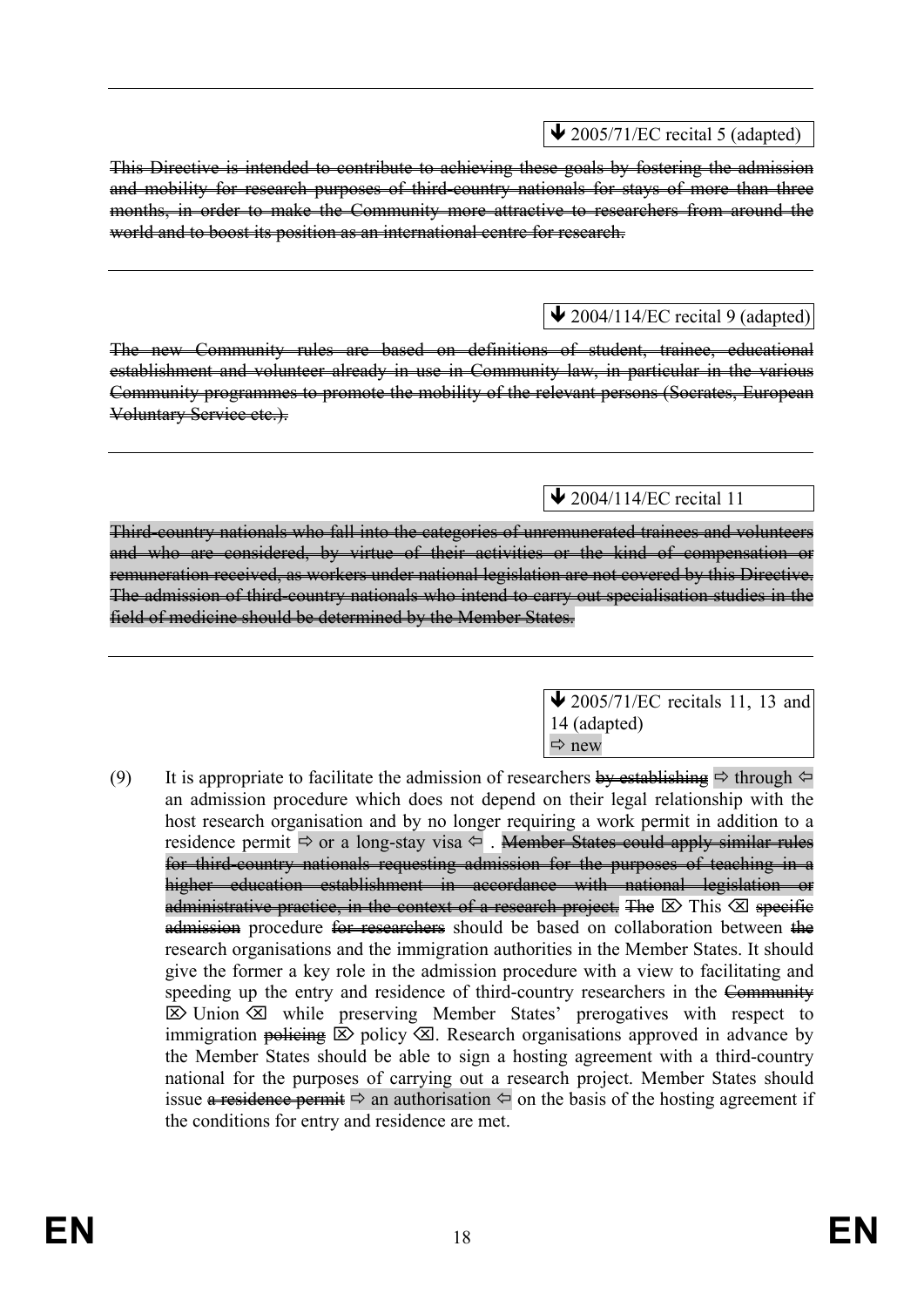---

↓ 2005/71/EC recital 5 (adapted)

~~This Directive is intended to contribute to achieving these goals by fostering the admission and mobility for research purposes of third-country nationals for stays of more than three months, in order to make the Community more attractive to researchers from around the world and to boost its position as an international centre for research.~~

---

↓ 2004/114/EC recital 9 (adapted)

~~The new Community rules are based on definitions of student, trainee, educational establishment and volunteer already in use in Community law, in particular in the various Community programmes to promote the mobility of the relevant persons (Socrates, European Voluntary Service etc.).~~

---

↓ 2004/114/EC recital 11

~~Third-country nationals who fall into the categories of unremunerated trainees and volunteers and who are considered, by virtue of their activities or the kind of compensation or remuneration received, as workers under national legislation are not covered by this Directive. The admission of third-country nationals who intend to carry out specialisation studies in the field of medicine should be determined by the Member States.~~

---

↓ 2005/71/EC recitals 11, 13 and 14 (adapted)
⇨ new

(9) It is appropriate to facilitate the admission of researchers ~~by establishing~~ ⇨ through ⇦ an admission procedure which does not depend on their legal relationship with the host research organisation and by no longer requiring a work permit in addition to a residence permit ⇨ or a long-stay visa ⇦ . ~~Member States could apply similar rules for third-country nationals requesting admission for the purposes of teaching in a higher education establishment in accordance with national legislation or administrative practice, in the context of a research project.~~ ~~The~~ ⌦ This ⌫ ~~specific admission~~ procedure ~~for researchers~~ should be based on collaboration between ~~the~~ research organisations and the immigration authorities in the Member States. It should give the former a key role in the admission procedure with a view to facilitating and speeding up the entry and residence of third-country researchers in the ~~Community~~ ⌦ Union ⌫ while preserving Member States' prerogatives with respect to immigration ~~policing~~ ⌦ policy ⌫. Research organisations approved in advance by the Member States should be able to sign a hosting agreement with a third-country national for the purposes of carrying out a research project. Member States should issue ~~a residence permit~~ ⇨ an authorisation ⇦ on the basis of the hosting agreement if the conditions for entry and residence are met.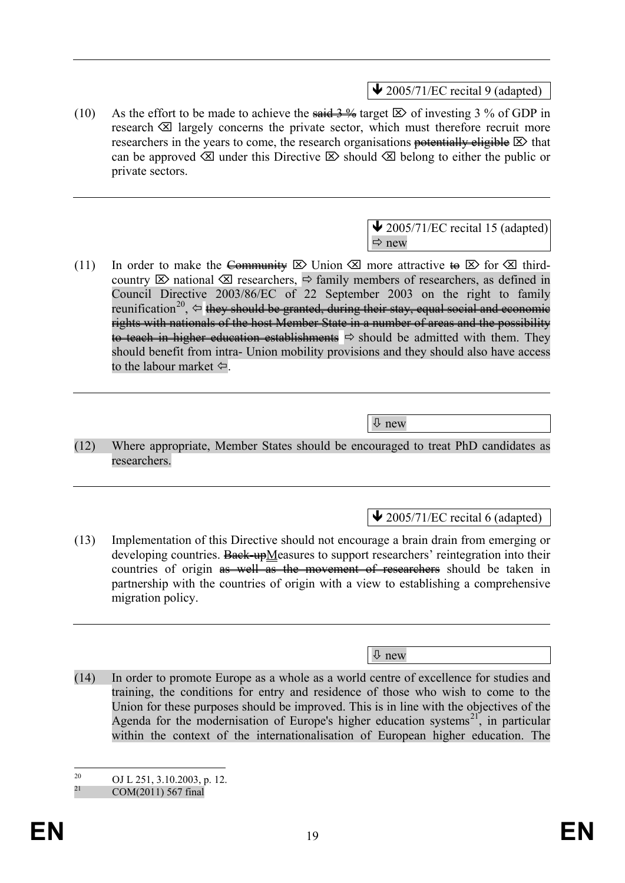🡻 2005/71/EC recital 9 (adapted)

(10) As the effort to be made to achieve the ~~said 3 %~~ target ⌦ of investing 3 % of GDP in research ⌫ largely concerns the private sector, which must therefore recruit more researchers in the years to come, the research organisations ~~potentially eligible~~ ⌦ that can be approved ⌫ under this Directive ⌦ should ⌫ belong to either the public or private sectors.

---

🡻 2005/71/EC recital 15 (adapted)
⇨ new

(11) In order to make the ~~Community~~ ⌦ Union ⌫ more attractive ~~to~~ ⌦ for ⌫ third-country ⌦ national ⌫ researchers, ⇨ family members of researchers, as defined in Council Directive 2003/86/EC of 22 September 2003 on the right to family reunification[20], ⇦ ~~they should be granted, during their stay, equal social and economic rights with nationals of the host Member State in a number of areas and the possibility to teach in higher education establishments~~ ⇨ should be admitted with them. They should benefit from intra- Union mobility provisions and they should also have access to the labour market ⇦.

---

⇩ new

(12) Where appropriate, Member States should be encouraged to treat PhD candidates as researchers.

---

🡻 2005/71/EC recital 6 (adapted)

(13) Implementation of this Directive should not encourage a brain drain from emerging or developing countries. ~~Back-up~~Measures to support researchers' reintegration into their countries of origin ~~as well as the movement of researchers~~ should be taken in partnership with the countries of origin with a view to establishing a comprehensive migration policy.

---

⇩ new

(14) In order to promote Europe as a whole as a world centre of excellence for studies and training, the conditions for entry and residence of those who wish to come to the Union for these purposes should be improved. This is in line with the objectives of the Agenda for the modernisation of Europe's higher education systems[21], in particular within the context of the internationalisation of European higher education. The

---

[20] OJ L 251, 3.10.2003, p. 12.

[21] COM(2011) 567 final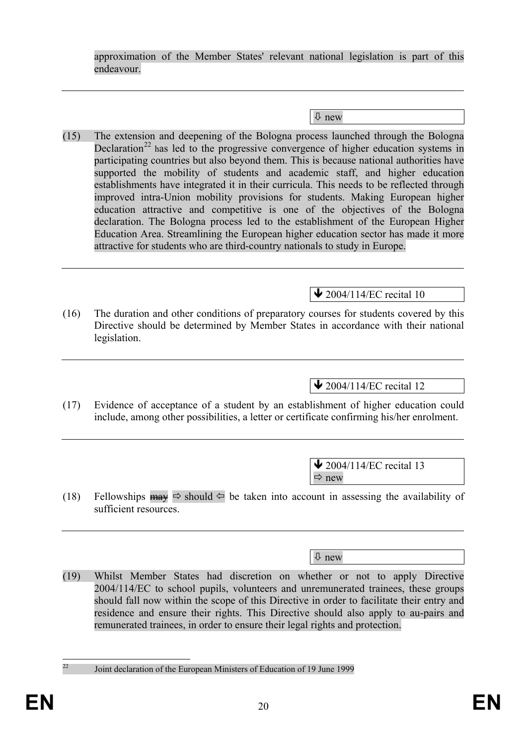approximation of the Member States' relevant national legislation is part of this endeavour.

---

⇩ new

(15) The extension and deepening of the Bologna process launched through the Bologna Declaration[22] has led to the progressive convergence of higher education systems in participating countries but also beyond them. This is because national authorities have supported the mobility of students and academic staff, and higher education establishments have integrated it in their curricula. This needs to be reflected through improved intra-Union mobility provisions for students. Making European higher education attractive and competitive is one of the objectives of the Bologna declaration. The Bologna process led to the establishment of the European Higher Education Area. Streamlining the European higher education sector has made it more attractive for students who are third-country nationals to study in Europe.

---

⬇ 2004/114/EC recital 10

(16) The duration and other conditions of preparatory courses for students covered by this Directive should be determined by Member States in accordance with their national legislation.

---

⬇ 2004/114/EC recital 12

(17) Evidence of acceptance of a student by an establishment of higher education could include, among other possibilities, a letter or certificate confirming his/her enrolment.

---

⬇ 2004/114/EC recital 13
⇨ new

(18) Fellowships ~~may~~ ⇨ should ⇦ be taken into account in assessing the availability of sufficient resources.

---

⇩ new

(19) Whilst Member States had discretion on whether or not to apply Directive 2004/114/EC to school pupils, volunteers and unremunerated trainees, these groups should fall now within the scope of this Directive in order to facilitate their entry and residence and ensure their rights. This Directive should also apply to au-pairs and remunerated trainees, in order to ensure their legal rights and protection.

---

[22] Joint declaration of the European Ministers of Education of 19 June 1999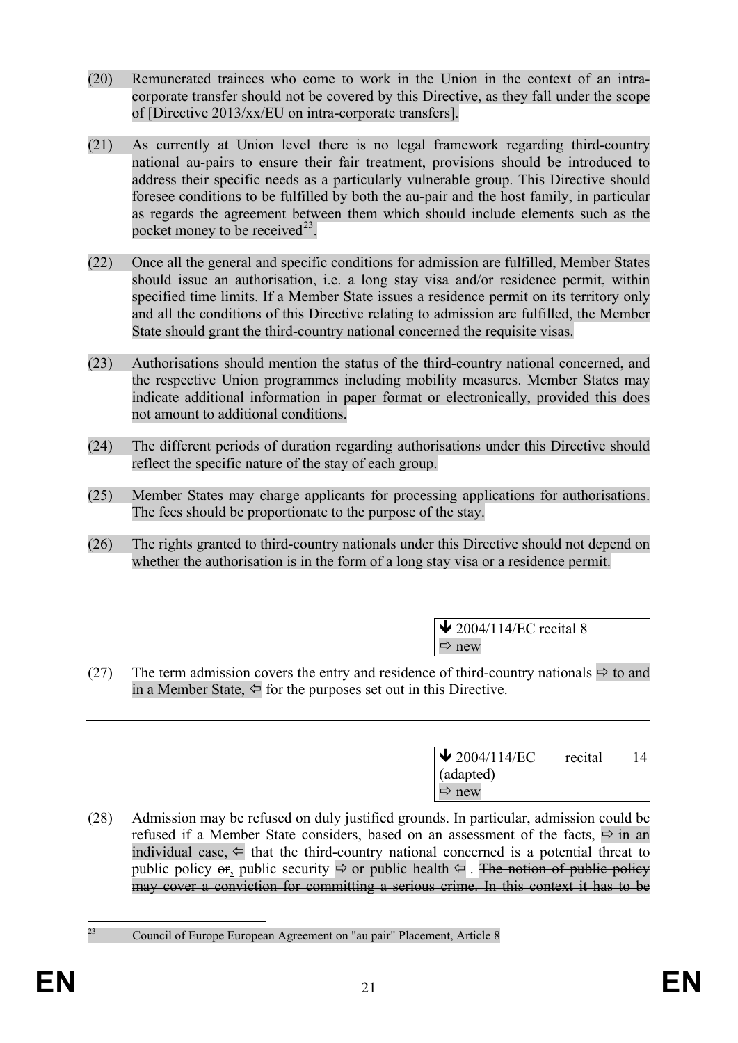(20) Remunerated trainees who come to work in the Union in the context of an intra-corporate transfer should not be covered by this Directive, as they fall under the scope of [Directive 2013/xx/EU on intra-corporate transfers].

(21) As currently at Union level there is no legal framework regarding third-country national au-pairs to ensure their fair treatment, provisions should be introduced to address their specific needs as a particularly vulnerable group. This Directive should foresee conditions to be fulfilled by both the au-pair and the host family, in particular as regards the agreement between them which should include elements such as the pocket money to be received[23].

(22) Once all the general and specific conditions for admission are fulfilled, Member States should issue an authorisation, i.e. a long stay visa and/or residence permit, within specified time limits. If a Member State issues a residence permit on its territory only and all the conditions of this Directive relating to admission are fulfilled, the Member State should grant the third-country national concerned the requisite visas.

(23) Authorisations should mention the status of the third-country national concerned, and the respective Union programmes including mobility measures. Member States may indicate additional information in paper format or electronically, provided this does not amount to additional conditions.

(24) The different periods of duration regarding authorisations under this Directive should reflect the specific nature of the stay of each group.

(25) Member States may charge applicants for processing applications for authorisations. The fees should be proportionate to the purpose of the stay.

(26) The rights granted to third-country nationals under this Directive should not depend on whether the authorisation is in the form of a long stay visa or a residence permit.

---

↓ 2004/114/EC recital 8
⇨ new

(27) The term admission covers the entry and residence of third-country nationals ⇨ to and in a Member State, ⇦ for the purposes set out in this Directive.

---

↓ 2004/114/EC recital 14 (adapted)
⇨ new

(28) Admission may be refused on duly justified grounds. In particular, admission could be refused if a Member State considers, based on an assessment of the facts, ⇨ in an individual case, ⇦ that the third-country national concerned is a potential threat to public policy ~~or~~, public security ⇨ or public health ⇦ . ~~The notion of public policy may cover a conviction for committing a serious crime. In this context it has to be~~

---

[23] Council of Europe European Agreement on "au pair" Placement, Article 8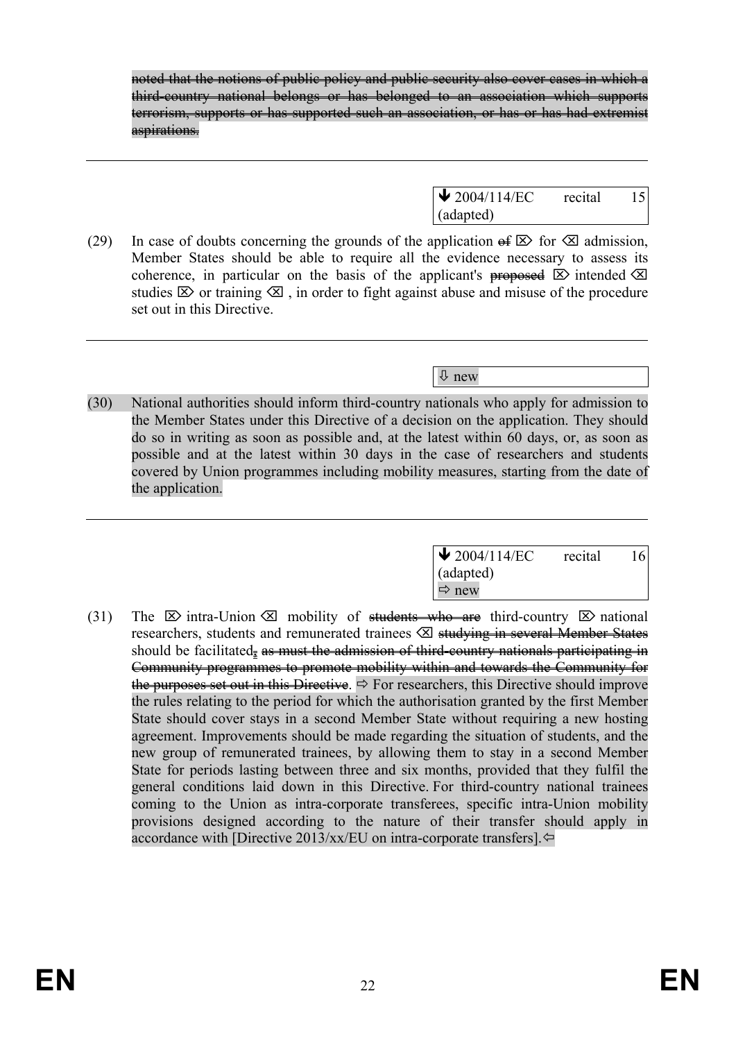~~noted that the notions of public policy and public security also cover cases in which a third-country national belongs or has belonged to an association which supports terrorism, supports or has supported such an association, or has or has had extremist aspirations.~~

---

🡻 2004/114/EC recital 15 (adapted)

(29) In case of doubts concerning the grounds of the application ~~of~~ ⌦ for ⌫ admission, Member States should be able to require all the evidence necessary to assess its coherence, in particular on the basis of the applicant's ~~proposed~~ ⌦ intended ⌫ studies ⌦ or training ⌫ , in order to fight against abuse and misuse of the procedure set out in this Directive.

---

⇩ new

(30) National authorities should inform third-country nationals who apply for admission to the Member States under this Directive of a decision on the application. They should do so in writing as soon as possible and, at the latest within 60 days, or, as soon as possible and at the latest within 30 days in the case of researchers and students covered by Union programmes including mobility measures, starting from the date of the application.

---

🡻 2004/114/EC recital 16 (adapted)
⇨ new

(31) The ⌦ intra-Union ⌫ mobility of ~~students who are~~ third-country ⌦ national researchers, students and remunerated trainees ⌫ ~~studying in several Member States~~ should be facilitated~~,~~ ~~as must the admission of third-country nationals participating in Community programmes to promote mobility within and towards the Community for the purposes set out in this Directive~~. ⇨ For researchers, this Directive should improve the rules relating to the period for which the authorisation granted by the first Member State should cover stays in a second Member State without requiring a new hosting agreement. Improvements should be made regarding the situation of students, and the new group of remunerated trainees, by allowing them to stay in a second Member State for periods lasting between three and six months, provided that they fulfil the general conditions laid down in this Directive. For third-country national trainees coming to the Union as intra-corporate transferees, specific intra-Union mobility provisions designed according to the nature of their transfer should apply in accordance with [Directive 2013/xx/EU on intra-corporate transfers].⇦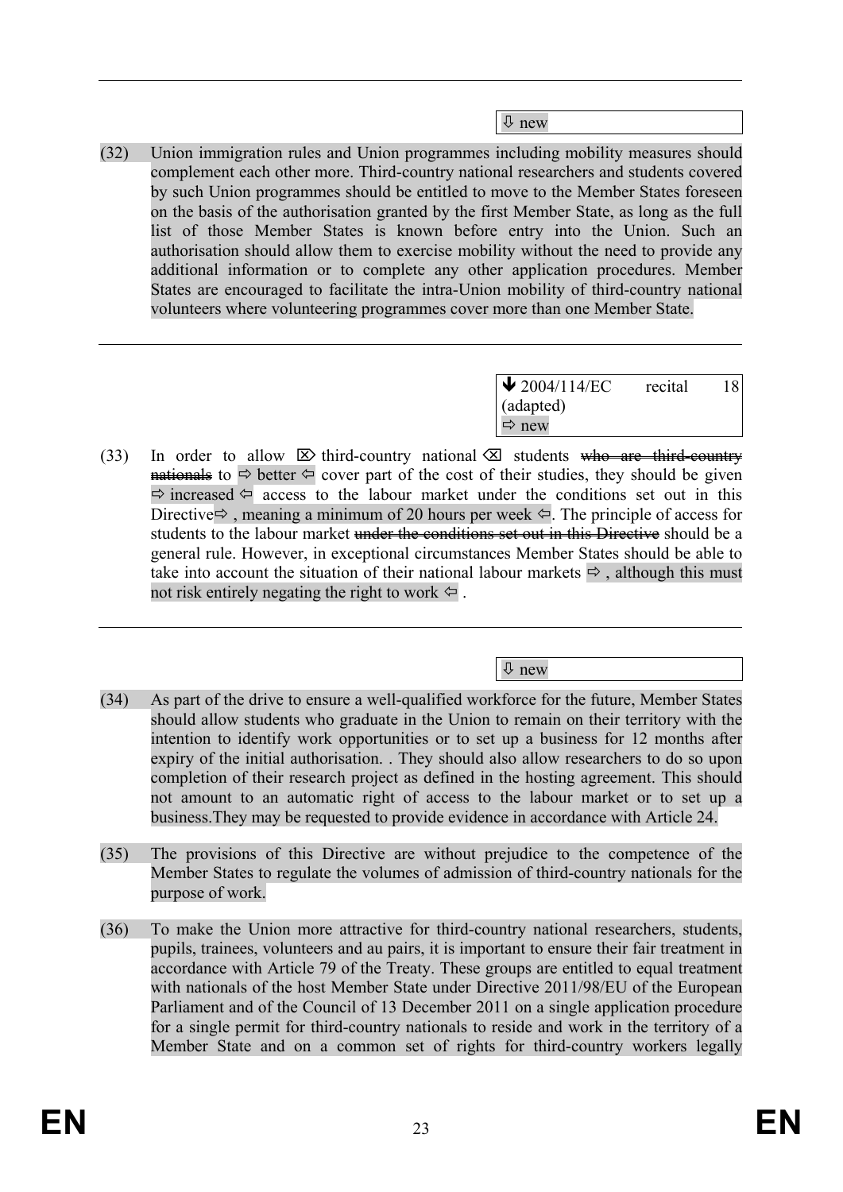⇩ new

(32) Union immigration rules and Union programmes including mobility measures should complement each other more. Third-country national researchers and students covered by such Union programmes should be entitled to move to the Member States foreseen on the basis of the authorisation granted by the first Member State, as long as the full list of those Member States is known before entry into the Union. Such an authorisation should allow them to exercise mobility without the need to provide any additional information or to complete any other application procedures. Member States are encouraged to facilitate the intra-Union mobility of third-country national volunteers where volunteering programmes cover more than one Member State.

---

⬇ 2004/114/EC recital 18 (adapted)
⇨ new

(33) In order to allow ⌦ third-country national ⌫ students ~~who are third-country nationals~~ to ⇨ better ⇦ cover part of the cost of their studies, they should be given ⇨ increased ⇦ access to the labour market under the conditions set out in this Directive⇨ , meaning a minimum of 20 hours per week ⇦. The principle of access for students to the labour market ~~under the conditions set out in this Directive~~ should be a general rule. However, in exceptional circumstances Member States should be able to take into account the situation of their national labour markets ⇨ , although this must not risk entirely negating the right to work ⇦ .

---

⇩ new

(34) As part of the drive to ensure a well-qualified workforce for the future, Member States should allow students who graduate in the Union to remain on their territory with the intention to identify work opportunities or to set up a business for 12 months after expiry of the initial authorisation. . They should also allow researchers to do so upon completion of their research project as defined in the hosting agreement. This should not amount to an automatic right of access to the labour market or to set up a business.They may be requested to provide evidence in accordance with Article 24.

(35) The provisions of this Directive are without prejudice to the competence of the Member States to regulate the volumes of admission of third-country nationals for the purpose of work.

(36) To make the Union more attractive for third-country national researchers, students, pupils, trainees, volunteers and au pairs, it is important to ensure their fair treatment in accordance with Article 79 of the Treaty. These groups are entitled to equal treatment with nationals of the host Member State under Directive 2011/98/EU of the European Parliament and of the Council of 13 December 2011 on a single application procedure for a single permit for third-country nationals to reside and work in the territory of a Member State and on a common set of rights for third-country workers legally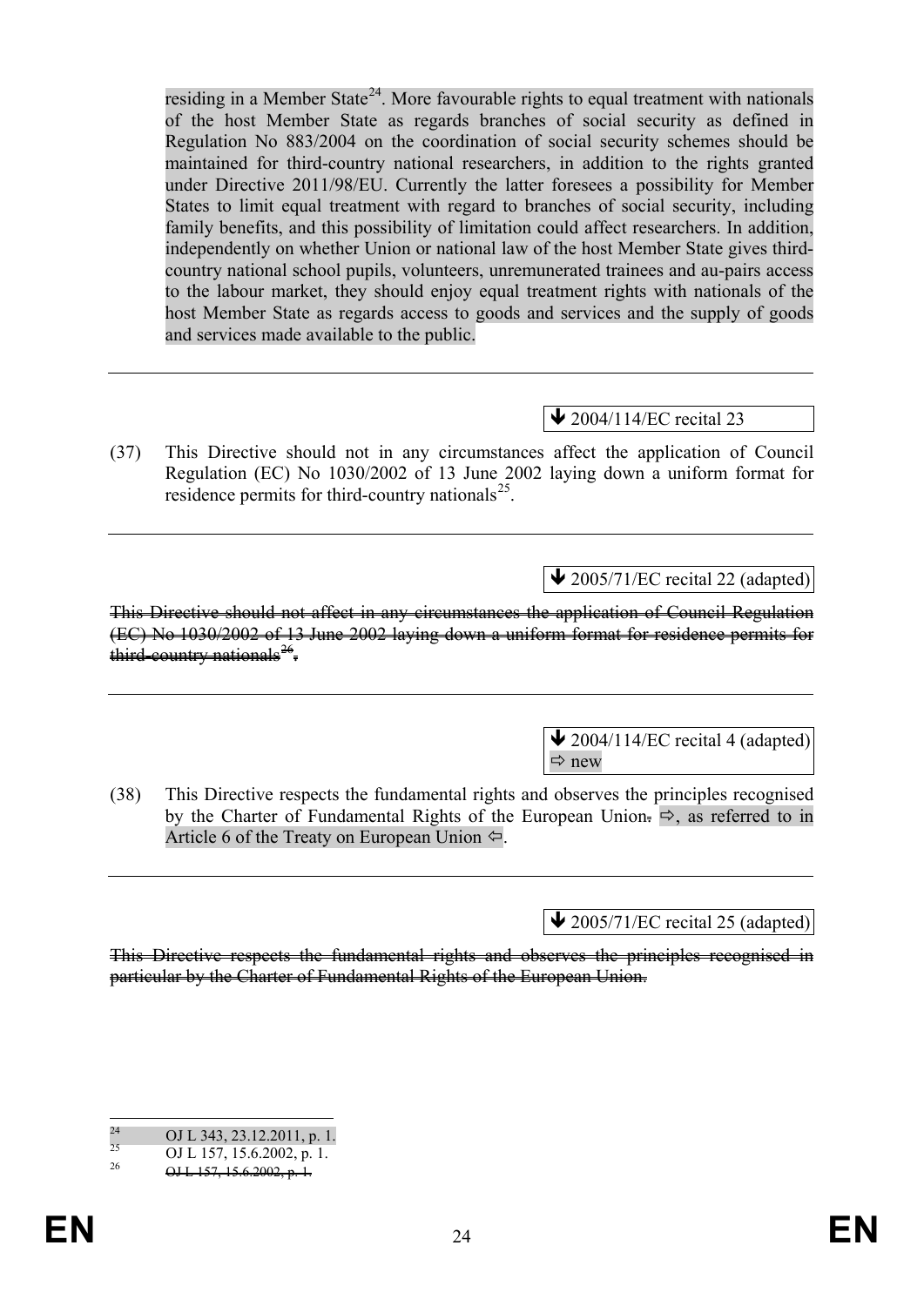residing in a Member State[24]. More favourable rights to equal treatment with nationals of the host Member State as regards branches of social security as defined in Regulation No 883/2004 on the coordination of social security schemes should be maintained for third-country national researchers, in addition to the rights granted under Directive 2011/98/EU. Currently the latter foresees a possibility for Member States to limit equal treatment with regard to branches of social security, including family benefits, and this possibility of limitation could affect researchers. In addition, independently on whether Union or national law of the host Member State gives third-country national school pupils, volunteers, unremunerated trainees and au-pairs access to the labour market, they should enjoy equal treatment rights with nationals of the host Member State as regards access to goods and services and the supply of goods and services made available to the public.

---

↓ 2004/114/EC recital 23

(37) This Directive should not in any circumstances affect the application of Council Regulation (EC) No 1030/2002 of 13 June 2002 laying down a uniform format for residence permits for third-country nationals[25].

---

↓ 2005/71/EC recital 22 (adapted)

~~This Directive should not affect in any circumstances the application of Council Regulation (EC) No 1030/2002 of 13 June 2002 laying down a uniform format for residence permits for third-country nationals[26].~~

---

↓ 2004/114/EC recital 4 (adapted)
⇨ new

(38) This Directive respects the fundamental rights and observes the principles recognised by the Charter of Fundamental Rights of the European Union~~.~~ ⇨, as referred to in Article 6 of the Treaty on European Union ⇦.

---

↓ 2005/71/EC recital 25 (adapted)

~~This Directive respects the fundamental rights and observes the principles recognised in particular by the Charter of Fundamental Rights of the European Union.~~

---

[24] OJ L 343, 23.12.2011, p. 1.

[25] OJ L 157, 15.6.2002, p. 1.

[26] ~~OJ L 157, 15.6.2002, p. 1.~~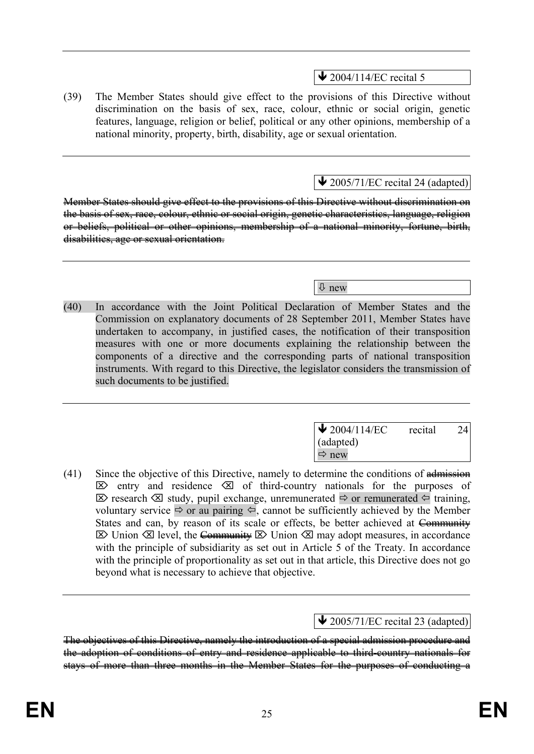↓ 2004/114/EC recital 5

(39) The Member States should give effect to the provisions of this Directive without discrimination on the basis of sex, race, colour, ethnic or social origin, genetic features, language, religion or belief, political or any other opinions, membership of a national minority, property, birth, disability, age or sexual orientation.

---

↓ 2005/71/EC recital 24 (adapted)

~~Member States should give effect to the provisions of this Directive without discrimination on the basis of sex, race, colour, ethnic or social origin, genetic characteristics, language, religion or beliefs, political or other opinions, membership of a national minority, fortune, birth, disabilities, age or sexual orientation.~~

---

⇩ new

(40) In accordance with the Joint Political Declaration of Member States and the Commission on explanatory documents of 28 September 2011, Member States have undertaken to accompany, in justified cases, the notification of their transposition measures with one or more documents explaining the relationship between the components of a directive and the corresponding parts of national transposition instruments. With regard to this Directive, the legislator considers the transmission of such documents to be justified.

---

↓ 2004/114/EC recital 24 (adapted)
⇨ new

(41) Since the objective of this Directive, namely to determine the conditions of ~~admission~~ ⌦ entry and residence ⌫ of third-country nationals for the purposes of ⌦ research ⌫ study, pupil exchange, unremunerated ⇨ or remunerated ⇦ training, voluntary service ⇨ or au pairing ⇦, cannot be sufficiently achieved by the Member States and can, by reason of its scale or effects, be better achieved at ~~Community~~ ⌦ Union ⌫ level, the ~~Community~~ ⌦ Union ⌫ may adopt measures, in accordance with the principle of subsidiarity as set out in Article 5 of the Treaty. In accordance with the principle of proportionality as set out in that article, this Directive does not go beyond what is necessary to achieve that objective.

---

↓ 2005/71/EC recital 23 (adapted)

~~The objectives of this Directive, namely the introduction of a special admission procedure and the adoption of conditions of entry and residence applicable to third-country nationals for stays of more than three months in the Member States for the purposes of conducting a~~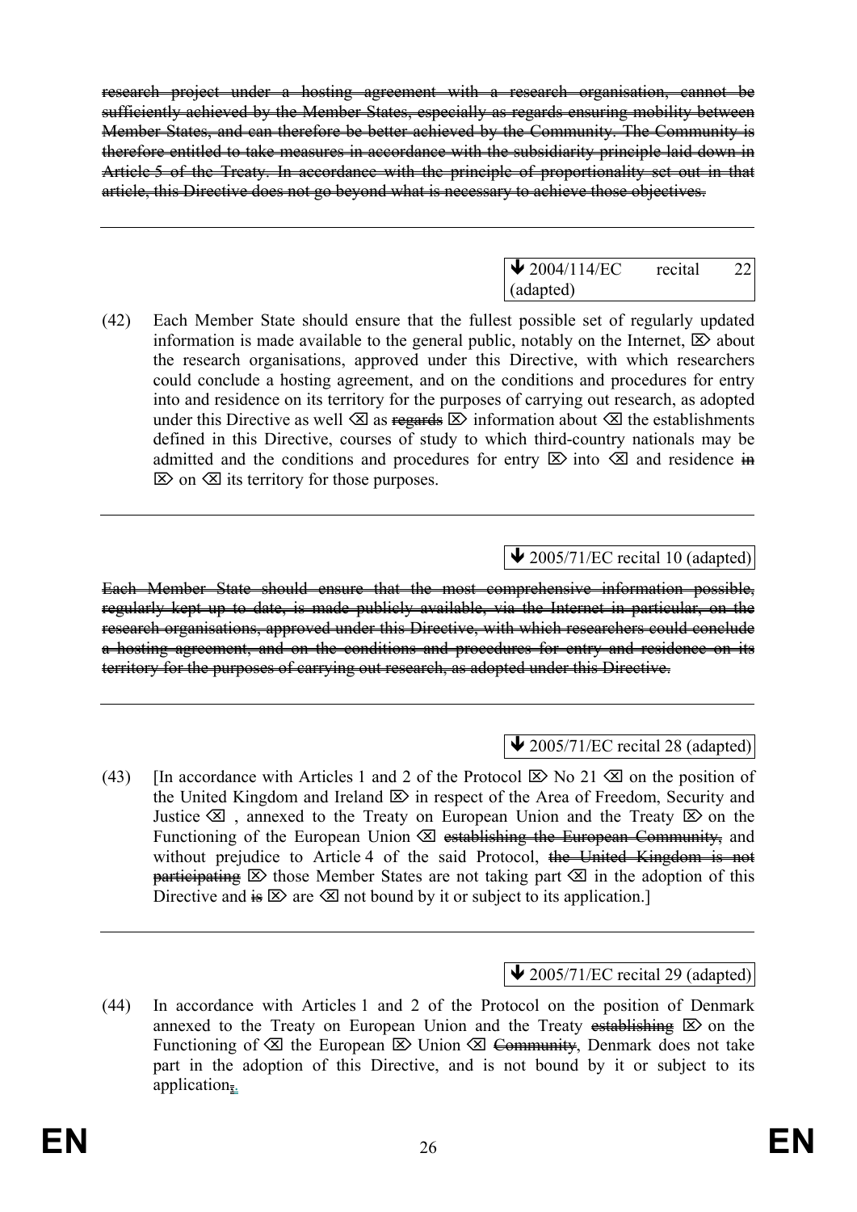~~research project under a hosting agreement with a research organisation, cannot be sufficiently achieved by the Member States, especially as regards ensuring mobility between Member States, and can therefore be better achieved by the Community. The Community is therefore entitled to take measures in accordance with the subsidiarity principle laid down in Article 5 of the Treaty. In accordance with the principle of proportionality set out in that article, this Directive does not go beyond what is necessary to achieve those objectives.~~

---

↓ 2004/114/EC recital 22 (adapted)

(42) Each Member State should ensure that the fullest possible set of regularly updated information is made available to the general public, notably on the Internet, ⌦ about ⌫ the research organisations, approved under this Directive, with which researchers could conclude a hosting agreement, and on the conditions and procedures for entry into and residence on its territory for the purposes of carrying out research, as adopted under this Directive as well ⌦ as ⌫ ~~regards~~ ⌦ information about ⌫ the establishments defined in this Directive, courses of study to which third-country nationals may be admitted and the conditions and procedures for entry ⌦ into ⌫ and residence ~~in~~ ⌦ on ⌫ its territory for those purposes.

---

↓ 2005/71/EC recital 10 (adapted)

~~Each Member State should ensure that the most comprehensive information possible, regularly kept up to date, is made publicly available, via the Internet in particular, on the research organisations, approved under this Directive, with which researchers could conclude a hosting agreement, and on the conditions and procedures for entry and residence on its territory for the purposes of carrying out research, as adopted under this Directive.~~

---

↓ 2005/71/EC recital 28 (adapted)

(43) [In accordance with Articles 1 and 2 of the Protocol ⌦ No 21 ⌫ on the position of the United Kingdom and Ireland ⌦ in respect of the Area of Freedom, Security and Justice ⌫ , annexed to the Treaty on European Union and the Treaty ⌦ on the Functioning of the European Union ⌫ ~~establishing the European Community,~~ and without prejudice to Article 4 of the said Protocol, ~~the United Kingdom is not participating~~ ⌦ those Member States are not taking part ⌫ in the adoption of this Directive and ~~is~~ ⌦ are ⌫ not bound by it or subject to its application.]

---

↓ 2005/71/EC recital 29 (adapted)

(44) In accordance with Articles 1 and 2 of the Protocol on the position of Denmark annexed to the Treaty on European Union and the Treaty ~~establishing~~ ⌦ on the Functioning of ⌫ the European ⌦ Union ⌫ ~~Community~~, Denmark does not take part in the adoption of this Directive, and is not bound by it or subject to its application~~,~~.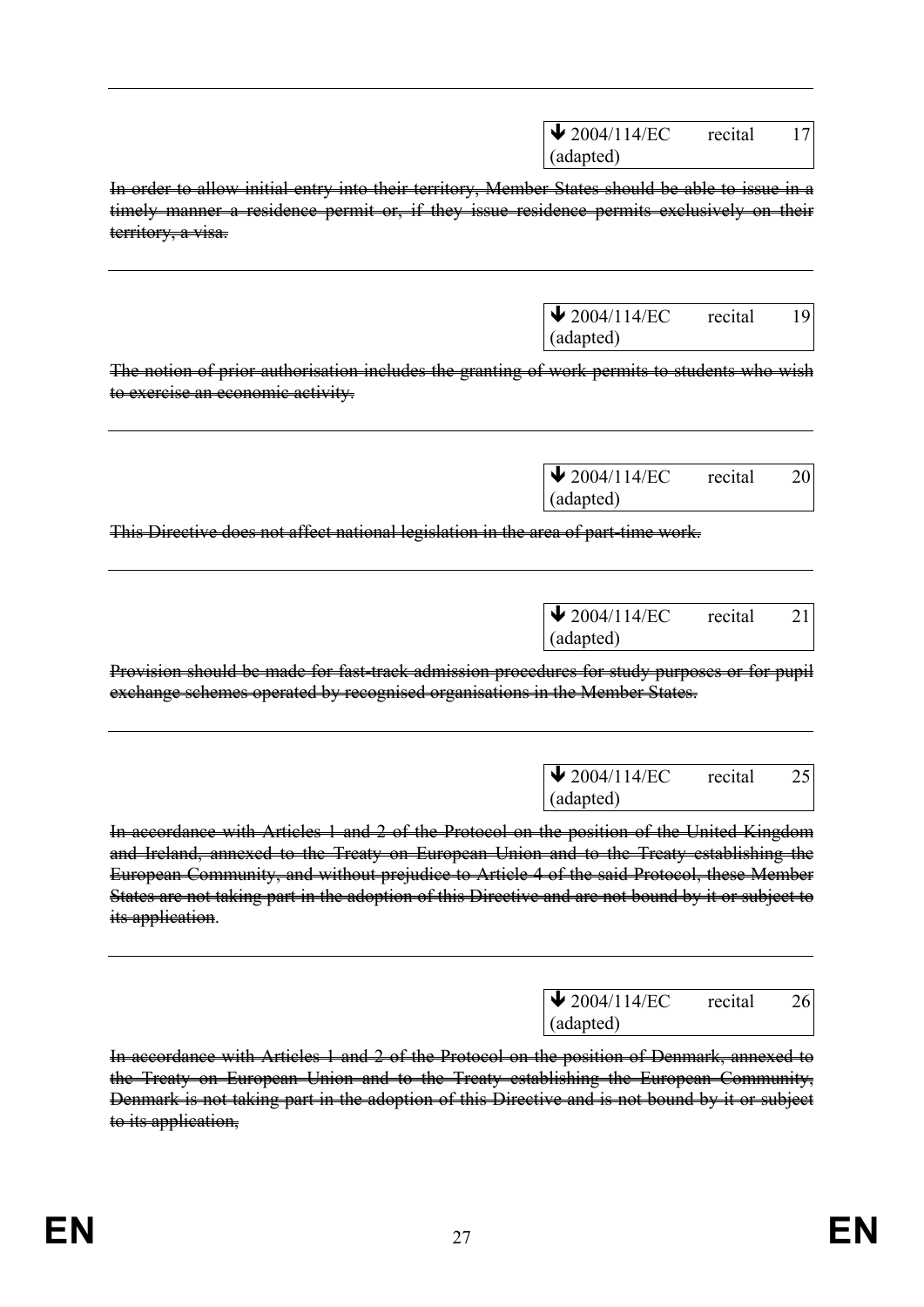↓ 2004/114/EC recital 17 (adapted)

~~In order to allow initial entry into their territory, Member States should be able to issue in a timely manner a residence permit or, if they issue residence permits exclusively on their territory, a visa.~~

↓ 2004/114/EC recital 19 (adapted)

~~The notion of prior authorisation includes the granting of work permits to students who wish to exercise an economic activity.~~

↓ 2004/114/EC recital 20 (adapted)

~~This Directive does not affect national legislation in the area of part-time work.~~

↓ 2004/114/EC recital 21 (adapted)

~~Provision should be made for fast-track admission procedures for study purposes or for pupil exchange schemes operated by recognised organisations in the Member States.~~

↓ 2004/114/EC recital 25 (adapted)

~~In accordance with Articles 1 and 2 of the Protocol on the position of the United Kingdom and Ireland, annexed to the Treaty on European Union and to the Treaty establishing the European Community, and without prejudice to Article 4 of the said Protocol, these Member States are not taking part in the adoption of this Directive and are not bound by it or subject to its application.~~

↓ 2004/114/EC recital 26 (adapted)

~~In accordance with Articles 1 and 2 of the Protocol on the position of Denmark, annexed to the Treaty on European Union and to the Treaty establishing the European Community, Denmark is not taking part in the adoption of this Directive and is not bound by it or subject to its application,~~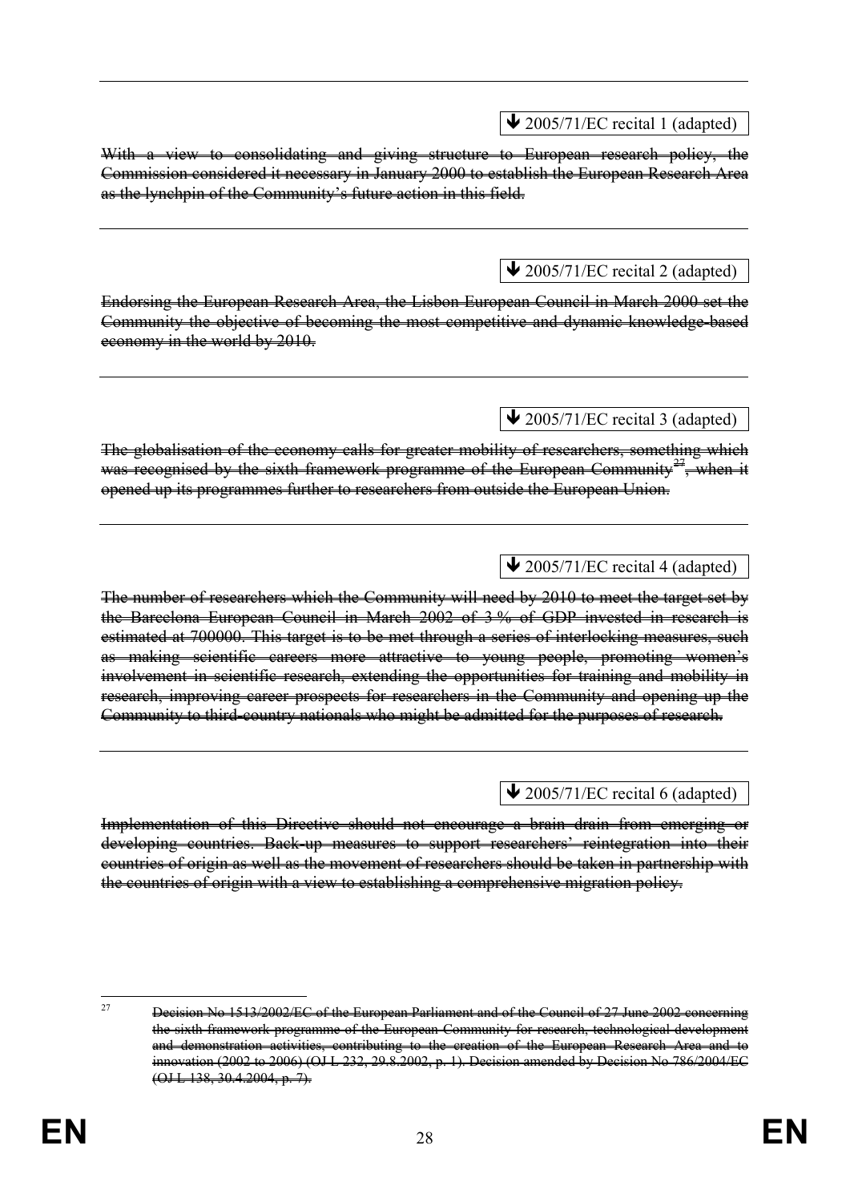---

↓ 2005/71/EC recital 1 (adapted)

~~With a view to consolidating and giving structure to European research policy, the Commission considered it necessary in January 2000 to establish the European Research Area as the lynchpin of the Community's future action in this field.~~

---

↓ 2005/71/EC recital 2 (adapted)

~~Endorsing the European Research Area, the Lisbon European Council in March 2000 set the Community the objective of becoming the most competitive and dynamic knowledge-based economy in the world by 2010.~~

---

↓ 2005/71/EC recital 3 (adapted)

~~The globalisation of the economy calls for greater mobility of researchers, something which was recognised by the sixth framework programme of the European Community[27], when it opened up its programmes further to researchers from outside the European Union.~~

---

↓ 2005/71/EC recital 4 (adapted)

~~The number of researchers which the Community will need by 2010 to meet the target set by the Barcelona European Council in March 2002 of 3 % of GDP invested in research is estimated at 700000. This target is to be met through a series of interlocking measures, such as making scientific careers more attractive to young people, promoting women's involvement in scientific research, extending the opportunities for training and mobility in research, improving career prospects for researchers in the Community and opening up the Community to third-country nationals who might be admitted for the purposes of research.~~

---

↓ 2005/71/EC recital 6 (adapted)

~~Implementation of this Directive should not encourage a brain drain from emerging or developing countries. Back-up measures to support researchers' reintegration into their countries of origin as well as the movement of researchers should be taken in partnership with the countries of origin with a view to establishing a comprehensive migration policy.~~

---

[27] ~~Decision No 1513/2002/EC of the European Parliament and of the Council of 27 June 2002 concerning the sixth framework programme of the European Community for research, technological development and demonstration activities, contributing to the creation of the European Research Area and to innovation (2002 to 2006) (OJ L 232, 29.8.2002, p. 1). Decision amended by Decision No 786/2004/EC (OJ L 138, 30.4.2004, p. 7).~~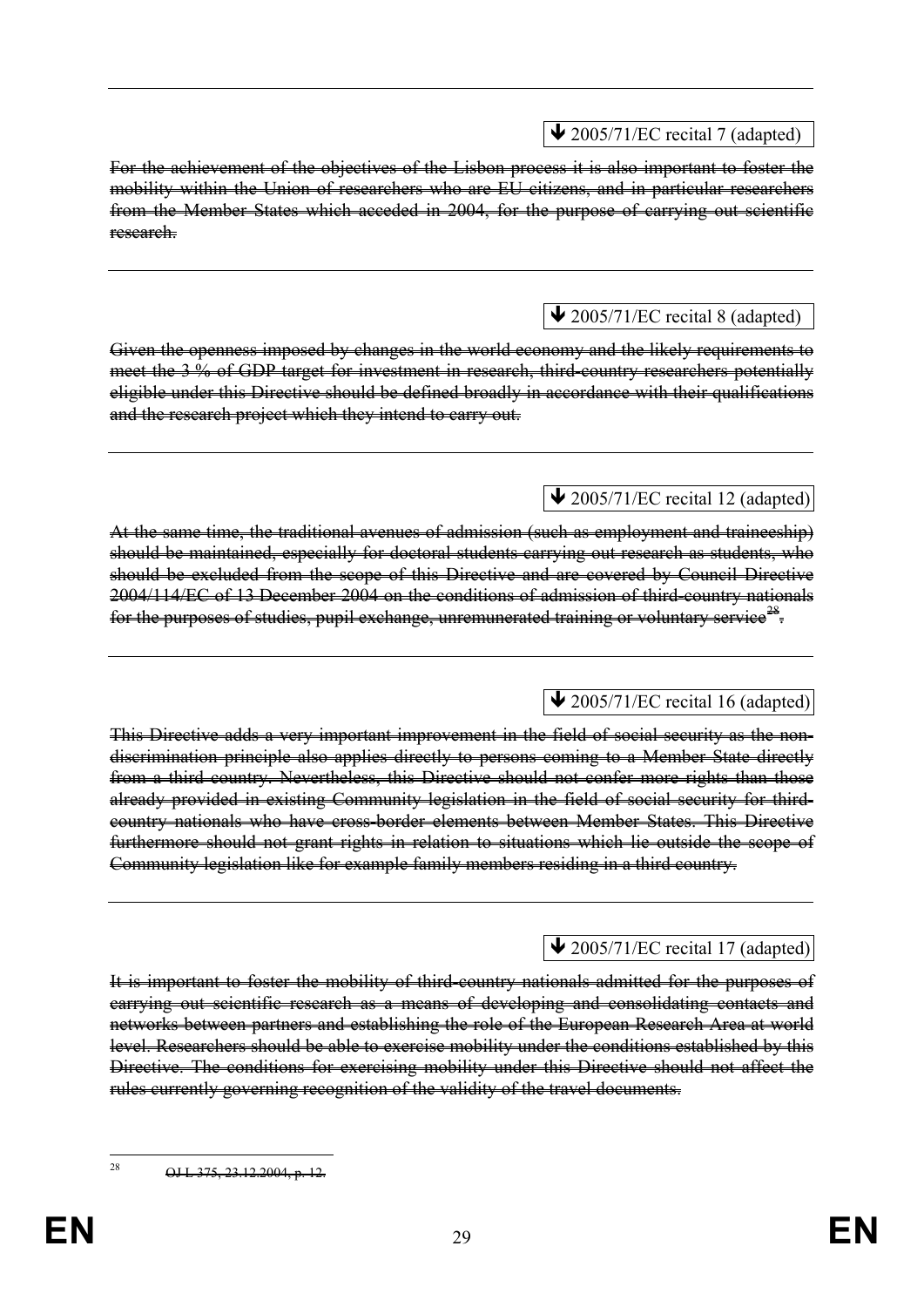---

↓ 2005/71/EC recital 7 (adapted)

~~For the achievement of the objectives of the Lisbon process it is also important to foster the mobility within the Union of researchers who are EU citizens, and in particular researchers from the Member States which acceded in 2004, for the purpose of carrying out scientific research.~~

---

↓ 2005/71/EC recital 8 (adapted)

~~Given the openness imposed by changes in the world economy and the likely requirements to meet the 3 % of GDP target for investment in research, third-country researchers potentially eligible under this Directive should be defined broadly in accordance with their qualifications and the research project which they intend to carry out.~~

---

↓ 2005/71/EC recital 12 (adapted)

~~At the same time, the traditional avenues of admission (such as employment and traineeship) should be maintained, especially for doctoral students carrying out research as students, who should be excluded from the scope of this Directive and are covered by Council Directive 2004/114/EC of 13 December 2004 on the conditions of admission of third-country nationals for the purposes of studies, pupil exchange, unremunerated training or voluntary service[28].~~

---

↓ 2005/71/EC recital 16 (adapted)

~~This Directive adds a very important improvement in the field of social security as the non-discrimination principle also applies directly to persons coming to a Member State directly from a third country. Nevertheless, this Directive should not confer more rights than those already provided in existing Community legislation in the field of social security for third-country nationals who have cross-border elements between Member States. This Directive furthermore should not grant rights in relation to situations which lie outside the scope of Community legislation like for example family members residing in a third country.~~

---

↓ 2005/71/EC recital 17 (adapted)

~~It is important to foster the mobility of third-country nationals admitted for the purposes of carrying out scientific research as a means of developing and consolidating contacts and networks between partners and establishing the role of the European Research Area at world level. Researchers should be able to exercise mobility under the conditions established by this Directive. The conditions for exercising mobility under this Directive should not affect the rules currently governing recognition of the validity of the travel documents.~~

---

[28] ~~OJ L 375, 23.12.2004, p. 12.~~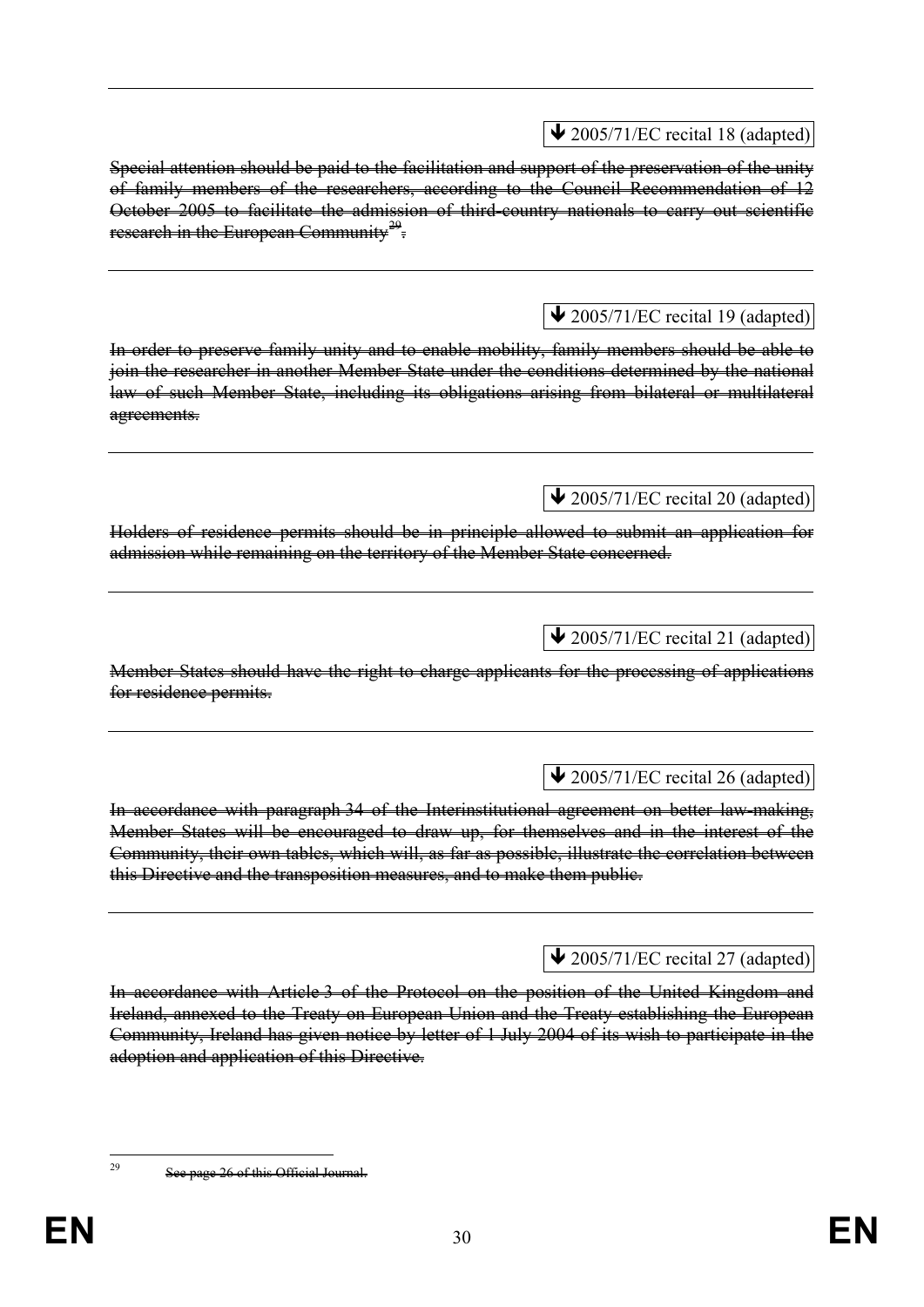---

↓ 2005/71/EC recital 18 (adapted)

~~Special attention should be paid to the facilitation and support of the preservation of the unity of family members of the researchers, according to the Council Recommendation of 12 October 2005 to facilitate the admission of third-country nationals to carry out scientific research in the European Community[29].~~

---

↓ 2005/71/EC recital 19 (adapted)

~~In order to preserve family unity and to enable mobility, family members should be able to join the researcher in another Member State under the conditions determined by the national law of such Member State, including its obligations arising from bilateral or multilateral agreements.~~

---

↓ 2005/71/EC recital 20 (adapted)

~~Holders of residence permits should be in principle allowed to submit an application for admission while remaining on the territory of the Member State concerned.~~

---

↓ 2005/71/EC recital 21 (adapted)

~~Member States should have the right to charge applicants for the processing of applications for residence permits.~~

---

↓ 2005/71/EC recital 26 (adapted)

~~In accordance with paragraph 34 of the Interinstitutional agreement on better law-making, Member States will be encouraged to draw up, for themselves and in the interest of the Community, their own tables, which will, as far as possible, illustrate the correlation between this Directive and the transposition measures, and to make them public.~~

---

↓ 2005/71/EC recital 27 (adapted)

~~In accordance with Article 3 of the Protocol on the position of the United Kingdom and Ireland, annexed to the Treaty on European Union and the Treaty establishing the European Community, Ireland has given notice by letter of 1 July 2004 of its wish to participate in the adoption and application of this Directive.~~

---

[29] ~~See page 26 of this Official Journal.~~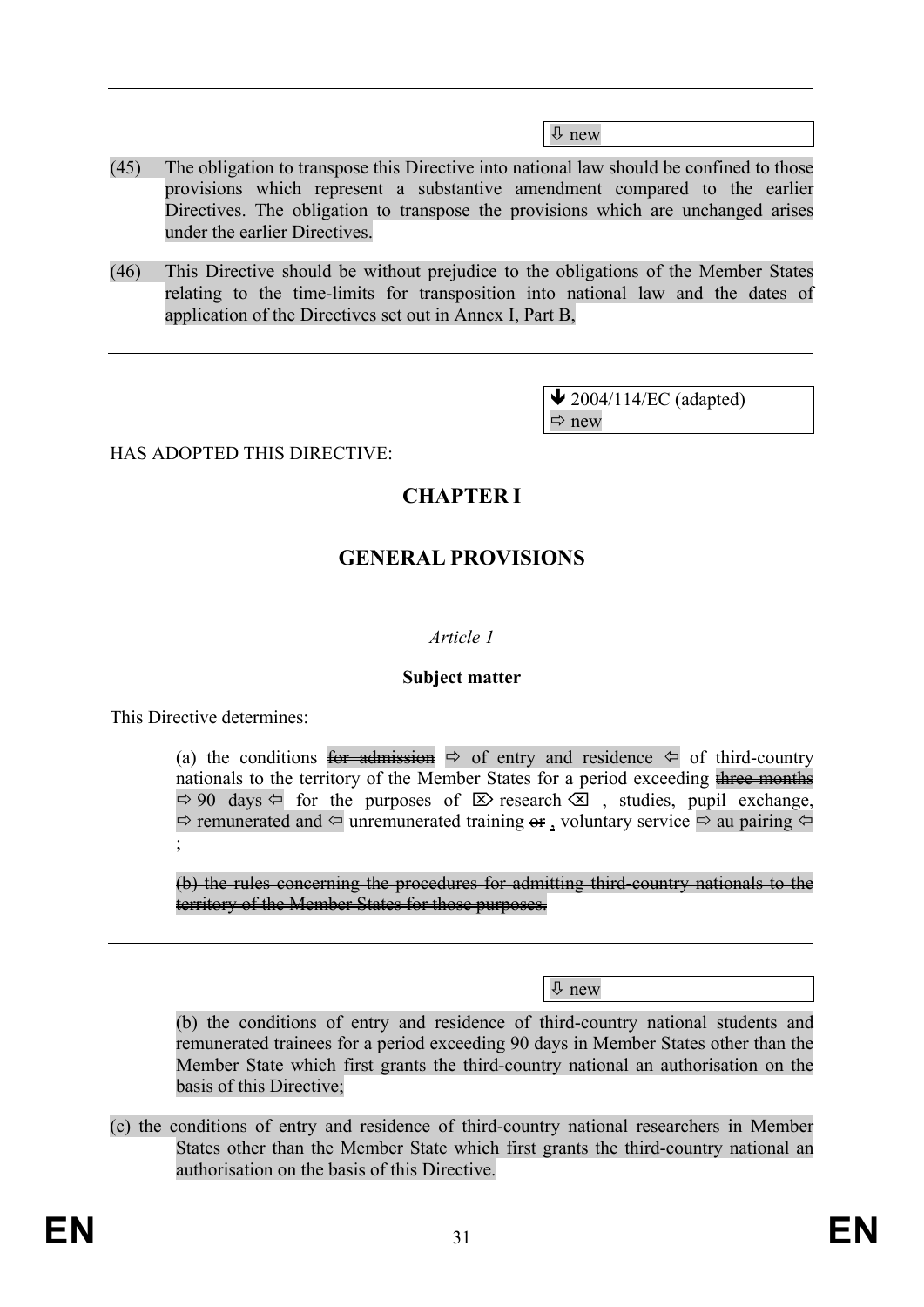⇩ new

(45) The obligation to transpose this Directive into national law should be confined to those provisions which represent a substantive amendment compared to the earlier Directives. The obligation to transpose the provisions which are unchanged arises under the earlier Directives.

(46) This Directive should be without prejudice to the obligations of the Member States relating to the time-limits for transposition into national law and the dates of application of the Directives set out in Annex I, Part B,

---

🡻 2004/114/EC (adapted)
⇨ new

HAS ADOPTED THIS DIRECTIVE:

## CHAPTER I

## GENERAL PROVISIONS

*Article 1*

**Subject matter**

This Directive determines:

(a) the conditions ~~for admission~~ ⇨ of entry and residence ⇦ of third-country nationals to the territory of the Member States for a period exceeding ~~three months~~ ⇨ 90 days ⇦ for the purposes of ⌦ research ⌫ , studies, pupil exchange, ⇨ remunerated and ⇦ unremunerated training ~~or~~ , voluntary service ⇨ au pairing ⇦ ;

~~(b) the rules concerning the procedures for admitting third-country nationals to the territory of the Member States for those purposes.~~

---

⇩ new

(b) the conditions of entry and residence of third-country national students and remunerated trainees for a period exceeding 90 days in Member States other than the Member State which first grants the third-country national an authorisation on the basis of this Directive;

(c) the conditions of entry and residence of third-country national researchers in Member States other than the Member State which first grants the third-country national an authorisation on the basis of this Directive.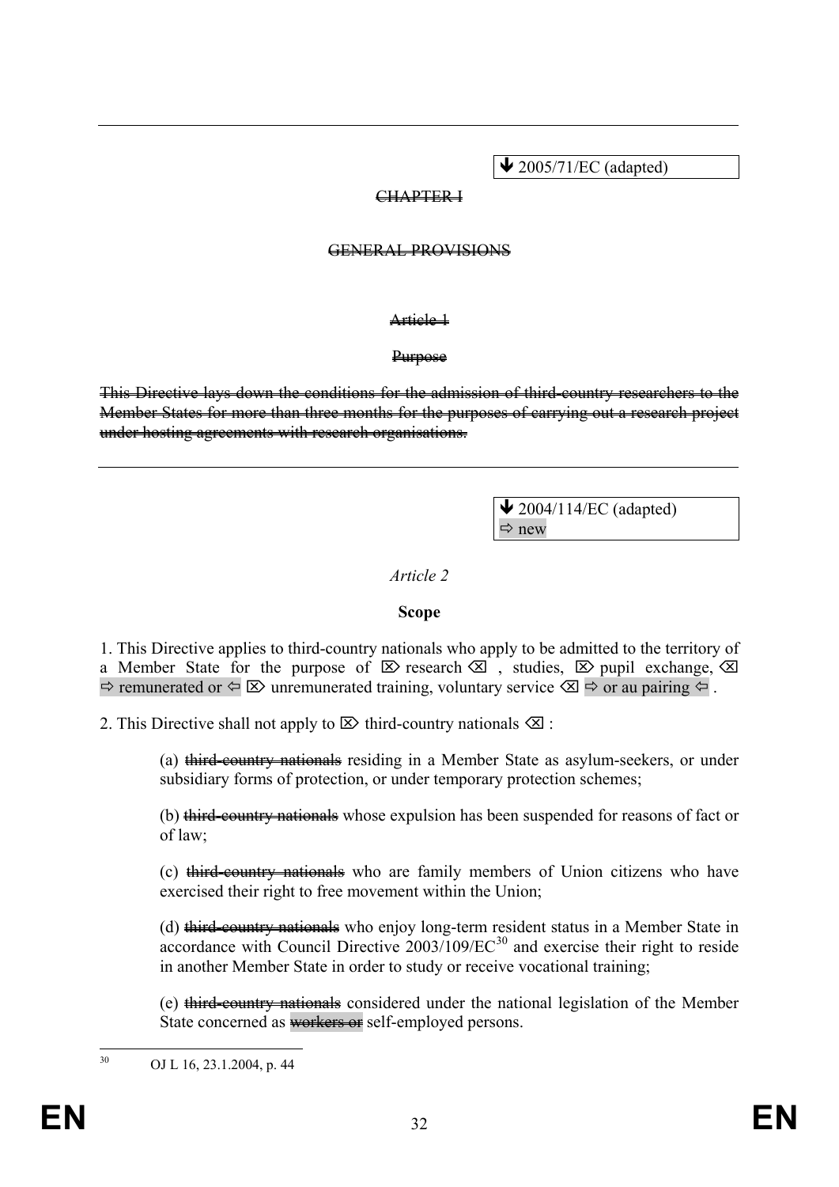---

↓ 2005/71/EC (adapted)

~~CHAPTER I~~

~~GENERAL PROVISIONS~~

~~Article 1~~

~~Purpose~~

~~This Directive lays down the conditions for the admission of third-country researchers to the Member States for more than three months for the purposes of carrying out a research project under hosting agreements with research organisations.~~

---

↓ 2004/114/EC (adapted)
⇨ new

*Article 2*

**Scope**

1. This Directive applies to third-country nationals who apply to be admitted to the territory of a Member State for the purpose of ⌦ research ⌫ , studies, ⌦ pupil exchange, ⌫ ⇨ remunerated or ⇦ ⌦ unremunerated training, voluntary service ⌫ ⇨ or au pairing ⇦ .

2. This Directive shall not apply to ⌦ third-country nationals ⌫ :

(a) ~~third-country nationals~~ residing in a Member State as asylum-seekers, or under subsidiary forms of protection, or under temporary protection schemes;

(b) ~~third-country nationals~~ whose expulsion has been suspended for reasons of fact or of law;

(c) ~~third-country nationals~~ who are family members of Union citizens who have exercised their right to free movement within the Union;

(d) ~~third-country nationals~~ who enjoy long-term resident status in a Member State in accordance with Council Directive 2003/109/EC[30] and exercise their right to reside in another Member State in order to study or receive vocational training;

(e) ~~third-country nationals~~ considered under the national legislation of the Member State concerned as ~~workers or~~ self-employed persons.

---

[30] OJ L 16, 23.1.2004, p. 44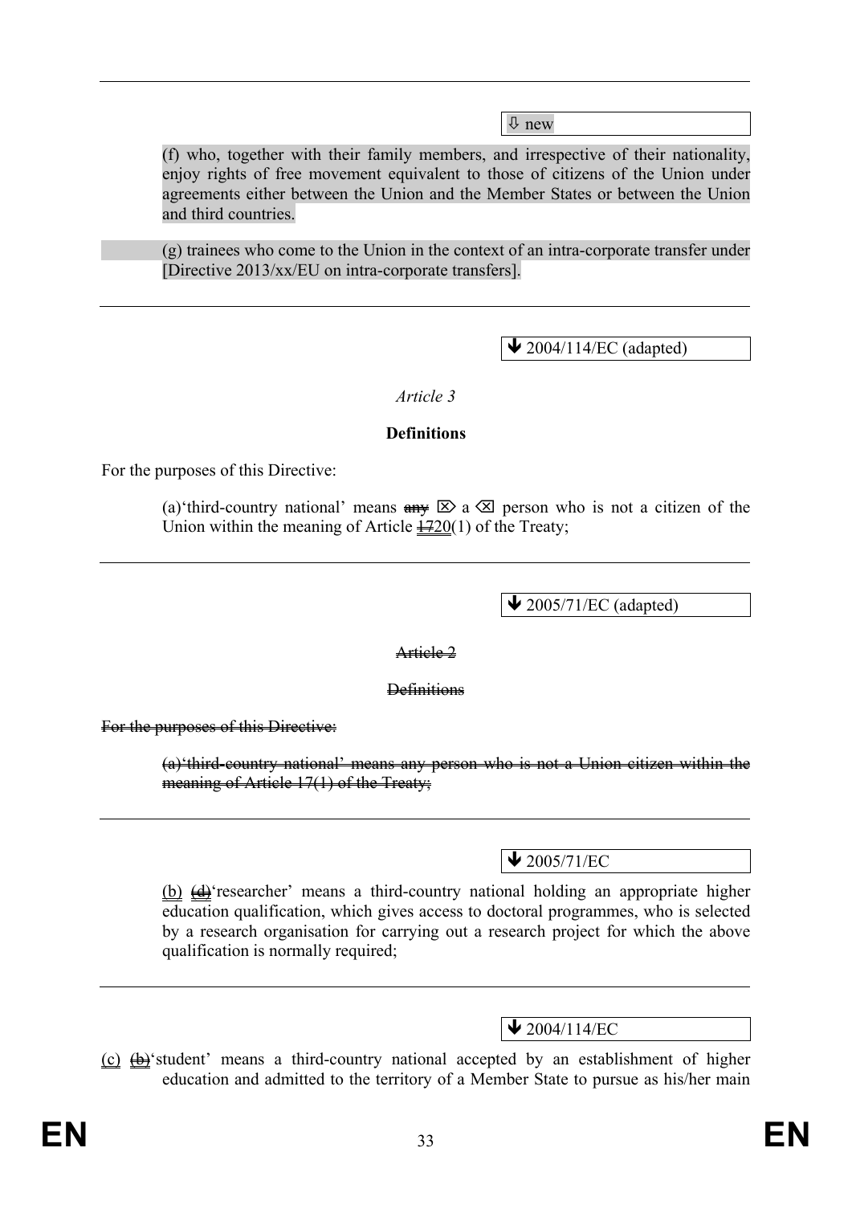⇩ new

(f) who, together with their family members, and irrespective of their nationality, enjoy rights of free movement equivalent to those of citizens of the Union under agreements either between the Union and the Member States or between the Union and third countries.

(g) trainees who come to the Union in the context of an intra-corporate transfer under [Directive 2013/xx/EU on intra-corporate transfers].

---

🡻 2004/114/EC (adapted)

*Article 3*

**Definitions**

For the purposes of this Directive:

(a)'third-country national' means ~~any~~ ⌦ a ⌫ person who is not a citizen of the Union within the meaning of Article ~~17~~20(1) of the Treaty;

---

🡻 2005/71/EC (adapted)

~~Article 2~~

~~Definitions~~

~~For the purposes of this Directive:~~

~~(a)'third-country national' means any person who is not a Union citizen within the meaning of Article 17(1) of the Treaty;~~

---

🡻 2005/71/EC

(b) ~~(d)~~'researcher' means a third-country national holding an appropriate higher education qualification, which gives access to doctoral programmes, who is selected by a research organisation for carrying out a research project for which the above qualification is normally required;

---

🡻 2004/114/EC

(c) ~~(b)~~'student' means a third-country national accepted by an establishment of higher education and admitted to the territory of a Member State to pursue as his/her main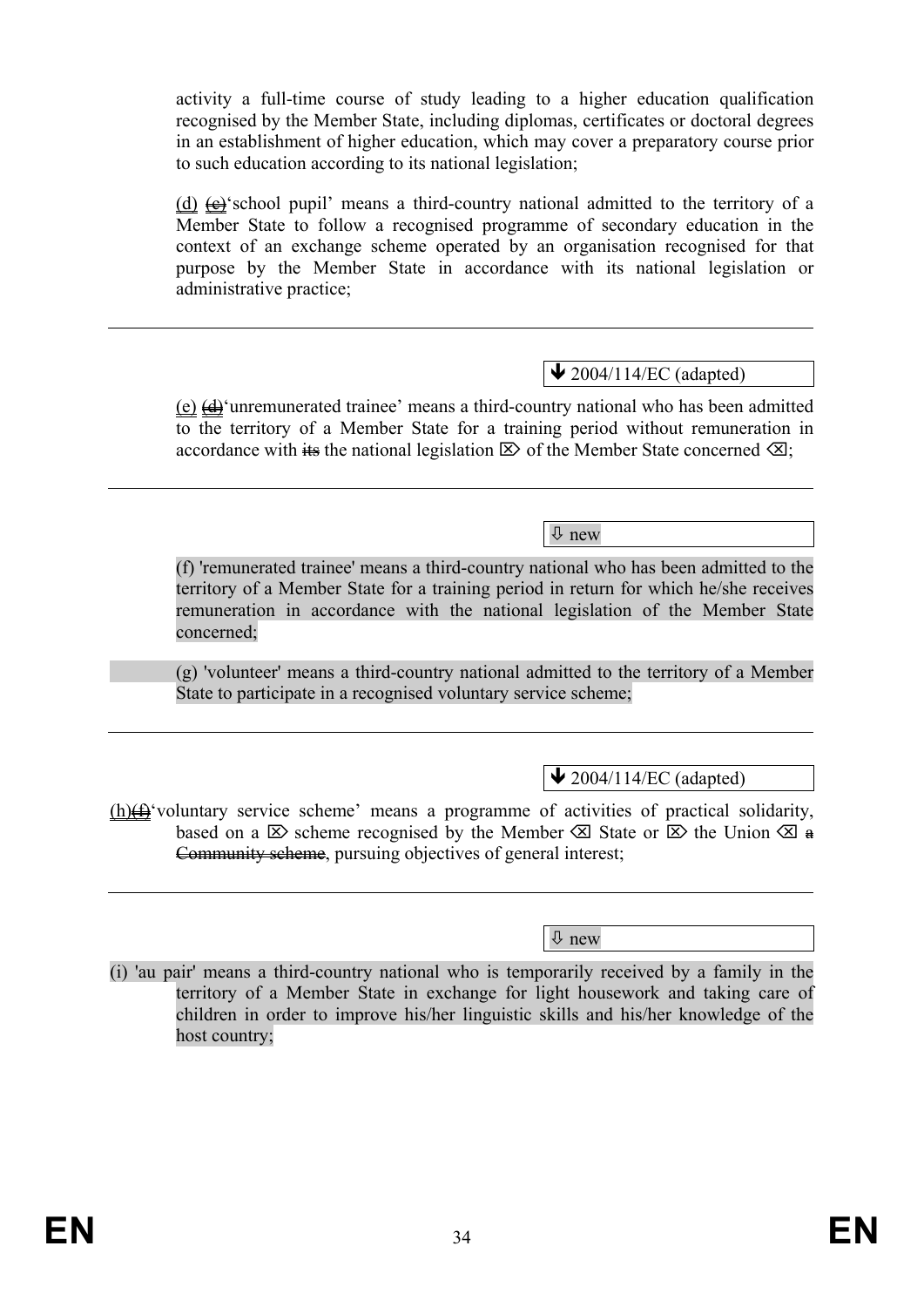activity a full-time course of study leading to a higher education qualification recognised by the Member State, including diplomas, certificates or doctoral degrees in an establishment of higher education, which may cover a preparatory course prior to such education according to its national legislation;

(d) ~~(c)~~'school pupil' means a third-country national admitted to the territory of a Member State to follow a recognised programme of secondary education in the context of an exchange scheme operated by an organisation recognised for that purpose by the Member State in accordance with its national legislation or administrative practice;

---

🡻 2004/114/EC (adapted)

(e) ~~(d)~~'unremunerated trainee' means a third-country national who has been admitted to the territory of a Member State for a training period without remuneration in accordance with ~~its~~ the national legislation ⌦ of the Member State concerned ⌫;

---

⇩ new

(f) 'remunerated trainee' means a third-country national who has been admitted to the territory of a Member State for a training period in return for which he/she receives remuneration in accordance with the national legislation of the Member State concerned;

(g) 'volunteer' means a third-country national admitted to the territory of a Member State to participate in a recognised voluntary service scheme;

---

🡻 2004/114/EC (adapted)

(h)~~(f)~~'voluntary service scheme' means a programme of activities of practical solidarity, based on a ⌦ scheme recognised by the Member ⌫ State or ⌦ the Union ⌫ ~~a Community scheme~~, pursuing objectives of general interest;

---

⇩ new

(i) 'au pair' means a third-country national who is temporarily received by a family in the territory of a Member State in exchange for light housework and taking care of children in order to improve his/her linguistic skills and his/her knowledge of the host country;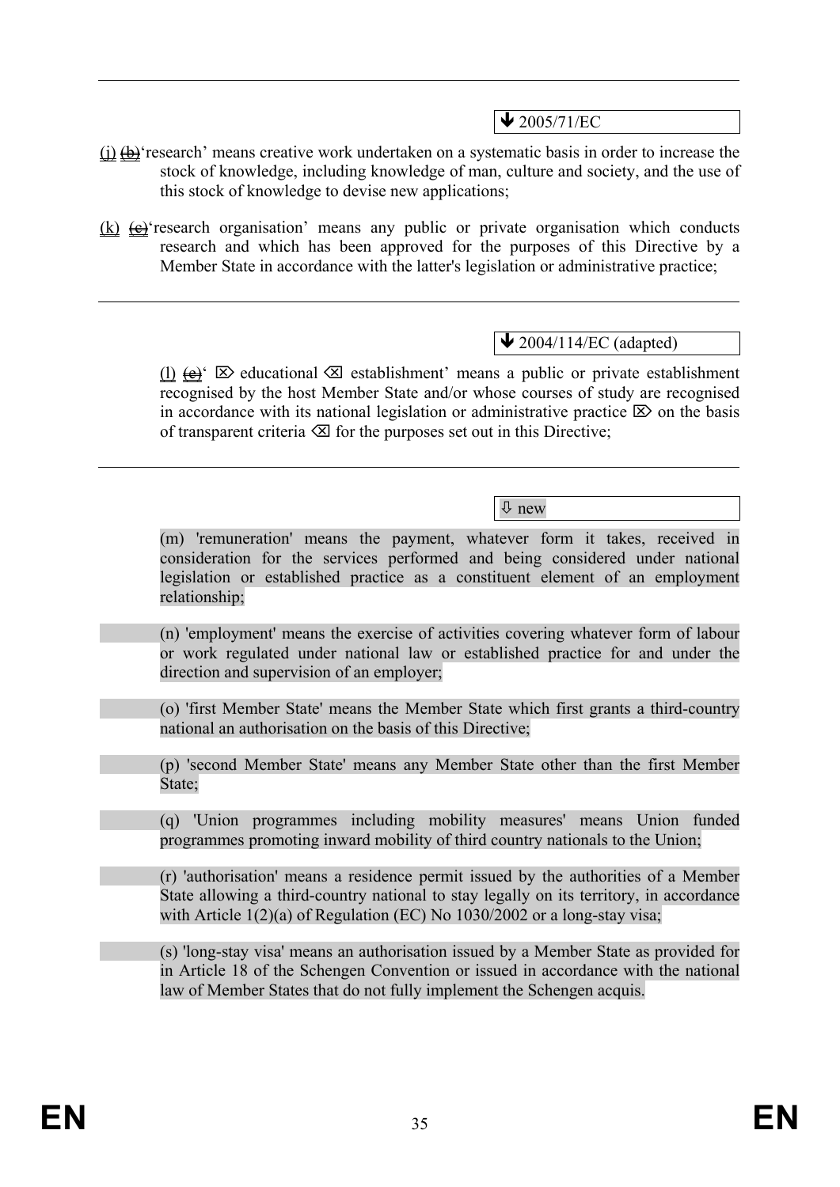---

⬇ 2005/71/EC

(j) ~~(b)~~'research' means creative work undertaken on a systematic basis in order to increase the stock of knowledge, including knowledge of man, culture and society, and the use of this stock of knowledge to devise new applications;

(k) ~~(c)~~'research organisation' means any public or private organisation which conducts research and which has been approved for the purposes of this Directive by a Member State in accordance with the latter's legislation or administrative practice;

---

⬇ 2004/114/EC (adapted)

(l) ~~(e)~~' ⌦ educational ⌫ establishment' means a public or private establishment recognised by the host Member State and/or whose courses of study are recognised in accordance with its national legislation or administrative practice ⌦ on the basis of transparent criteria ⌫ for the purposes set out in this Directive;

---

⇩ new

(m) 'remuneration' means the payment, whatever form it takes, received in consideration for the services performed and being considered under national legislation or established practice as a constituent element of an employment relationship;

(n) 'employment' means the exercise of activities covering whatever form of labour or work regulated under national law or established practice for and under the direction and supervision of an employer;

(o) 'first Member State' means the Member State which first grants a third-country national an authorisation on the basis of this Directive;

(p) 'second Member State' means any Member State other than the first Member State;

(q) 'Union programmes including mobility measures' means Union funded programmes promoting inward mobility of third country nationals to the Union;

(r) 'authorisation' means a residence permit issued by the authorities of a Member State allowing a third-country national to stay legally on its territory, in accordance with Article 1(2)(a) of Regulation (EC) No 1030/2002 or a long-stay visa;

(s) 'long-stay visa' means an authorisation issued by a Member State as provided for in Article 18 of the Schengen Convention or issued in accordance with the national law of Member States that do not fully implement the Schengen acquis.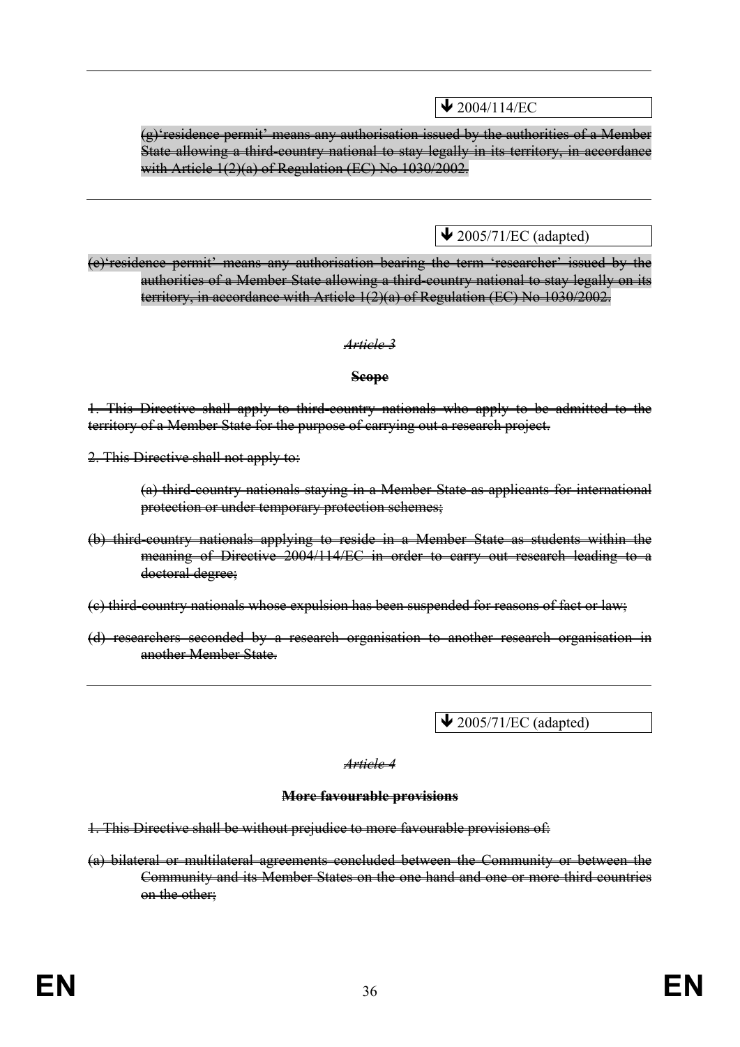---

⬇ 2004/114/EC

~~(g)'residence permit' means any authorisation issued by the authorities of a Member State allowing a third-country national to stay legally in its territory, in accordance with Article 1(2)(a) of Regulation (EC) No 1030/2002.~~

---

⬇ 2005/71/EC (adapted)

~~(e)'residence permit' means any authorisation bearing the term 'researcher' issued by the authorities of a Member State allowing a third-country national to stay legally on its territory, in accordance with Article 1(2)(a) of Regulation (EC) No 1030/2002.~~

~~*Article 3*~~

~~**Scope**~~

~~1. This Directive shall apply to third-country nationals who apply to be admitted to the territory of a Member State for the purpose of carrying out a research project.~~

~~2. This Directive shall not apply to:~~

~~(a) third-country nationals staying in a Member State as applicants for international protection or under temporary protection schemes;~~

~~(b) third-country nationals applying to reside in a Member State as students within the meaning of Directive 2004/114/EC in order to carry out research leading to a doctoral degree;~~

~~(c) third-country nationals whose expulsion has been suspended for reasons of fact or law;~~

~~(d) researchers seconded by a research organisation to another research organisation in another Member State.~~

---

⬇ 2005/71/EC (adapted)

~~*Article 4*~~

~~**More favourable provisions**~~

~~1. This Directive shall be without prejudice to more favourable provisions of:~~

~~(a) bilateral or multilateral agreements concluded between the Community or between the Community and its Member States on the one hand and one or more third countries on the other;~~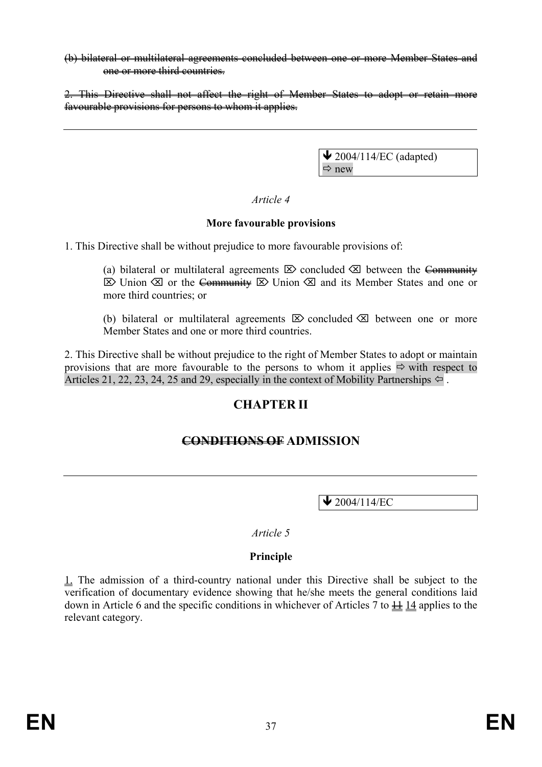~~(b) bilateral or multilateral agreements concluded between one or more Member States and one or more third countries.~~

~~2. This Directive shall not affect the right of Member States to adopt or retain more favourable provisions for persons to whom it applies.~~

---

> ↓ 2004/114/EC (adapted)
> ⇨ new

*Article 4*

**More favourable provisions**

1. This Directive shall be without prejudice to more favourable provisions of:

(a) bilateral or multilateral agreements ⌦ concluded ⌫ between the ~~Community~~ ⌦ Union ⌫ or the ~~Community~~ ⌦ Union ⌫ and its Member States and one or more third countries; or

(b) bilateral or multilateral agreements ⌦ concluded ⌫ between one or more Member States and one or more third countries.

2. This Directive shall be without prejudice to the right of Member States to adopt or maintain provisions that are more favourable to the persons to whom it applies ⇨ with respect to Articles 21, 22, 23, 24, 25 and 29, especially in the context of Mobility Partnerships ⇦ .

## CHAPTER II

## ~~CONDITIONS OF~~ ADMISSION

---

> ↓ 2004/114/EC

*Article 5*

**Principle**

1. The admission of a third-country national under this Directive shall be subject to the verification of documentary evidence showing that he/she meets the general conditions laid down in Article 6 and the specific conditions in whichever of Articles 7 to ~~11~~ 14 applies to the relevant category.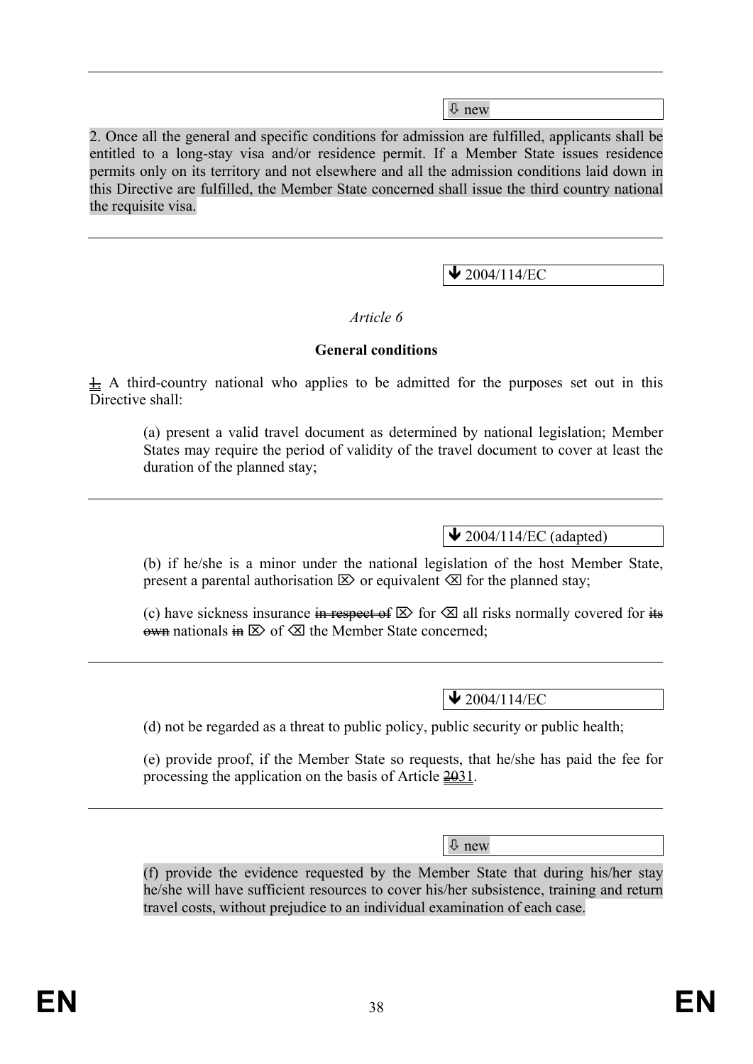⇩ new

2. Once all the general and specific conditions for admission are fulfilled, applicants shall be entitled to a long-stay visa and/or residence permit. If a Member State issues residence permits only on its territory and not elsewhere and all the admission conditions laid down in this Directive are fulfilled, the Member State concerned shall issue the third country national the requisite visa.

---

🡻 2004/114/EC

*Article 6*

**General conditions**

~~1.~~ A third-country national who applies to be admitted for the purposes set out in this Directive shall:

(a) present a valid travel document as determined by national legislation; Member States may require the period of validity of the travel document to cover at least the duration of the planned stay;

---

🡻 2004/114/EC (adapted)

(b) if he/she is a minor under the national legislation of the host Member State, present a parental authorisation ⌦ or equivalent ⌫ for the planned stay;

(c) have sickness insurance ~~in respect of~~ ⌦ for ⌫ all risks normally covered for ~~its own~~ nationals ~~in~~ ⌦ of ⌫ the Member State concerned;

---

🡻 2004/114/EC

(d) not be regarded as a threat to public policy, public security or public health;

(e) provide proof, if the Member State so requests, that he/she has paid the fee for processing the application on the basis of Article ~~20~~31.

---

⇩ new

(f) provide the evidence requested by the Member State that during his/her stay he/she will have sufficient resources to cover his/her subsistence, training and return travel costs, without prejudice to an individual examination of each case.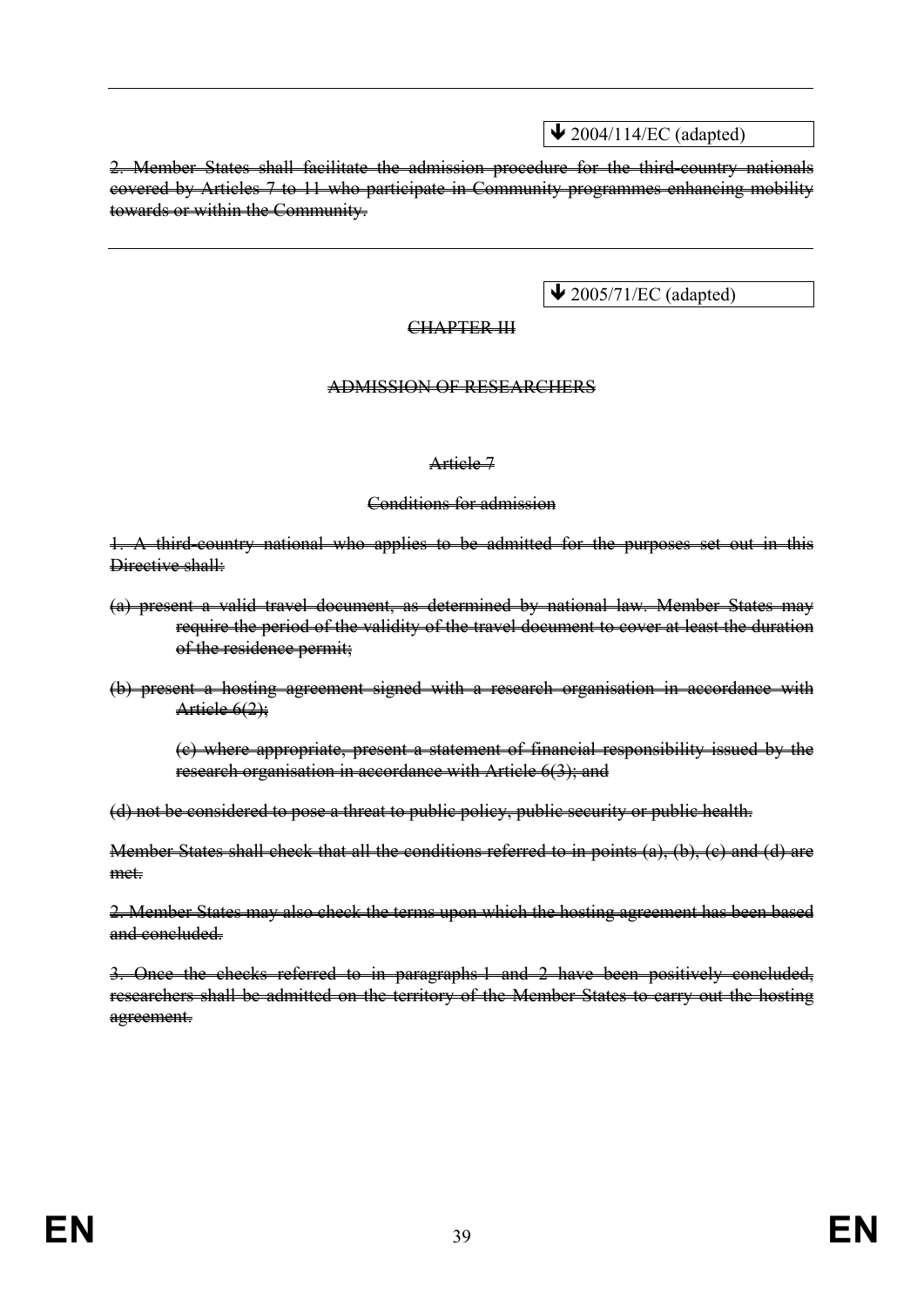---

↓ 2004/114/EC (adapted)

~~2. Member States shall facilitate the admission procedure for the third-country nationals covered by Articles 7 to 11 who participate in Community programmes enhancing mobility towards or within the Community.~~

---

↓ 2005/71/EC (adapted)

~~CHAPTER III~~

~~ADMISSION OF RESEARCHERS~~

~~Article 7~~

~~Conditions for admission~~

~~1. A third-country national who applies to be admitted for the purposes set out in this Directive shall:~~

~~(a) present a valid travel document, as determined by national law. Member States may require the period of the validity of the travel document to cover at least the duration of the residence permit;~~

~~(b) present a hosting agreement signed with a research organisation in accordance with Article 6(2);~~

~~(c) where appropriate, present a statement of financial responsibility issued by the research organisation in accordance with Article 6(3); and~~

~~(d) not be considered to pose a threat to public policy, public security or public health.~~

~~Member States shall check that all the conditions referred to in points (a), (b), (c) and (d) are met.~~

~~2. Member States may also check the terms upon which the hosting agreement has been based and concluded.~~

~~3. Once the checks referred to in paragraphs 1 and 2 have been positively concluded, researchers shall be admitted on the territory of the Member States to carry out the hosting agreement.~~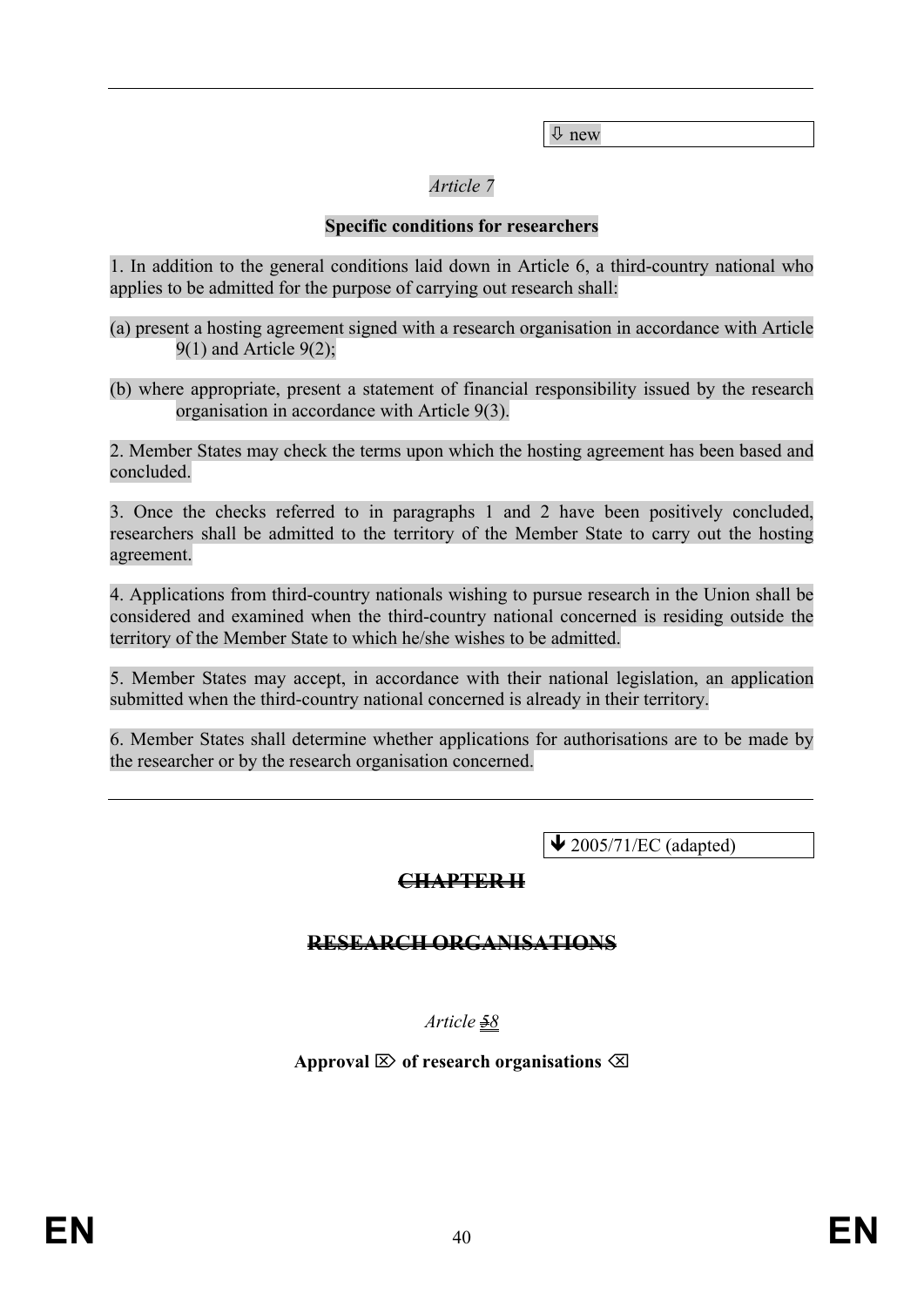⇩ new

*Article 7*

**Specific conditions for researchers**

1. In addition to the general conditions laid down in Article 6, a third-country national who applies to be admitted for the purpose of carrying out research shall:

(a) present a hosting agreement signed with a research organisation in accordance with Article 9(1) and Article 9(2);

(b) where appropriate, present a statement of financial responsibility issued by the research organisation in accordance with Article 9(3).

2. Member States may check the terms upon which the hosting agreement has been based and concluded.

3. Once the checks referred to in paragraphs 1 and 2 have been positively concluded, researchers shall be admitted to the territory of the Member State to carry out the hosting agreement.

4. Applications from third-country nationals wishing to pursue research in the Union shall be considered and examined when the third-country national concerned is residing outside the territory of the Member State to which he/she wishes to be admitted.

5. Member States may accept, in accordance with their national legislation, an application submitted when the third-country national concerned is already in their territory.

6. Member States shall determine whether applications for authorisations are to be made by the researcher or by the research organisation concerned.

---

🡻 2005/71/EC (adapted)

**~~CHAPTER II~~**

**~~RESEARCH ORGANISATIONS~~**

*Article ~~5~~8*

**Approval ⌦ of research organisations ⌫**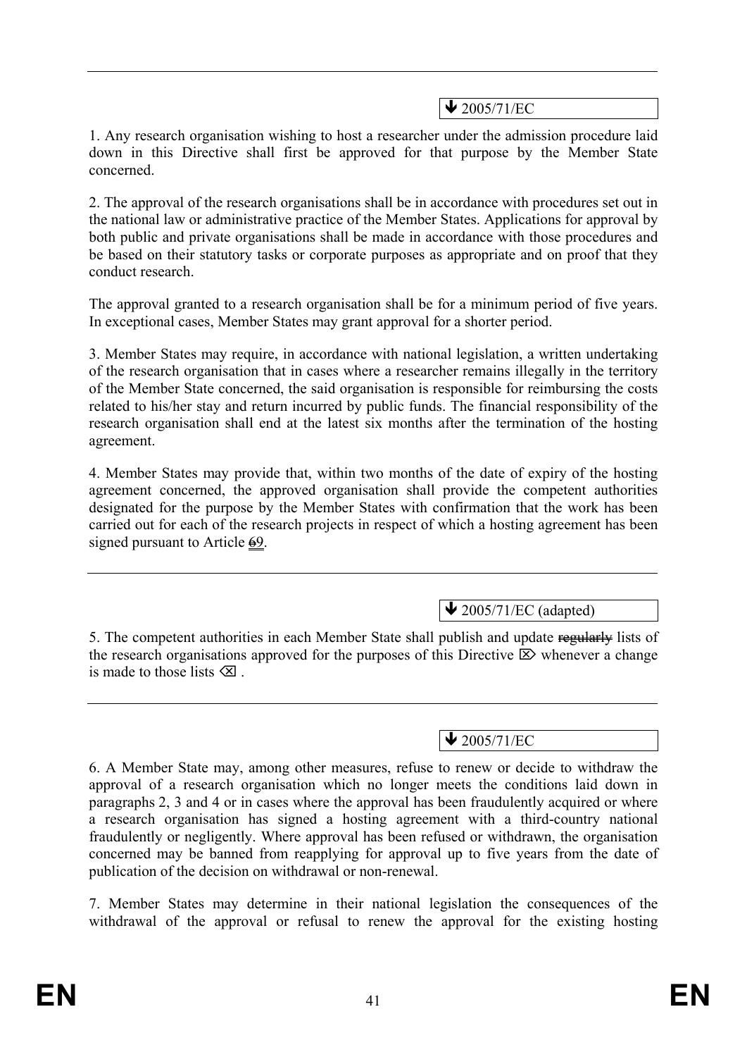---

↓ 2005/71/EC

1. Any research organisation wishing to host a researcher under the admission procedure laid down in this Directive shall first be approved for that purpose by the Member State concerned.

2. The approval of the research organisations shall be in accordance with procedures set out in the national law or administrative practice of the Member States. Applications for approval by both public and private organisations shall be made in accordance with those procedures and be based on their statutory tasks or corporate purposes as appropriate and on proof that they conduct research.

The approval granted to a research organisation shall be for a minimum period of five years. In exceptional cases, Member States may grant approval for a shorter period.

3. Member States may require, in accordance with national legislation, a written undertaking of the research organisation that in cases where a researcher remains illegally in the territory of the Member State concerned, the said organisation is responsible for reimbursing the costs related to his/her stay and return incurred by public funds. The financial responsibility of the research organisation shall end at the latest six months after the termination of the hosting agreement.

4. Member States may provide that, within two months of the date of expiry of the hosting agreement concerned, the approved organisation shall provide the competent authorities designated for the purpose by the Member States with confirmation that the work has been carried out for each of the research projects in respect of which a hosting agreement has been signed pursuant to Article ~~6~~9.

---

↓ 2005/71/EC (adapted)

5. The competent authorities in each Member State shall publish and update ~~regularly~~ lists of the research organisations approved for the purposes of this Directive ⌦ whenever a change is made to those lists ⌫ .

---

↓ 2005/71/EC

6. A Member State may, among other measures, refuse to renew or decide to withdraw the approval of a research organisation which no longer meets the conditions laid down in paragraphs 2, 3 and 4 or in cases where the approval has been fraudulently acquired or where a research organisation has signed a hosting agreement with a third-country national fraudulently or negligently. Where approval has been refused or withdrawn, the organisation concerned may be banned from reapplying for approval up to five years from the date of publication of the decision on withdrawal or non-renewal.

7. Member States may determine in their national legislation the consequences of the withdrawal of the approval or refusal to renew the approval for the existing hosting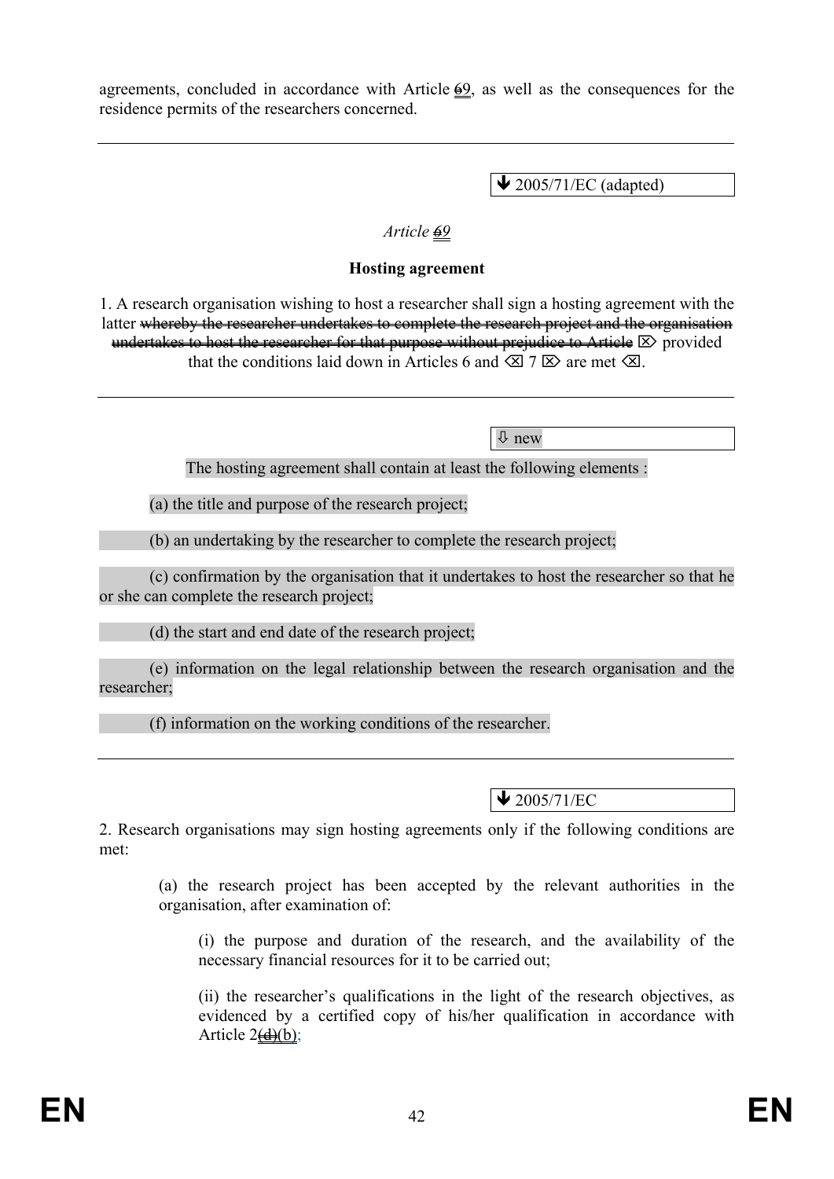agreements, concluded in accordance with Article ~~6~~9, as well as the consequences for the residence permits of the researchers concerned.

---

↓ 2005/71/EC (adapted)

*Article ~~6~~9*

**Hosting agreement**

1. A research organisation wishing to host a researcher shall sign a hosting agreement with the latter ~~whereby the researcher undertakes to complete the research project and the organisation undertakes to host the researcher for that purpose without prejudice to Article~~ ⌦ provided that the conditions laid down in Articles 6 and ⌫ 7 ⌦ are met ⌫.

---

⇩ new

The hosting agreement shall contain at least the following elements :

(a) the title and purpose of the research project;

(b) an undertaking by the researcher to complete the research project;

(c) confirmation by the organisation that it undertakes to host the researcher so that he or she can complete the research project;

(d) the start and end date of the research project;

(e) information on the legal relationship between the research organisation and the researcher;

(f) information on the working conditions of the researcher.

---

↓ 2005/71/EC

2. Research organisations may sign hosting agreements only if the following conditions are met:

(a) the research project has been accepted by the relevant authorities in the organisation, after examination of:

(i) the purpose and duration of the research, and the availability of the necessary financial resources for it to be carried out;

(ii) the researcher's qualifications in the light of the research objectives, as evidenced by a certified copy of his/her qualification in accordance with Article 2~~(d)~~(b);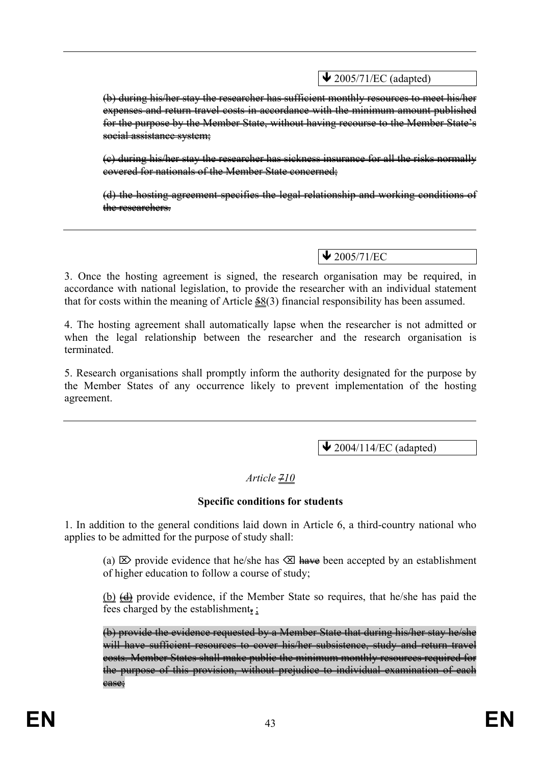↓ 2005/71/EC (adapted)

~~(b) during his/her stay the researcher has sufficient monthly resources to meet his/her expenses and return travel costs in accordance with the minimum amount published for the purpose by the Member State, without having recourse to the Member State's social assistance system;~~

~~(c) during his/her stay the researcher has sickness insurance for all the risks normally covered for nationals of the Member State concerned;~~

~~(d) the hosting agreement specifies the legal relationship and working conditions of the researchers.~~

↓ 2005/71/EC

3. Once the hosting agreement is signed, the research organisation may be required, in accordance with national legislation, to provide the researcher with an individual statement that for costs within the meaning of Article ~~5~~8(3) financial responsibility has been assumed.

4. The hosting agreement shall automatically lapse when the researcher is not admitted or when the legal relationship between the researcher and the research organisation is terminated.

5. Research organisations shall promptly inform the authority designated for the purpose by the Member States of any occurrence likely to prevent implementation of the hosting agreement.

↓ 2004/114/EC (adapted)

*Article ~~7~~10*

**Specific conditions for students**

1. In addition to the general conditions laid down in Article 6, a third-country national who applies to be admitted for the purpose of study shall:

(a) ⌦ provide evidence that he/she has ⌫ ~~have~~ been accepted by an establishment of higher education to follow a course of study;

(b) ~~(d)~~ provide evidence, if the Member State so requires, that he/she has paid the fees charged by the establishment~~.~~ ;

~~(b) provide the evidence requested by a Member State that during his/her stay he/she will have sufficient resources to cover his/her subsistence, study and return travel costs. Member States shall make public the minimum monthly resources required for the purpose of this provision, without prejudice to individual examination of each case;~~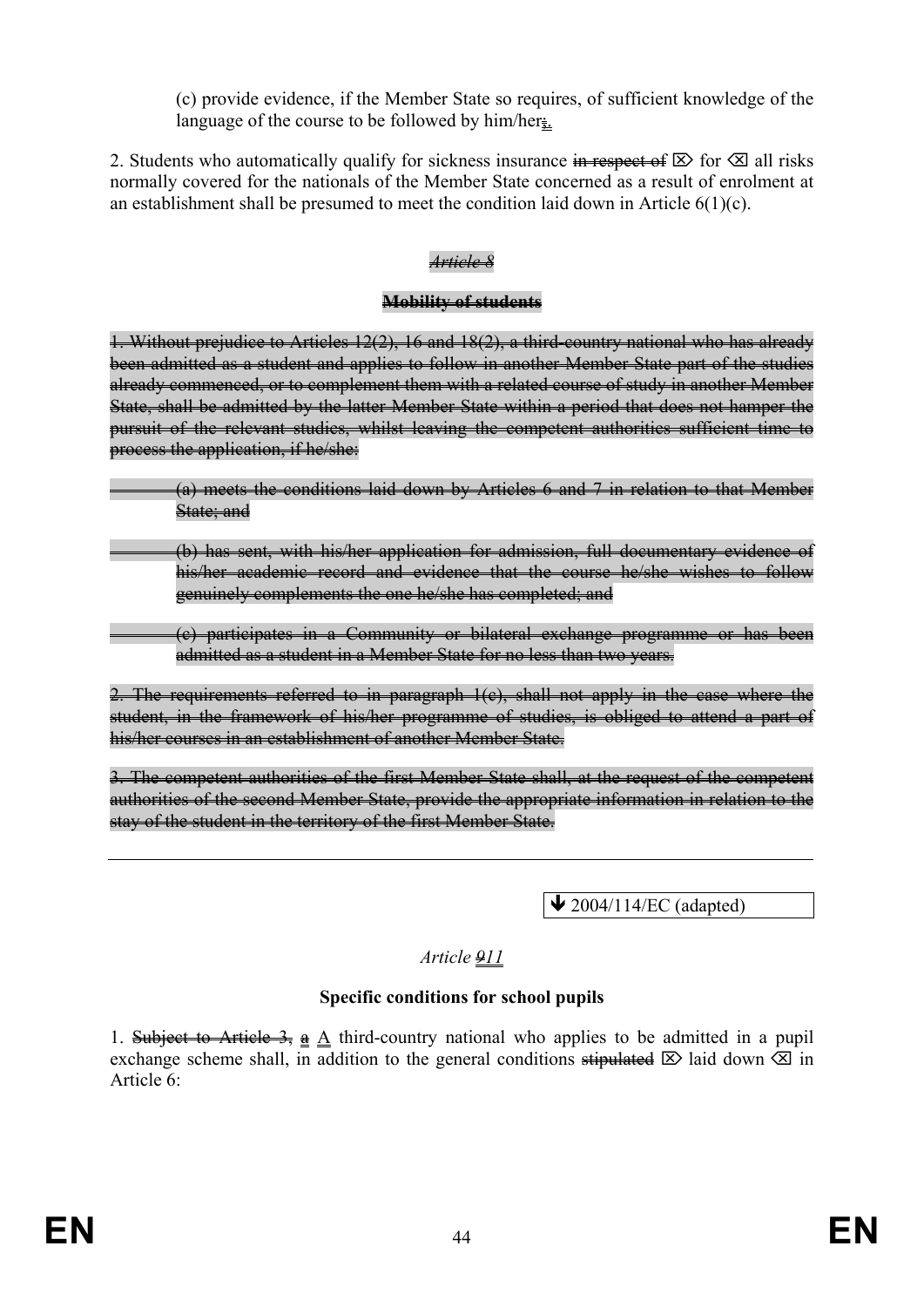(c) provide evidence, if the Member State so requires, of sufficient knowledge of the language of the course to be followed by him/her~~;~~.

2. Students who automatically qualify for sickness insurance ~~in respect of~~ ⌦ for ⌫ all risks normally covered for the nationals of the Member State concerned as a result of enrolment at an establishment shall be presumed to meet the condition laid down in Article 6(1)(c).

~~*Article 8*~~

~~**Mobility of students**~~

~~1. Without prejudice to Articles 12(2), 16 and 18(2), a third-country national who has already been admitted as a student and applies to follow in another Member State part of the studies already commenced, or to complement them with a related course of study in another Member State, shall be admitted by the latter Member State within a period that does not hamper the pursuit of the relevant studies, whilst leaving the competent authorities sufficient time to process the application, if he/she:~~

~~(a) meets the conditions laid down by Articles 6 and 7 in relation to that Member State; and~~

~~(b) has sent, with his/her application for admission, full documentary evidence of his/her academic record and evidence that the course he/she wishes to follow genuinely complements the one he/she has completed; and~~

~~(c) participates in a Community or bilateral exchange programme or has been admitted as a student in a Member State for no less than two years.~~

~~2. The requirements referred to in paragraph 1(c), shall not apply in the case where the student, in the framework of his/her programme of studies, is obliged to attend a part of his/her courses in an establishment of another Member State.~~

~~3. The competent authorities of the first Member State shall, at the request of the competent authorities of the second Member State, provide the appropriate information in relation to the stay of the student in the territory of the first Member State.~~

---

↓ 2004/114/EC (adapted)

*Article ~~9~~11*

**Specific conditions for school pupils**

1. ~~Subject to Article 3,~~ ~~a~~ A third-country national who applies to be admitted in a pupil exchange scheme shall, in addition to the general conditions ~~stipulated~~ ⌦ laid down ⌫ in Article 6: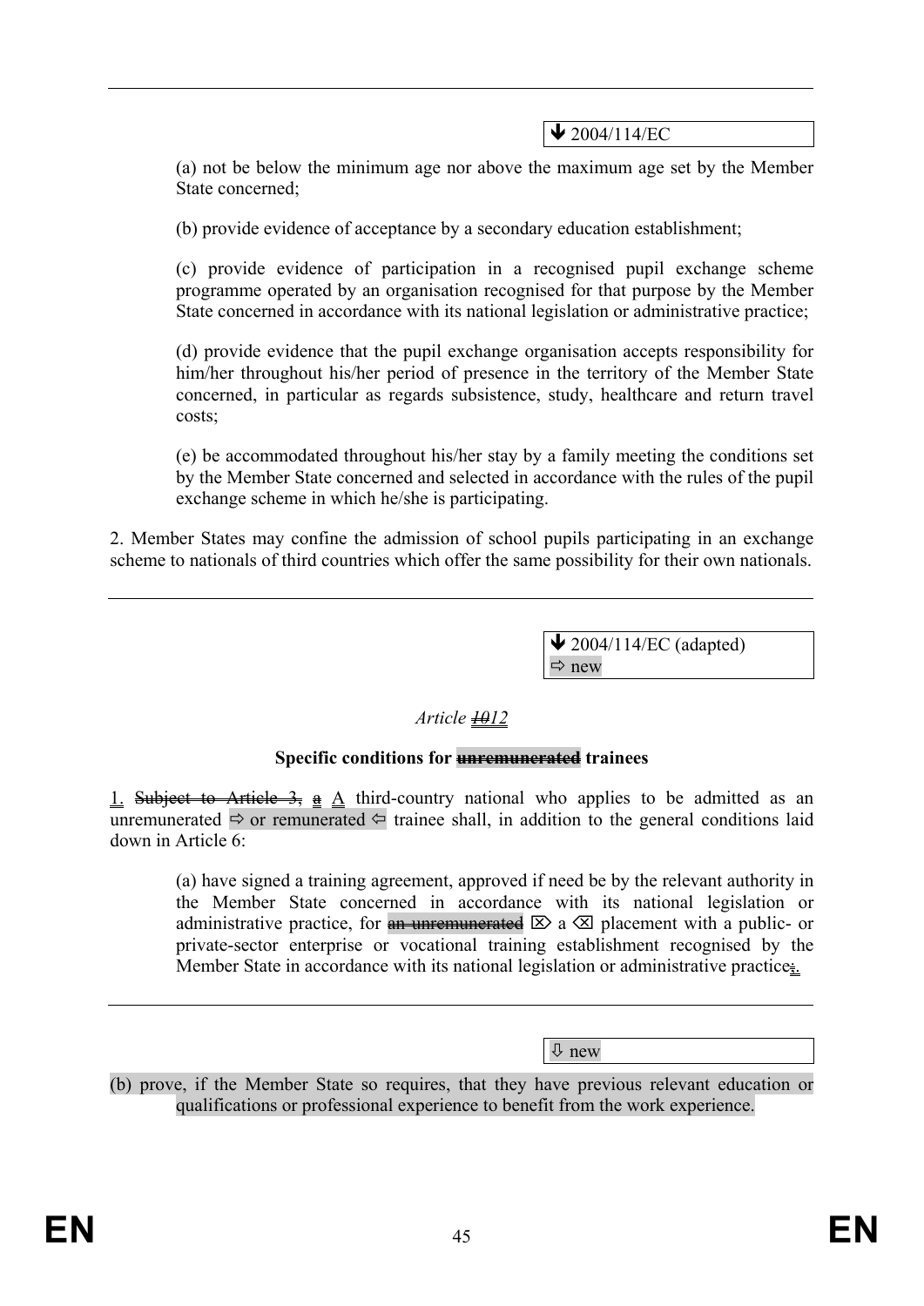↓ 2004/114/EC

(a) not be below the minimum age nor above the maximum age set by the Member State concerned;

(b) provide evidence of acceptance by a secondary education establishment;

(c) provide evidence of participation in a recognised pupil exchange scheme programme operated by an organisation recognised for that purpose by the Member State concerned in accordance with its national legislation or administrative practice;

(d) provide evidence that the pupil exchange organisation accepts responsibility for him/her throughout his/her period of presence in the territory of the Member State concerned, in particular as regards subsistence, study, healthcare and return travel costs;

(e) be accommodated throughout his/her stay by a family meeting the conditions set by the Member State concerned and selected in accordance with the rules of the pupil exchange scheme in which he/she is participating.

2. Member States may confine the admission of school pupils participating in an exchange scheme to nationals of third countries which offer the same possibility for their own nationals.

---

↓ 2004/114/EC (adapted)
⇨ new

*Article ~~10~~12*

**Specific conditions for ~~unremunerated~~ trainees**

1. ~~Subject to Article 3, a~~ A third-country national who applies to be admitted as an unremunerated ⇨ or remunerated ⇦ trainee shall, in addition to the general conditions laid down in Article 6:

(a) have signed a training agreement, approved if need be by the relevant authority in the Member State concerned in accordance with its national legislation or administrative practice, for ~~an unremunerated~~ ⌦ a ⌫ placement with a public- or private-sector enterprise or vocational training establishment recognised by the Member State in accordance with its national legislation or administrative practice~~;~~.

---

⇩ new

(b) prove, if the Member State so requires, that they have previous relevant education or qualifications or professional experience to benefit from the work experience.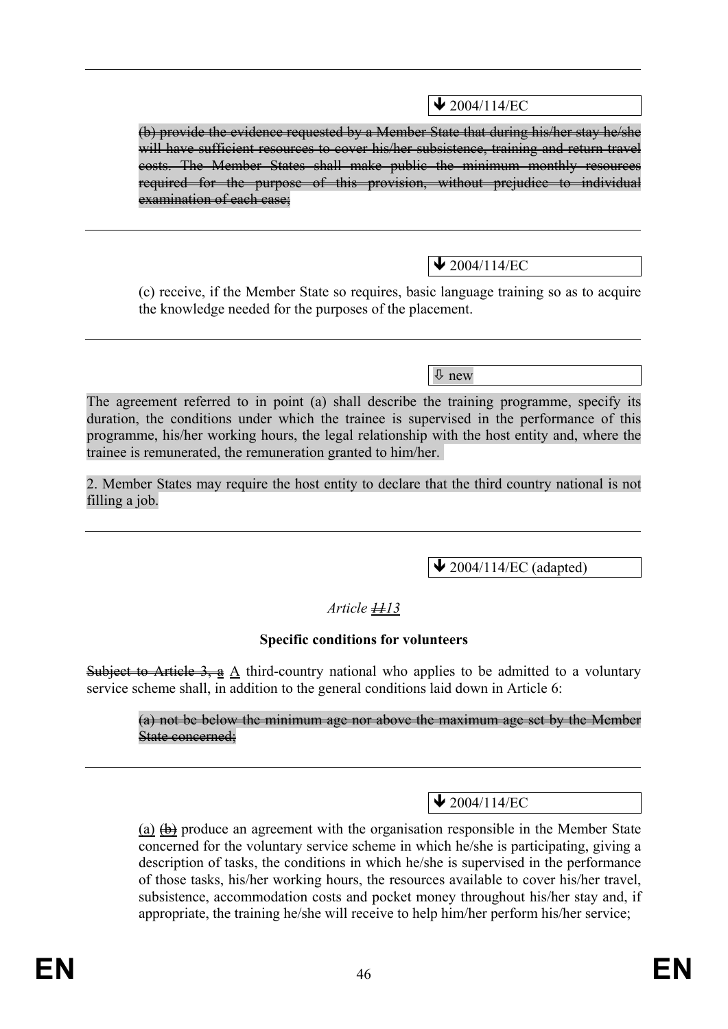---

↓ 2004/114/EC

~~(b) provide the evidence requested by a Member State that during his/her stay he/she will have sufficient resources to cover his/her subsistence, training and return travel costs. The Member States shall make public the minimum monthly resources required for the purpose of this provision, without prejudice to individual examination of each case;~~

---

↓ 2004/114/EC

(c) receive, if the Member State so requires, basic language training so as to acquire the knowledge needed for the purposes of the placement.

---

⇩ new

The agreement referred to in point (a) shall describe the training programme, specify its duration, the conditions under which the trainee is supervised in the performance of this programme, his/her working hours, the legal relationship with the host entity and, where the trainee is remunerated, the remuneration granted to him/her.

2. Member States may require the host entity to declare that the third country national is not filling a job.

---

↓ 2004/114/EC (adapted)

*Article ~~11~~13*

**Specific conditions for volunteers**

~~Subject to Article 3, a~~ A third-country national who applies to be admitted to a voluntary service scheme shall, in addition to the general conditions laid down in Article 6:

~~(a) not be below the minimum age nor above the maximum age set by the Member State concerned;~~

---

↓ 2004/114/EC

(a) ~~(b)~~ produce an agreement with the organisation responsible in the Member State concerned for the voluntary service scheme in which he/she is participating, giving a description of tasks, the conditions in which he/she is supervised in the performance of those tasks, his/her working hours, the resources available to cover his/her travel, subsistence, accommodation costs and pocket money throughout his/her stay and, if appropriate, the training he/she will receive to help him/her perform his/her service;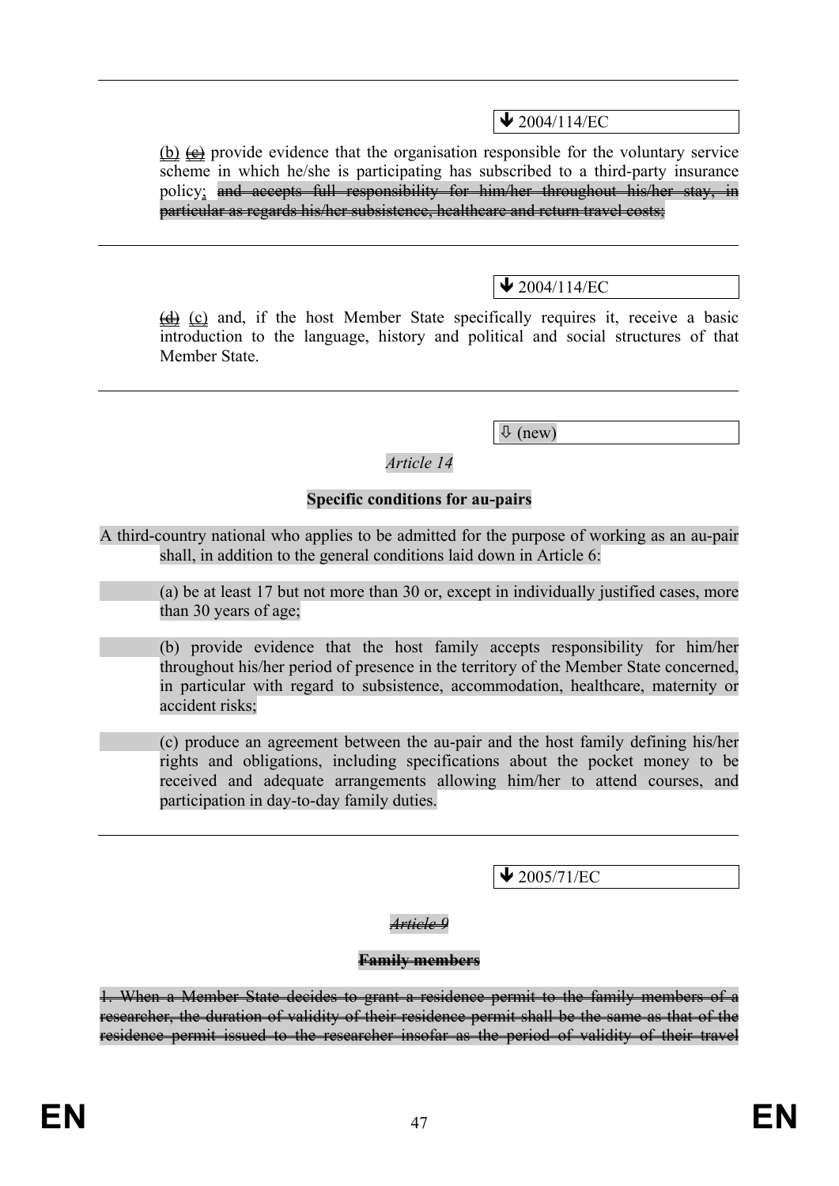---

↓ 2004/114/EC

(b) ~~(c)~~ provide evidence that the organisation responsible for the voluntary service scheme in which he/she is participating has subscribed to a third-party insurance policy; ~~and accepts full responsibility for him/her throughout his/her stay, in particular as regards his/her subsistence, healthcare and return travel costs;~~

---

↓ 2004/114/EC

~~(d)~~ (c) and, if the host Member State specifically requires it, receive a basic introduction to the language, history and political and social structures of that Member State.

---

⇩ (new)

*Article 14*

**Specific conditions for au-pairs**

A third-country national who applies to be admitted for the purpose of working as an au-pair shall, in addition to the general conditions laid down in Article 6:

(a) be at least 17 but not more than 30 or, except in individually justified cases, more than 30 years of age;

(b) provide evidence that the host family accepts responsibility for him/her throughout his/her period of presence in the territory of the Member State concerned, in particular with regard to subsistence, accommodation, healthcare, maternity or accident risks;

(c) produce an agreement between the au-pair and the host family defining his/her rights and obligations, including specifications about the pocket money to be received and adequate arrangements allowing him/her to attend courses, and participation in day-to-day family duties.

---

↓ 2005/71/EC

~~*Article 9*~~

~~**Family members**~~

~~1. When a Member State decides to grant a residence permit to the family members of a researcher, the duration of validity of their residence permit shall be the same as that of the residence permit issued to the researcher insofar as the period of validity of their travel~~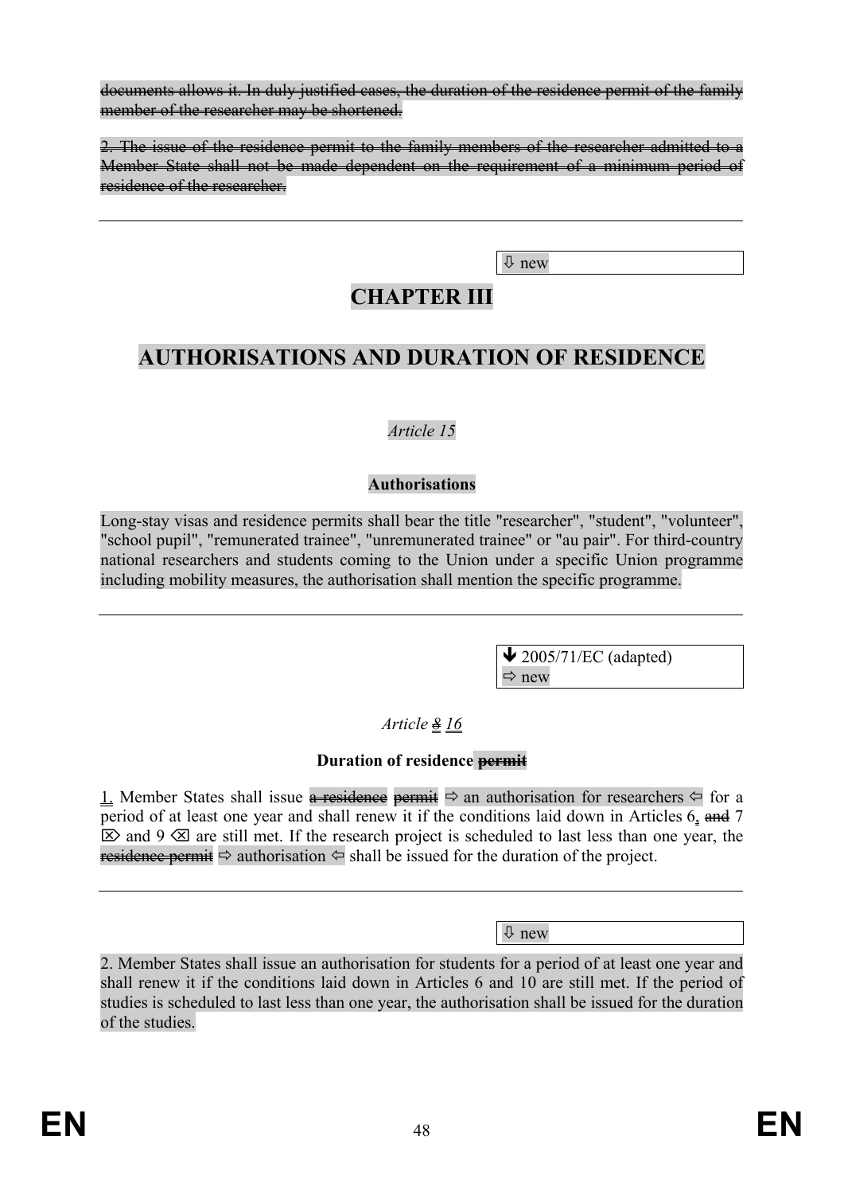~~documents allows it. In duly justified cases, the duration of the residence permit of the family member of the researcher may be shortened.~~

~~2. The issue of the residence permit to the family members of the researcher admitted to a Member State shall not be made dependent on the requirement of a minimum period of residence of the researcher.~~

---

⇩ new

# CHAPTER III

# AUTHORISATIONS AND DURATION OF RESIDENCE

*Article 15*

**Authorisations**

Long-stay visas and residence permits shall bear the title "researcher", "student", "volunteer", "school pupil", "remunerated trainee", "unremunerated trainee" or "au pair". For third-country national researchers and students coming to the Union under a specific Union programme including mobility measures, the authorisation shall mention the specific programme.

---

🡻 2005/71/EC (adapted)
⇨ new

*Article ~~8~~ 16*

**Duration of residence ~~permit~~**

1. Member States shall issue ~~a residence permit~~ ⇨ an authorisation for researchers ⇦ for a period of at least one year and shall renew it if the conditions laid down in Articles 6, ~~and~~ 7 ⌦ and 9 ⌫ are still met. If the research project is scheduled to last less than one year, the ~~residence permit~~ ⇨ authorisation ⇦ shall be issued for the duration of the project.

---

⇩ new

2. Member States shall issue an authorisation for students for a period of at least one year and shall renew it if the conditions laid down in Articles 6 and 10 are still met. If the period of studies is scheduled to last less than one year, the authorisation shall be issued for the duration of the studies.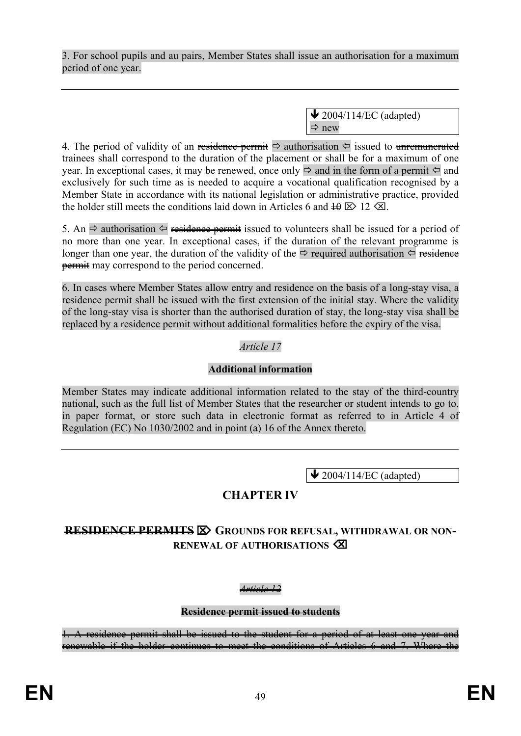3. For school pupils and au pairs, Member States shall issue an authorisation for a maximum period of one year.

---

> ➔ 2004/114/EC (adapted)
> ⇨ new

4. The period of validity of an ~~residence permit~~ ⇨ authorisation ⇦ issued to ~~unremunerated~~ trainees shall correspond to the duration of the placement or shall be for a maximum of one year. In exceptional cases, it may be renewed, once only ⇨ and in the form of a permit ⇦ and exclusively for such time as is needed to acquire a vocational qualification recognised by a Member State in accordance with its national legislation or administrative practice, provided the holder still meets the conditions laid down in Articles 6 and ~~10~~ ⌦ 12 ⌫.

5. An ⇨ authorisation ⇦ ~~residence permit~~ issued to volunteers shall be issued for a period of no more than one year. In exceptional cases, if the duration of the relevant programme is longer than one year, the duration of the validity of the ⇨ required authorisation ⇦ ~~residence permit~~ may correspond to the period concerned.

6. In cases where Member States allow entry and residence on the basis of a long-stay visa, a residence permit shall be issued with the first extension of the initial stay. Where the validity of the long-stay visa is shorter than the authorised duration of stay, the long-stay visa shall be replaced by a residence permit without additional formalities before the expiry of the visa.

*Article 17*

**Additional information**

Member States may indicate additional information related to the stay of the third-country national, such as the full list of Member States that the researcher or student intends to go to, in paper format, or store such data in electronic format as referred to in Article 4 of Regulation (EC) No 1030/2002 and in point (a) 16 of the Annex thereto.

---

> ➔ 2004/114/EC (adapted)

## CHAPTER IV

### ~~RESIDENCE PERMITS~~ ⌦ GROUNDS FOR REFUSAL, WITHDRAWAL OR NON-RENEWAL OF AUTHORISATIONS ⌫

~~*Article 12*~~

~~**Residence permit issued to students**~~

~~1. A residence permit shall be issued to the student for a period of at least one year and renewable if the holder continues to meet the conditions of Articles 6 and 7. Where the~~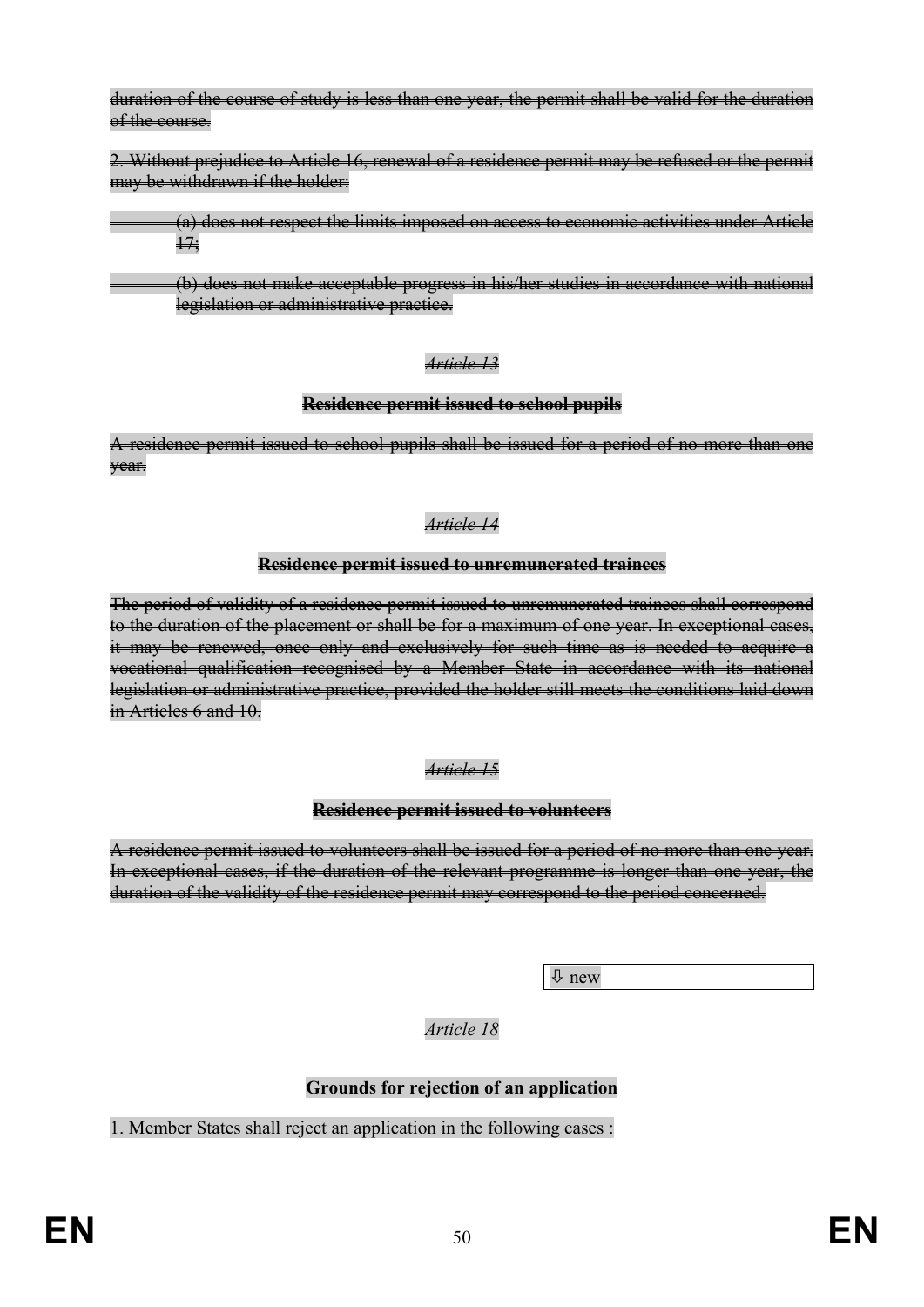~~duration of the course of study is less than one year, the permit shall be valid for the duration of the course.~~

~~2. Without prejudice to Article 16, renewal of a residence permit may be refused or the permit may be withdrawn if the holder:~~

~~(a) does not respect the limits imposed on access to economic activities under Article 17;~~

~~(b) does not make acceptable progress in his/her studies in accordance with national legislation or administrative practice.~~

*~~Article 13~~*

**~~Residence permit issued to school pupils~~**

~~A residence permit issued to school pupils shall be issued for a period of no more than one year.~~

*~~Article 14~~*

**~~Residence permit issued to unremunerated trainees~~**

~~The period of validity of a residence permit issued to unremunerated trainees shall correspond to the duration of the placement or shall be for a maximum of one year. In exceptional cases, it may be renewed, once only and exclusively for such time as is needed to acquire a vocational qualification recognised by a Member State in accordance with its national legislation or administrative practice, provided the holder still meets the conditions laid down in Articles 6 and 10.~~

*~~Article 15~~*

**~~Residence permit issued to volunteers~~**

~~A residence permit issued to volunteers shall be issued for a period of no more than one year. In exceptional cases, if the duration of the relevant programme is longer than one year, the duration of the validity of the residence permit may correspond to the period concerned.~~

---

⇩ new

*Article 18*

**Grounds for rejection of an application**

1. Member States shall reject an application in the following cases :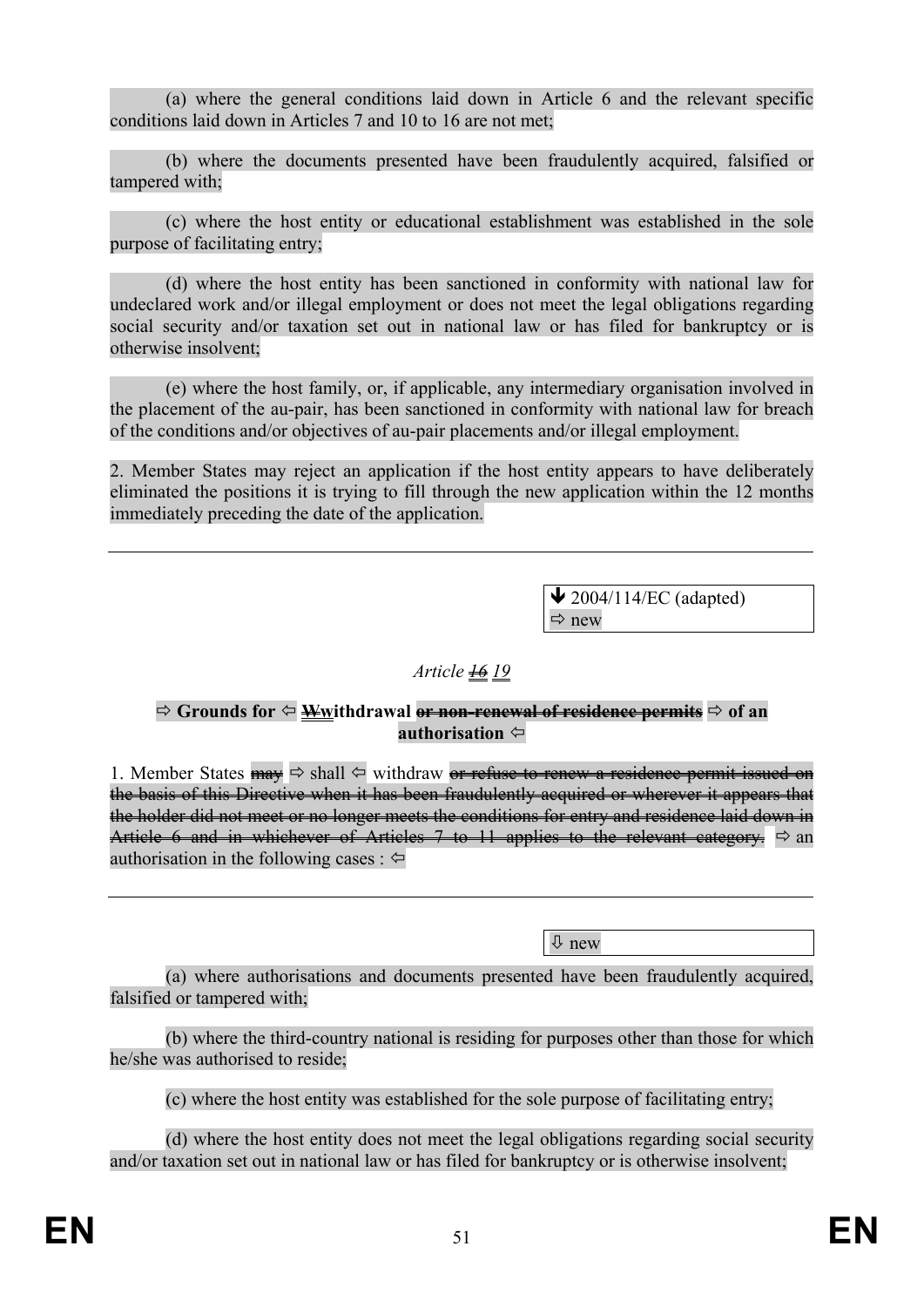(a) where the general conditions laid down in Article 6 and the relevant specific conditions laid down in Articles 7 and 10 to 16 are not met;

(b) where the documents presented have been fraudulently acquired, falsified or tampered with;

(c) where the host entity or educational establishment was established in the sole purpose of facilitating entry;

(d) where the host entity has been sanctioned in conformity with national law for undeclared work and/or illegal employment or does not meet the legal obligations regarding social security and/or taxation set out in national law or has filed for bankruptcy or is otherwise insolvent;

(e) where the host family, or, if applicable, any intermediary organisation involved in the placement of the au-pair, has been sanctioned in conformity with national law for breach of the conditions and/or objectives of au-pair placements and/or illegal employment.

2. Member States may reject an application if the host entity appears to have deliberately eliminated the positions it is trying to fill through the new application within the 12 months immediately preceding the date of the application.

---

↓ 2004/114/EC (adapted)
⇨ new

*Article ~~16~~ 19*

**⇨ Grounds for ⇦ ~~W~~withdrawal ~~or non-renewal of residence permits~~ ⇨ of an authorisation ⇦**

1. Member States ~~may~~ ⇨ shall ⇦ withdraw ~~or refuse to renew a residence permit issued on the basis of this Directive when it has been fraudulently acquired or wherever it appears that the holder did not meet or no longer meets the conditions for entry and residence laid down in Article 6 and in whichever of Articles 7 to 11 applies to the relevant category.~~ ⇨ an authorisation in the following cases : ⇦

---

⇩ new

(a) where authorisations and documents presented have been fraudulently acquired, falsified or tampered with;

(b) where the third-country national is residing for purposes other than those for which he/she was authorised to reside;

(c) where the host entity was established for the sole purpose of facilitating entry;

(d) where the host entity does not meet the legal obligations regarding social security and/or taxation set out in national law or has filed for bankruptcy or is otherwise insolvent;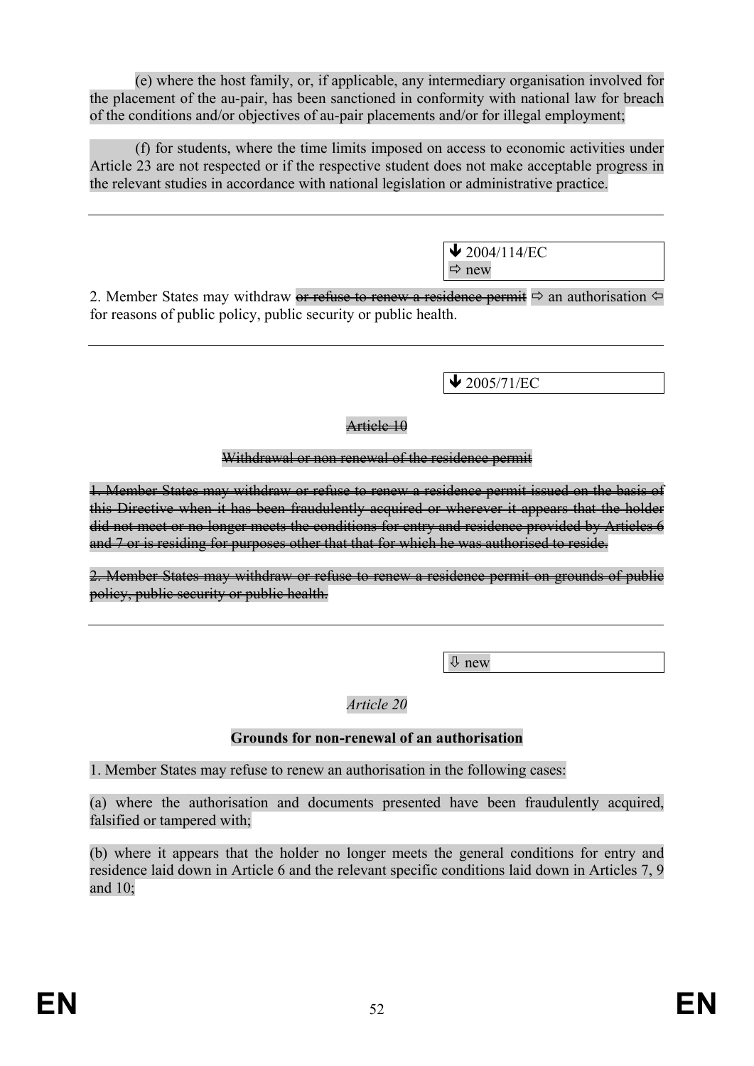(e) where the host family, or, if applicable, any intermediary organisation involved for the placement of the au-pair, has been sanctioned in conformity with national law for breach of the conditions and/or objectives of au-pair placements and/or for illegal employment;

(f) for students, where the time limits imposed on access to economic activities under Article 23 are not respected or if the respective student does not make acceptable progress in the relevant studies in accordance with national legislation or administrative practice.

---

↓ 2004/114/EC
⇨ new

2. Member States may withdraw ~~or refuse to renew a residence permit~~ ⇨ an authorisation ⇦ for reasons of public policy, public security or public health.

---

↓ 2005/71/EC

~~Article 10~~

~~Withdrawal or non renewal of the residence permit~~

~~1. Member States may withdraw or refuse to renew a residence permit issued on the basis of this Directive when it has been fraudulently acquired or wherever it appears that the holder did not meet or no longer meets the conditions for entry and residence provided by Articles 6 and 7 or is residing for purposes other that that for which he was authorised to reside.~~

~~2. Member States may withdraw or refuse to renew a residence permit on grounds of public policy, public security or public health.~~

---

⇩ new

*Article 20*

**Grounds for non-renewal of an authorisation**

1. Member States may refuse to renew an authorisation in the following cases:

(a) where the authorisation and documents presented have been fraudulently acquired, falsified or tampered with;

(b) where it appears that the holder no longer meets the general conditions for entry and residence laid down in Article 6 and the relevant specific conditions laid down in Articles 7, 9 and 10;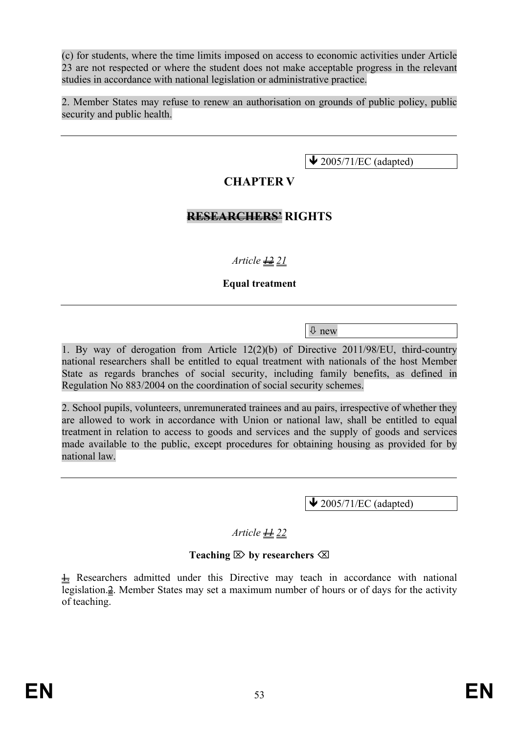(c) for students, where the time limits imposed on access to economic activities under Article 23 are not respected or where the student does not make acceptable progress in the relevant studies in accordance with national legislation or administrative practice.

2. Member States may refuse to renew an authorisation on grounds of public policy, public security and public health.

---

↓ 2005/71/EC (adapted)

## CHAPTER V

## ~~RESEARCHERS'~~ RIGHTS

*Article ~~12~~ 21*

**Equal treatment**

---

⇩ new

1. By way of derogation from Article 12(2)(b) of Directive 2011/98/EU, third-country national researchers shall be entitled to equal treatment with nationals of the host Member State as regards branches of social security, including family benefits, as defined in Regulation No 883/2004 on the coordination of social security schemes.

2. School pupils, volunteers, unremunerated trainees and au pairs, irrespective of whether they are allowed to work in accordance with Union or national law, shall be entitled to equal treatment in relation to access to goods and services and the supply of goods and services made available to the public, except procedures for obtaining housing as provided for by national law.

---

↓ 2005/71/EC (adapted)

*Article ~~11~~ 22*

**Teaching ⌦ by researchers ⌫**

~~1.~~ Researchers admitted under this Directive may teach in accordance with national legislation.~~2~~. Member States may set a maximum number of hours or of days for the activity of teaching.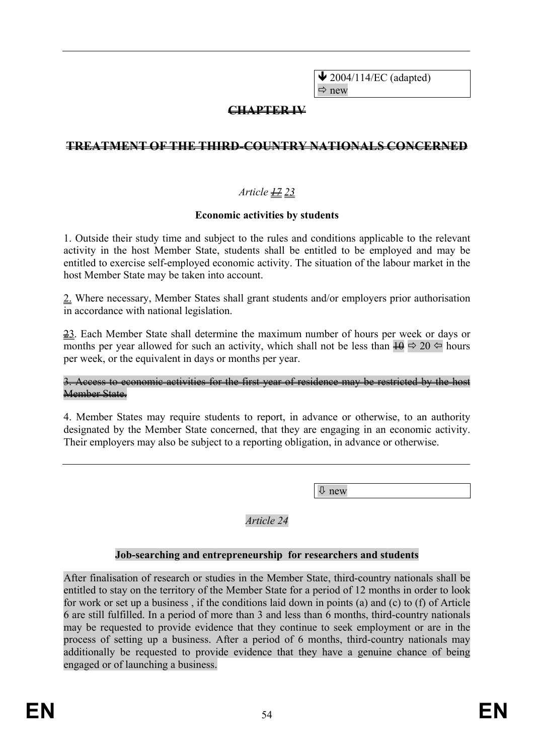↓ 2004/114/EC (adapted)
⇨ new

~~**CHAPTER IV**~~

~~**TREATMENT OF THE THIRD-COUNTRY NATIONALS CONCERNED**~~

*Article ~~17~~ 23*

**Economic activities by students**

1. Outside their study time and subject to the rules and conditions applicable to the relevant activity in the host Member State, students shall be entitled to be employed and may be entitled to exercise self-employed economic activity. The situation of the labour market in the host Member State may be taken into account.

2. Where necessary, Member States shall grant students and/or employers prior authorisation in accordance with national legislation.

~~2~~3. Each Member State shall determine the maximum number of hours per week or days or months per year allowed for such an activity, which shall not be less than ~~10~~ ⇨ 20 ⇦ hours per week, or the equivalent in days or months per year.

~~3. Access to economic activities for the first year of residence may be restricted by the host Member State.~~

4. Member States may require students to report, in advance or otherwise, to an authority designated by the Member State concerned, that they are engaging in an economic activity. Their employers may also be subject to a reporting obligation, in advance or otherwise.

⇩ new

*Article 24*

**Job-searching and entrepreneurship for researchers and students**

After finalisation of research or studies in the Member State, third-country nationals shall be entitled to stay on the territory of the Member State for a period of 12 months in order to look for work or set up a business , if the conditions laid down in points (a) and (c) to (f) of Article 6 are still fulfilled. In a period of more than 3 and less than 6 months, third-country nationals may be requested to provide evidence that they continue to seek employment or are in the process of setting up a business. After a period of 6 months, third-country nationals may additionally be requested to provide evidence that they have a genuine chance of being engaged or of launching a business.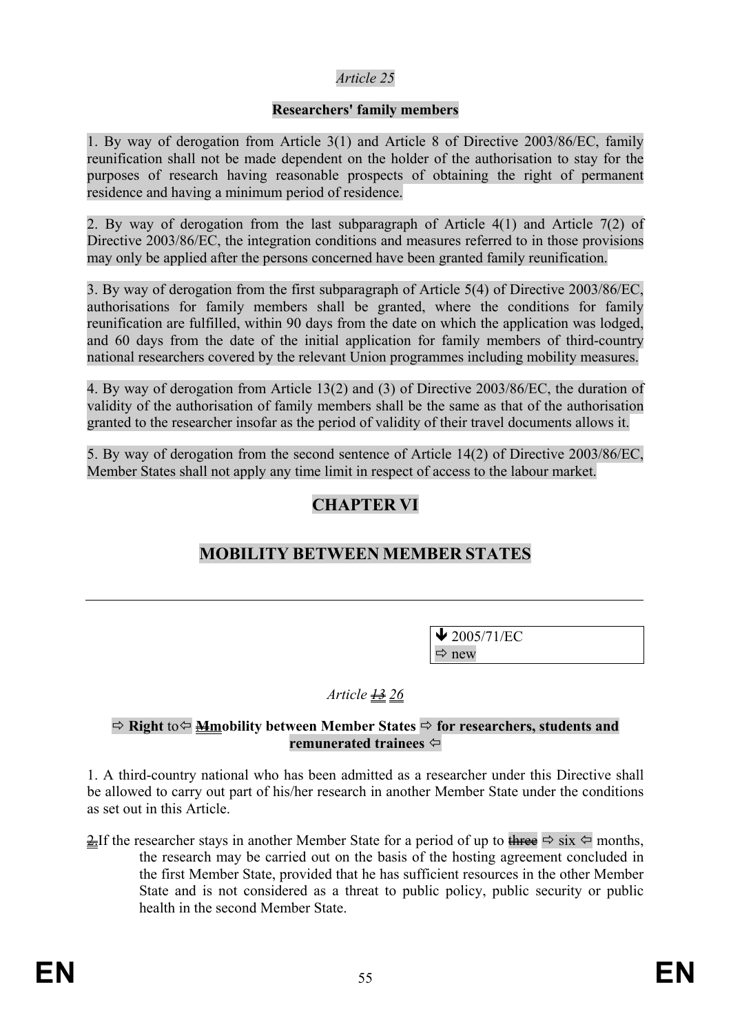*Article 25*

**Researchers' family members**

1. By way of derogation from Article 3(1) and Article 8 of Directive 2003/86/EC, family reunification shall not be made dependent on the holder of the authorisation to stay for the purposes of research having reasonable prospects of obtaining the right of permanent residence and having a minimum period of residence.

2. By way of derogation from the last subparagraph of Article 4(1) and Article 7(2) of Directive 2003/86/EC, the integration conditions and measures referred to in those provisions may only be applied after the persons concerned have been granted family reunification.

3. By way of derogation from the first subparagraph of Article 5(4) of Directive 2003/86/EC, authorisations for family members shall be granted, where the conditions for family reunification are fulfilled, within 90 days from the date on which the application was lodged, and 60 days from the date of the initial application for family members of third-country national researchers covered by the relevant Union programmes including mobility measures.

4. By way of derogation from Article 13(2) and (3) of Directive 2003/86/EC, the duration of validity of the authorisation of family members shall be the same as that of the authorisation granted to the researcher insofar as the period of validity of their travel documents allows it.

5. By way of derogation from the second sentence of Article 14(2) of Directive 2003/86/EC, Member States shall not apply any time limit in respect of access to the labour market.

# CHAPTER VI

# MOBILITY BETWEEN MEMBER STATES

---

| ↓ 2005/71/EC ⇨ new |
|---|

*Article ~~13~~ 26*

**⇨ Right to⇦ ~~M~~mobility between Member States ⇨ for researchers, students and remunerated trainees ⇦**

1. A third-country national who has been admitted as a researcher under this Directive shall be allowed to carry out part of his/her research in another Member State under the conditions as set out in this Article.

~~2.~~If the researcher stays in another Member State for a period of up to ~~three~~ ⇨ six ⇦ months, the research may be carried out on the basis of the hosting agreement concluded in the first Member State, provided that he has sufficient resources in the other Member State and is not considered as a threat to public policy, public security or public health in the second Member State.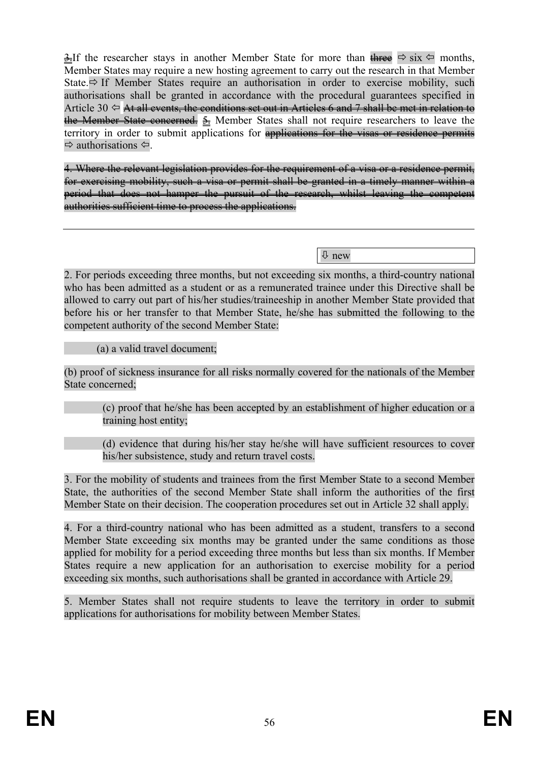~~3.~~If the researcher stays in another Member State for more than ~~three~~ ⇨ six ⇦ months, Member States may require a new hosting agreement to carry out the research in that Member State.⇨ If Member States require an authorisation in order to exercise mobility, such authorisations shall be granted in accordance with the procedural guarantees specified in Article 30 ⇦ ~~At all events, the conditions set out in Articles 6 and 7 shall be met in relation to the Member State concerned.~~ ~~5.~~ Member States shall not require researchers to leave the territory in order to submit applications for ~~applications for the visas or residence permits~~ ⇨ authorisations ⇦.

~~4. Where the relevant legislation provides for the requirement of a visa or a residence permit, for exercising mobility, such a visa or permit shall be granted in a timely manner within a period that does not hamper the pursuit of the research, whilst leaving the competent authorities sufficient time to process the applications.~~

---

⇩ new

2. For periods exceeding three months, but not exceeding six months, a third-country national who has been admitted as a student or as a remunerated trainee under this Directive shall be allowed to carry out part of his/her studies/traineeship in another Member State provided that before his or her transfer to that Member State, he/she has submitted the following to the competent authority of the second Member State:

(a) a valid travel document;

(b) proof of sickness insurance for all risks normally covered for the nationals of the Member State concerned;

(c) proof that he/she has been accepted by an establishment of higher education or a training host entity;

(d) evidence that during his/her stay he/she will have sufficient resources to cover his/her subsistence, study and return travel costs.

3. For the mobility of students and trainees from the first Member State to a second Member State, the authorities of the second Member State shall inform the authorities of the first Member State on their decision. The cooperation procedures set out in Article 32 shall apply.

4. For a third-country national who has been admitted as a student, transfers to a second Member State exceeding six months may be granted under the same conditions as those applied for mobility for a period exceeding three months but less than six months. If Member States require a new application for an authorisation to exercise mobility for a period exceeding six months, such authorisations shall be granted in accordance with Article 29.

5. Member States shall not require students to leave the territory in order to submit applications for authorisations for mobility between Member States.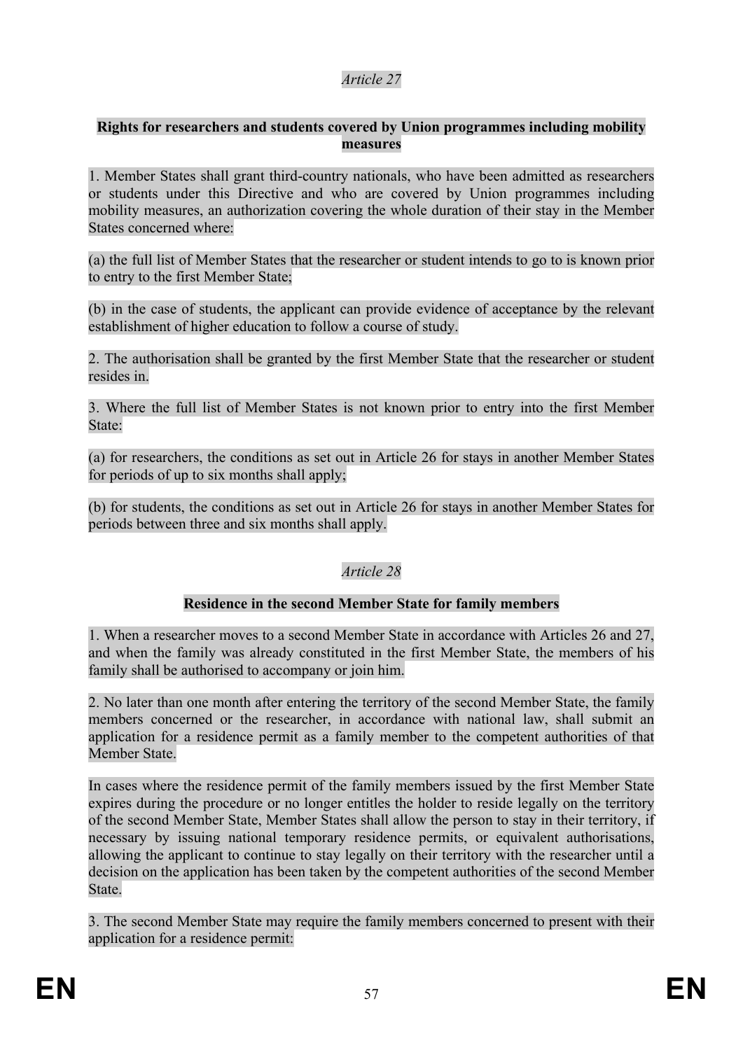*Article 27*

**Rights for researchers and students covered by Union programmes including mobility measures**

1. Member States shall grant third-country nationals, who have been admitted as researchers or students under this Directive and who are covered by Union programmes including mobility measures, an authorization covering the whole duration of their stay in the Member States concerned where:

(a) the full list of Member States that the researcher or student intends to go to is known prior to entry to the first Member State;

(b) in the case of students, the applicant can provide evidence of acceptance by the relevant establishment of higher education to follow a course of study.

2. The authorisation shall be granted by the first Member State that the researcher or student resides in.

3. Where the full list of Member States is not known prior to entry into the first Member State:

(a) for researchers, the conditions as set out in Article 26 for stays in another Member States for periods of up to six months shall apply;

(b) for students, the conditions as set out in Article 26 for stays in another Member States for periods between three and six months shall apply.

*Article 28*

**Residence in the second Member State for family members**

1. When a researcher moves to a second Member State in accordance with Articles 26 and 27, and when the family was already constituted in the first Member State, the members of his family shall be authorised to accompany or join him.

2. No later than one month after entering the territory of the second Member State, the family members concerned or the researcher, in accordance with national law, shall submit an application for a residence permit as a family member to the competent authorities of that Member State.

In cases where the residence permit of the family members issued by the first Member State expires during the procedure or no longer entitles the holder to reside legally on the territory of the second Member State, Member States shall allow the person to stay in their territory, if necessary by issuing national temporary residence permits, or equivalent authorisations, allowing the applicant to continue to stay legally on their territory with the researcher until a decision on the application has been taken by the competent authorities of the second Member State.

3. The second Member State may require the family members concerned to present with their application for a residence permit: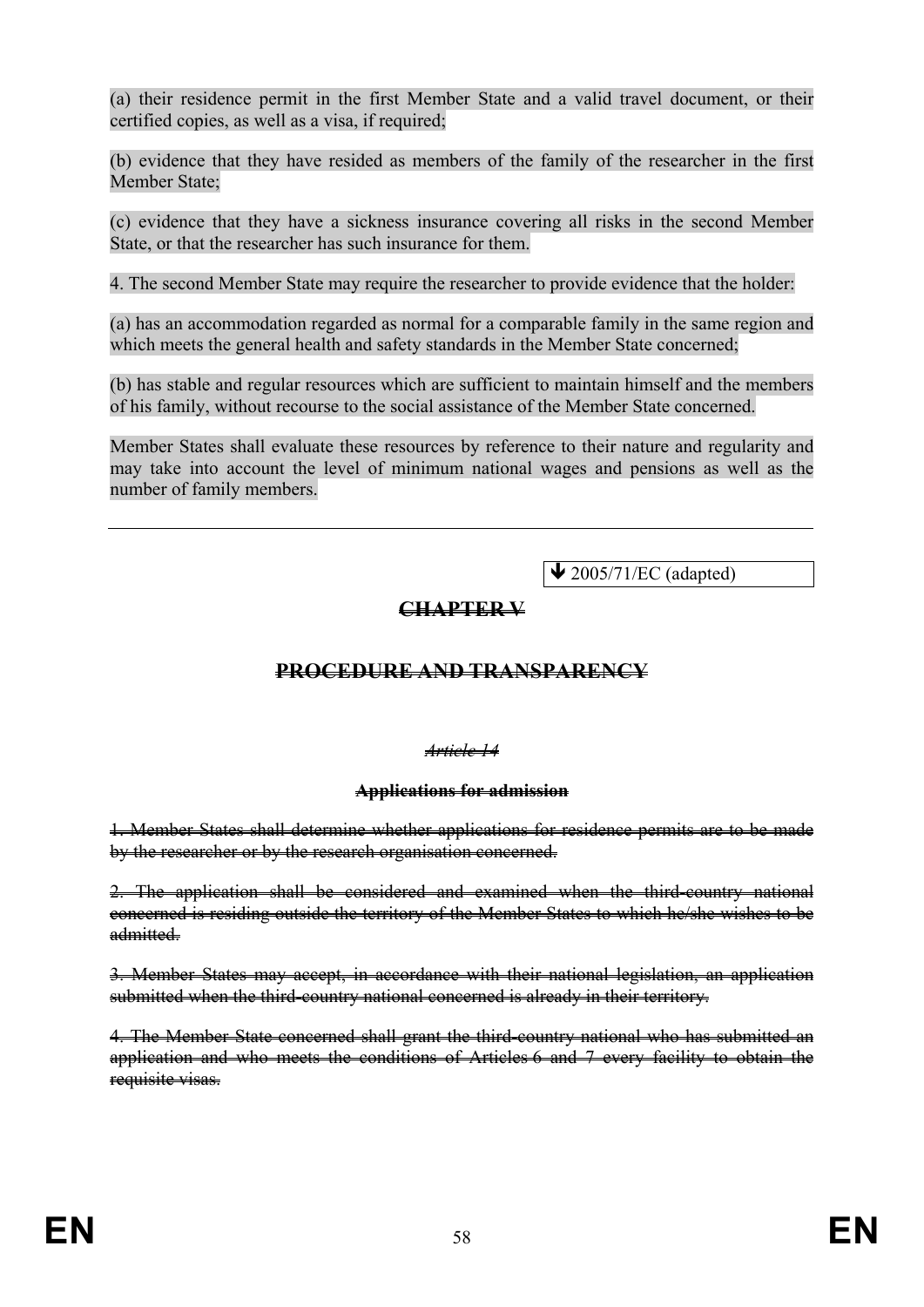(a) their residence permit in the first Member State and a valid travel document, or their certified copies, as well as a visa, if required;

(b) evidence that they have resided as members of the family of the researcher in the first Member State;

(c) evidence that they have a sickness insurance covering all risks in the second Member State, or that the researcher has such insurance for them.

4. The second Member State may require the researcher to provide evidence that the holder:

(a) has an accommodation regarded as normal for a comparable family in the same region and which meets the general health and safety standards in the Member State concerned;

(b) has stable and regular resources which are sufficient to maintain himself and the members of his family, without recourse to the social assistance of the Member State concerned.

Member States shall evaluate these resources by reference to their nature and regularity and may take into account the level of minimum national wages and pensions as well as the number of family members.

---

↓ 2005/71/EC (adapted)

## ~~CHAPTER V~~

## ~~PROCEDURE AND TRANSPARENCY~~

*~~Article 14~~*

**~~Applications for admission~~**

~~1. Member States shall determine whether applications for residence permits are to be made by the researcher or by the research organisation concerned.~~

~~2. The application shall be considered and examined when the third-country national concerned is residing outside the territory of the Member States to which he/she wishes to be admitted.~~

~~3. Member States may accept, in accordance with their national legislation, an application submitted when the third-country national concerned is already in their territory.~~

~~4. The Member State concerned shall grant the third-country national who has submitted an application and who meets the conditions of Articles 6 and 7 every facility to obtain the requisite visas.~~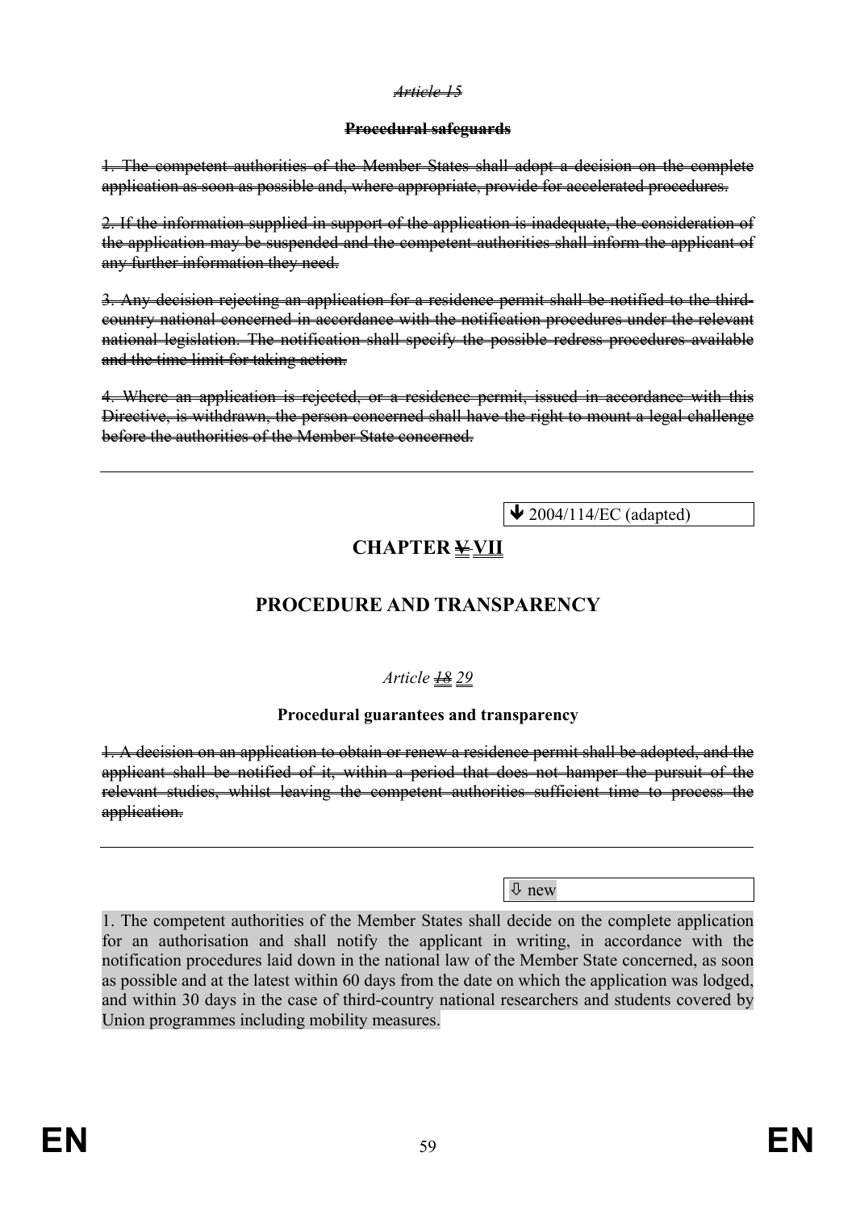*~~Article 15~~*

**~~Procedural safeguards~~**

~~1. The competent authorities of the Member States shall adopt a decision on the complete application as soon as possible and, where appropriate, provide for accelerated procedures.~~

~~2. If the information supplied in support of the application is inadequate, the consideration of the application may be suspended and the competent authorities shall inform the applicant of any further information they need.~~

~~3. Any decision rejecting an application for a residence permit shall be notified to the third-country national concerned in accordance with the notification procedures under the relevant national legislation. The notification shall specify the possible redress procedures available and the time limit for taking action.~~

~~4. Where an application is rejected, or a residence permit, issued in accordance with this Directive, is withdrawn, the person concerned shall have the right to mount a legal challenge before the authorities of the Member State concerned.~~

---

🡻 2004/114/EC (adapted)

## CHAPTER ~~V~~ VII

## PROCEDURE AND TRANSPARENCY

*Article ~~18~~ 29*

**Procedural guarantees and transparency**

~~1. A decision on an application to obtain or renew a residence permit shall be adopted, and the applicant shall be notified of it, within a period that does not hamper the pursuit of the relevant studies, whilst leaving the competent authorities sufficient time to process the application.~~

---

⇩ new

1. The competent authorities of the Member States shall decide on the complete application for an authorisation and shall notify the applicant in writing, in accordance with the notification procedures laid down in the national law of the Member State concerned, as soon as possible and at the latest within 60 days from the date on which the application was lodged, and within 30 days in the case of third-country national researchers and students covered by Union programmes including mobility measures.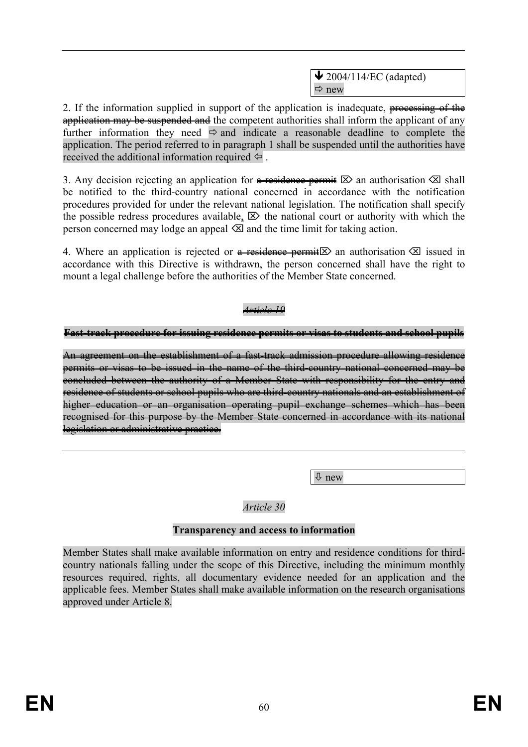↓ 2004/114/EC (adapted)
⇨ new

2. If the information supplied in support of the application is inadequate, ~~processing of the application may be suspended and~~ the competent authorities shall inform the applicant of any further information they need ⇨ and indicate a reasonable deadline to complete the application. The period referred to in paragraph 1 shall be suspended until the authorities have received the additional information required ⇦ .

3. Any decision rejecting an application for ~~a residence permit~~ ⌦ an authorisation ⌫ shall be notified to the third-country national concerned in accordance with the notification procedures provided for under the relevant national legislation. The notification shall specify the possible redress procedures available~~,~~ ⌦ the national court or authority with which the person concerned may lodge an appeal ⌫ and the time limit for taking action.

4. Where an application is rejected or ~~a residence permit~~⌦ an authorisation ⌫ issued in accordance with this Directive is withdrawn, the person concerned shall have the right to mount a legal challenge before the authorities of the Member State concerned.

~~*Article 19*~~

~~**Fast-track procedure for issuing residence permits or visas to students and school pupils**~~

~~An agreement on the establishment of a fast-track admission procedure allowing residence permits or visas to be issued in the name of the third-country national concerned may be concluded between the authority of a Member State with responsibility for the entry and residence of students or school pupils who are third-country nationals and an establishment of higher education or an organisation operating pupil exchange schemes which has been recognised for this purpose by the Member State concerned in accordance with its national legislation or administrative practice.~~

⇩ new

*Article 30*

**Transparency and access to information**

Member States shall make available information on entry and residence conditions for third-country nationals falling under the scope of this Directive, including the minimum monthly resources required, rights, all documentary evidence needed for an application and the applicable fees. Member States shall make available information on the research organisations approved under Article 8.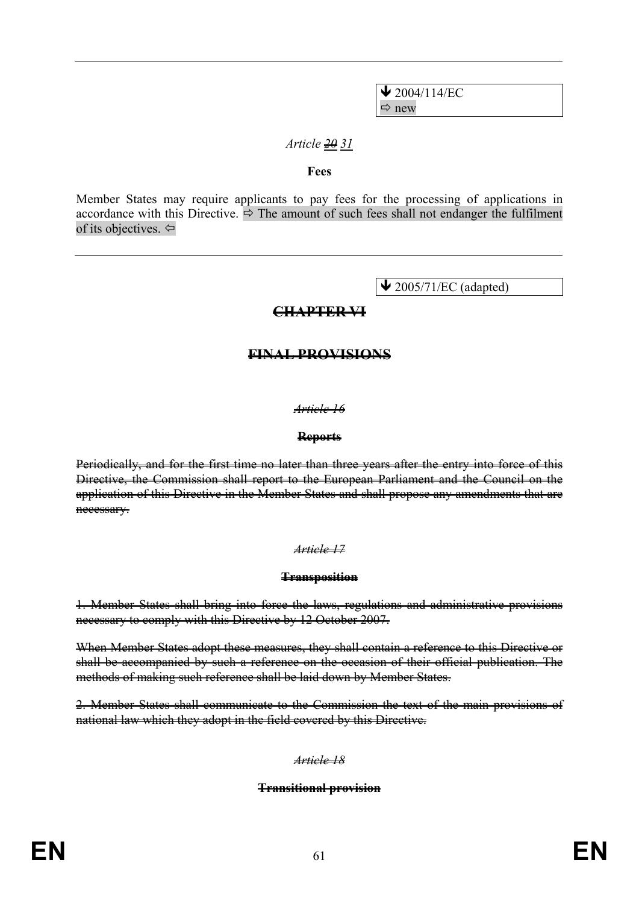---

↓ 2004/114/EC
⇨ new

*Article ~~20~~ 31*

**Fees**

Member States may require applicants to pay fees for the processing of applications in accordance with this Directive. ⇨ The amount of such fees shall not endanger the fulfilment of its objectives. ⇦

---

↓ 2005/71/EC (adapted)

**~~CHAPTER VI~~**

**~~FINAL PROVISIONS~~**

*~~Article 16~~*

**~~Reports~~**

~~Periodically, and for the first time no later than three years after the entry into force of this Directive, the Commission shall report to the European Parliament and the Council on the application of this Directive in the Member States and shall propose any amendments that are necessary.~~

*~~Article 17~~*

**~~Transposition~~**

~~1. Member States shall bring into force the laws, regulations and administrative provisions necessary to comply with this Directive by 12 October 2007.~~

~~When Member States adopt these measures, they shall contain a reference to this Directive or shall be accompanied by such a reference on the occasion of their official publication. The methods of making such reference shall be laid down by Member States.~~

~~2. Member States shall communicate to the Commission the text of the main provisions of national law which they adopt in the field covered by this Directive.~~

*~~Article 18~~*

**~~Transitional provision~~**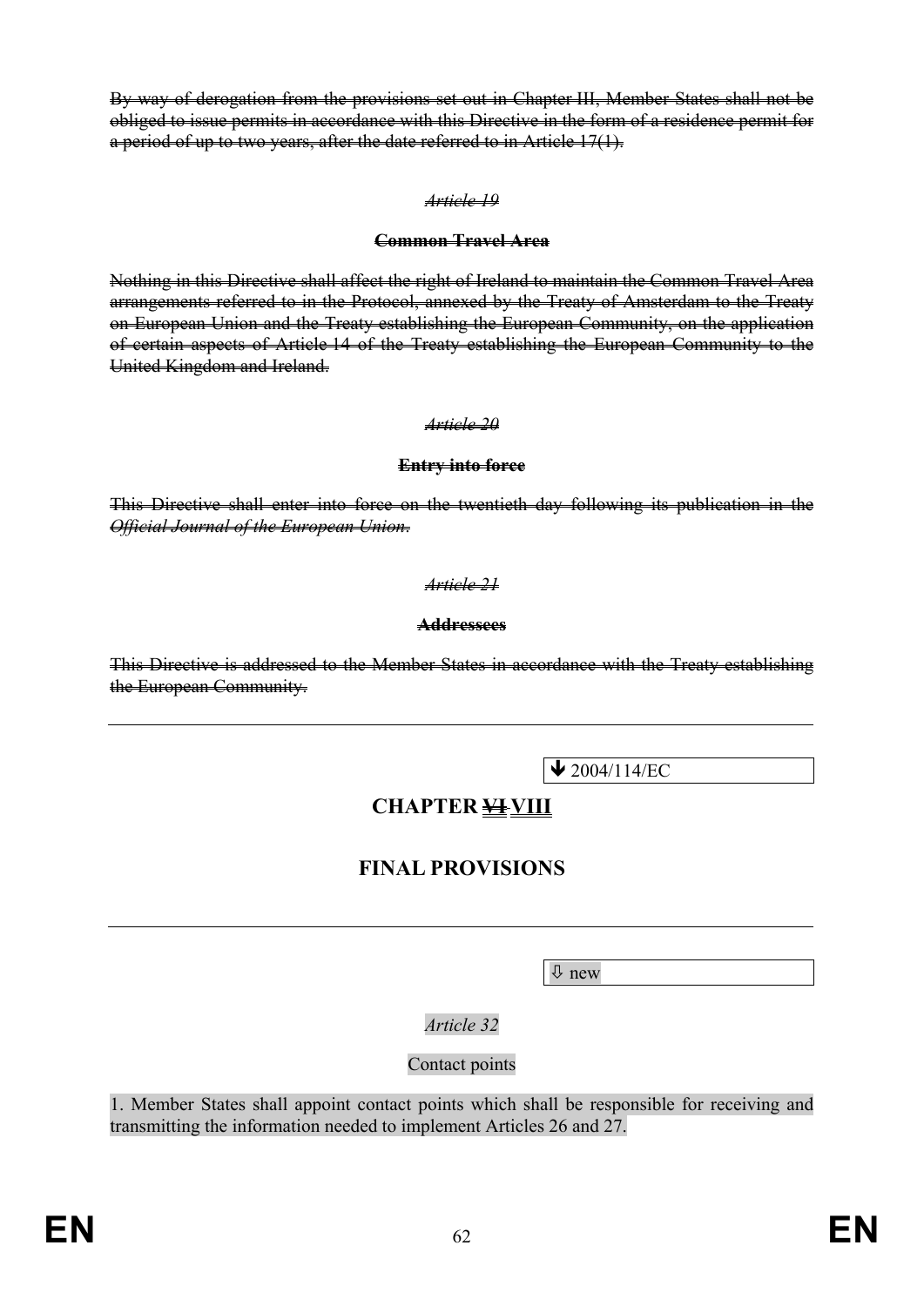~~By way of derogation from the provisions set out in Chapter III, Member States shall not be obliged to issue permits in accordance with this Directive in the form of a residence permit for a period of up to two years, after the date referred to in Article 17(1).~~

~~*Article 19*~~

~~**Common Travel Area**~~

~~Nothing in this Directive shall affect the right of Ireland to maintain the Common Travel Area arrangements referred to in the Protocol, annexed by the Treaty of Amsterdam to the Treaty on European Union and the Treaty establishing the European Community, on the application of certain aspects of Article 14 of the Treaty establishing the European Community to the United Kingdom and Ireland.~~

~~*Article 20*~~

~~**Entry into force**~~

~~This Directive shall enter into force on the twentieth day following its publication in the *Official Journal of the European Union*.~~

~~*Article 21*~~

~~**Addressees**~~

~~This Directive is addressed to the Member States in accordance with the Treaty establishing the European Community.~~

---

🡻 2004/114/EC

## CHAPTER ~~VI~~ VIII

## FINAL PROVISIONS

---

⇩ new

*Article 32*

Contact points

1. Member States shall appoint contact points which shall be responsible for receiving and transmitting the information needed to implement Articles 26 and 27.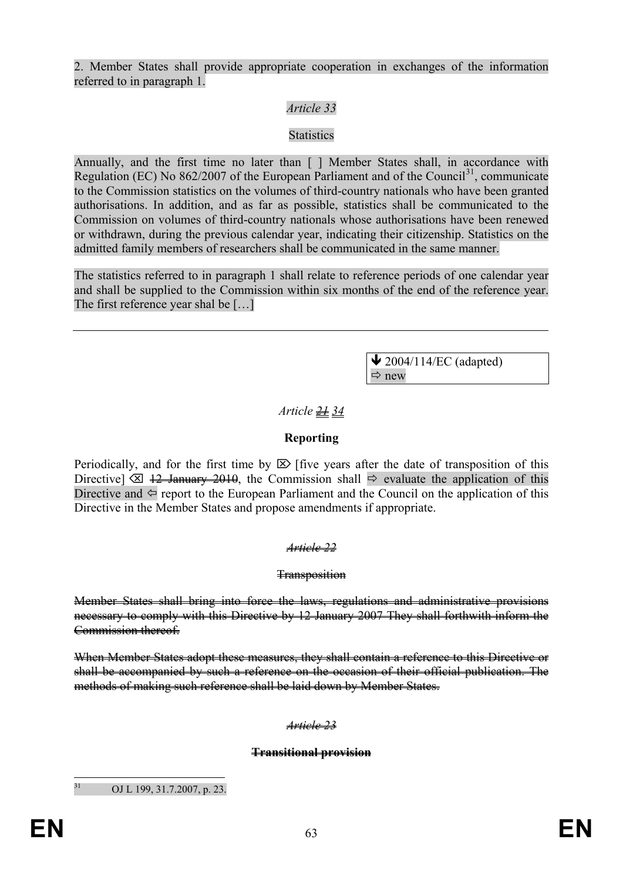2. Member States shall provide appropriate cooperation in exchanges of the information referred to in paragraph 1.

*Article 33*

Statistics

Annually, and the first time no later than [ ] Member States shall, in accordance with Regulation (EC) No 862/2007 of the European Parliament and of the Council[31], communicate to the Commission statistics on the volumes of third-country nationals who have been granted authorisations. In addition, and as far as possible, statistics shall be communicated to the Commission on volumes of third-country nationals whose authorisations have been renewed or withdrawn, during the previous calendar year, indicating their citizenship. Statistics on the admitted family members of researchers shall be communicated in the same manner.

The statistics referred to in paragraph 1 shall relate to reference periods of one calendar year and shall be supplied to the Commission within six months of the end of the reference year. The first reference year shal be […]

---

| ↓ 2004/114/EC (adapted) ⇨ new |
|---|

*Article ~~21~~ 34*

**Reporting**

Periodically, and for the first time by ⌦ [five years after the date of transposition of this Directive] ⌫ ~~12 January 2010~~, the Commission shall ⇨ evaluate the application of this Directive and ⇦ report to the European Parliament and the Council on the application of this Directive in the Member States and propose amendments if appropriate.

~~*Article 22*~~

~~Transposition~~

~~Member States shall bring into force the laws, regulations and administrative provisions necessary to comply with this Directive by 12 January 2007 They shall forthwith inform the Commission thereof.~~

~~When Member States adopt these measures, they shall contain a reference to this Directive or shall be accompanied by such a reference on the occasion of their official publication. The methods of making such reference shall be laid down by Member States.~~

~~*Article 23*~~

~~**Transitional provision**~~

---

[31] OJ L 199, 31.7.2007, p. 23.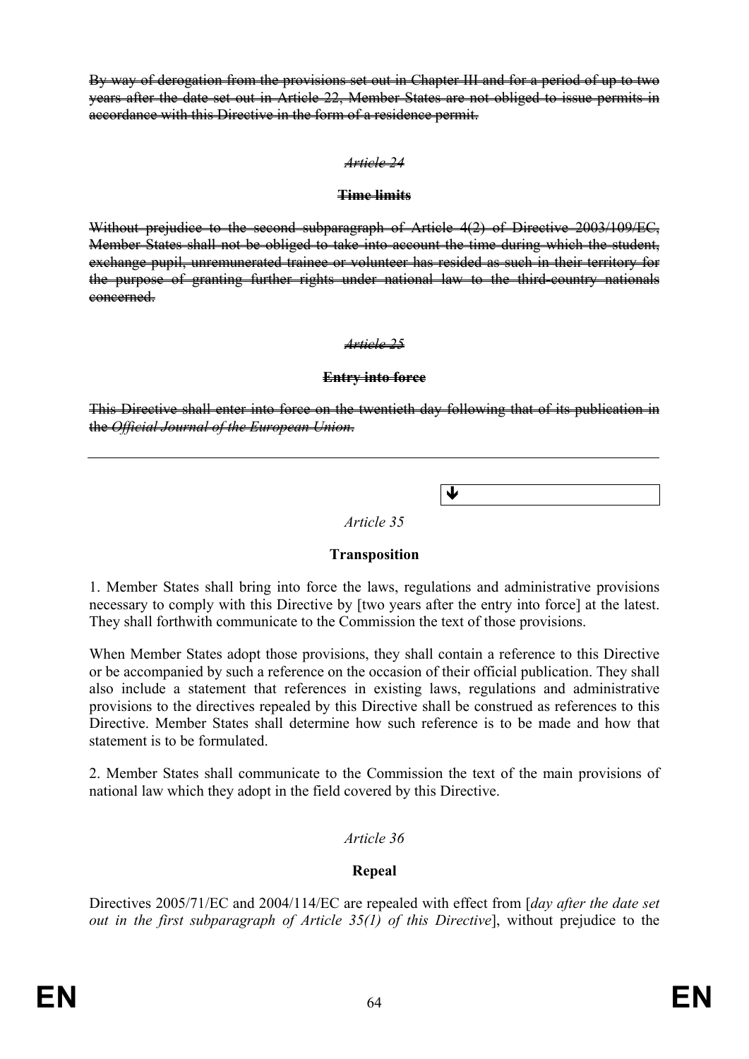~~By way of derogation from the provisions set out in Chapter III and for a period of up to two years after the date set out in Article 22, Member States are not obliged to issue permits in accordance with this Directive in the form of a residence permit.~~

~~*Article 24*~~

~~**Time limits**~~

~~Without prejudice to the second subparagraph of Article 4(2) of Directive 2003/109/EC, Member States shall not be obliged to take into account the time during which the student, exchange pupil, unremunerated trainee or volunteer has resided as such in their territory for the purpose of granting further rights under national law to the third-country nationals concerned.~~

~~*Article 25*~~

~~**Entry into force**~~

~~This Directive shall enter into force on the twentieth day following that of its publication in the *Official Journal of the European Union*.~~

---

🡻

*Article 35*

**Transposition**

1. Member States shall bring into force the laws, regulations and administrative provisions necessary to comply with this Directive by [two years after the entry into force] at the latest. They shall forthwith communicate to the Commission the text of those provisions.

When Member States adopt those provisions, they shall contain a reference to this Directive or be accompanied by such a reference on the occasion of their official publication. They shall also include a statement that references in existing laws, regulations and administrative provisions to the directives repealed by this Directive shall be construed as references to this Directive. Member States shall determine how such reference is to be made and how that statement is to be formulated.

2. Member States shall communicate to the Commission the text of the main provisions of national law which they adopt in the field covered by this Directive.

*Article 36*

**Repeal**

Directives 2005/71/EC and 2004/114/EC are repealed with effect from [*day after the date set out in the first subparagraph of Article 35(1) of this Directive*], without prejudice to the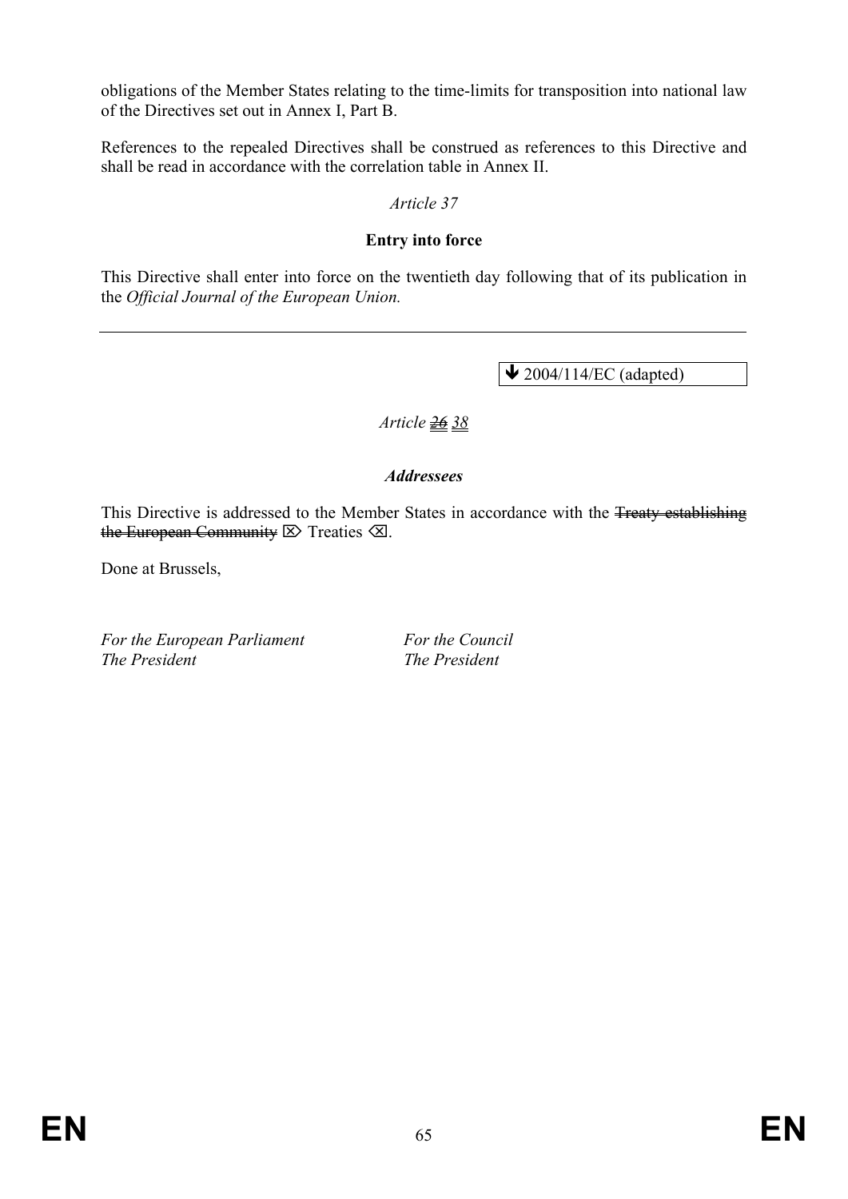obligations of the Member States relating to the time-limits for transposition into national law of the Directives set out in Annex I, Part B.

References to the repealed Directives shall be construed as references to this Directive and shall be read in accordance with the correlation table in Annex II.

*Article 37*

**Entry into force**

This Directive shall enter into force on the twentieth day following that of its publication in the *Official Journal of the European Union.*

---

| ↓ 2004/114/EC (adapted) |
|---|

*Article ~~26~~ 38*

***Addressees***

This Directive is addressed to the Member States in accordance with the ~~Treaty establishing the European Community~~ ⌦ Treaties ⌫.

Done at Brussels,

*For the European Parliament* *For the Council*
*The President* *The President*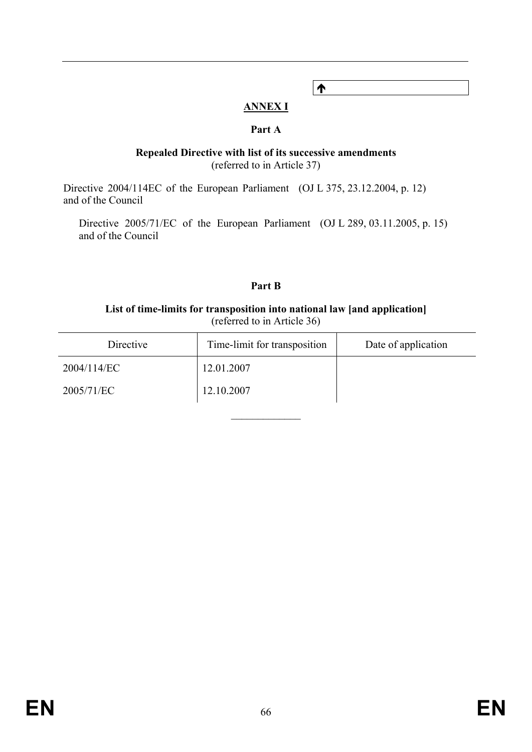↑

## ANNEX I

### Part A

**Repealed Directive with list of its successive amendments**
(referred to in Article 37)

Directive 2004/114EC of the European Parliament and of the Council (OJ L 375, 23.12.2004, p. 12)

Directive 2005/71/EC of the European Parliament and of the Council (OJ L 289, 03.11.2005, p. 15)

### Part B

**List of time-limits for transposition into national law [and application]**
(referred to in Article 36)

| Directive | Time-limit for transposition | Date of application |
|---|---|---|
| 2004/114/EC | 12.01.2007 | |
| 2005/71/EC | 12.10.2007 | |

_____________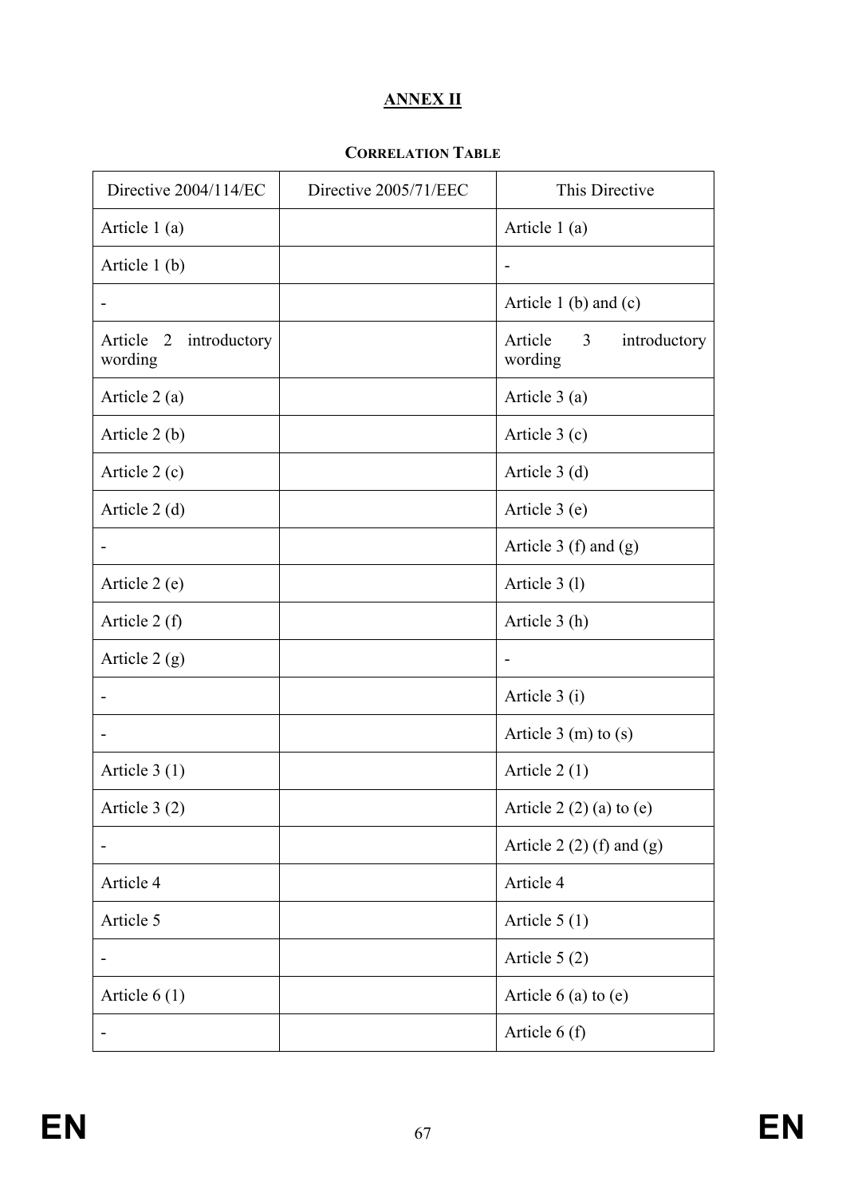## ANNEX II

### CORRELATION TABLE

| Directive 2004/114/EC | Directive 2005/71/EEC | This Directive |
|---|---|---|
| Article 1 (a) | | Article 1 (a) |
| Article 1 (b) | | - |
| - | | Article 1 (b) and (c) |
| Article 2 introductory wording | | Article 3 introductory wording |
| Article 2 (a) | | Article 3 (a) |
| Article 2 (b) | | Article 3 (c) |
| Article 2 (c) | | Article 3 (d) |
| Article 2 (d) | | Article 3 (e) |
| - | | Article 3 (f) and (g) |
| Article 2 (e) | | Article 3 (l) |
| Article 2 (f) | | Article 3 (h) |
| Article 2 (g) | | - |
| - | | Article 3 (i) |
| - | | Article 3 (m) to (s) |
| Article 3 (1) | | Article 2 (1) |
| Article 3 (2) | | Article 2 (2) (a) to (e) |
| - | | Article 2 (2) (f) and (g) |
| Article 4 | | Article 4 |
| Article 5 | | Article 5 (1) |
| - | | Article 5 (2) |
| Article 6 (1) | | Article 6 (a) to (e) |
| - | | Article 6 (f) |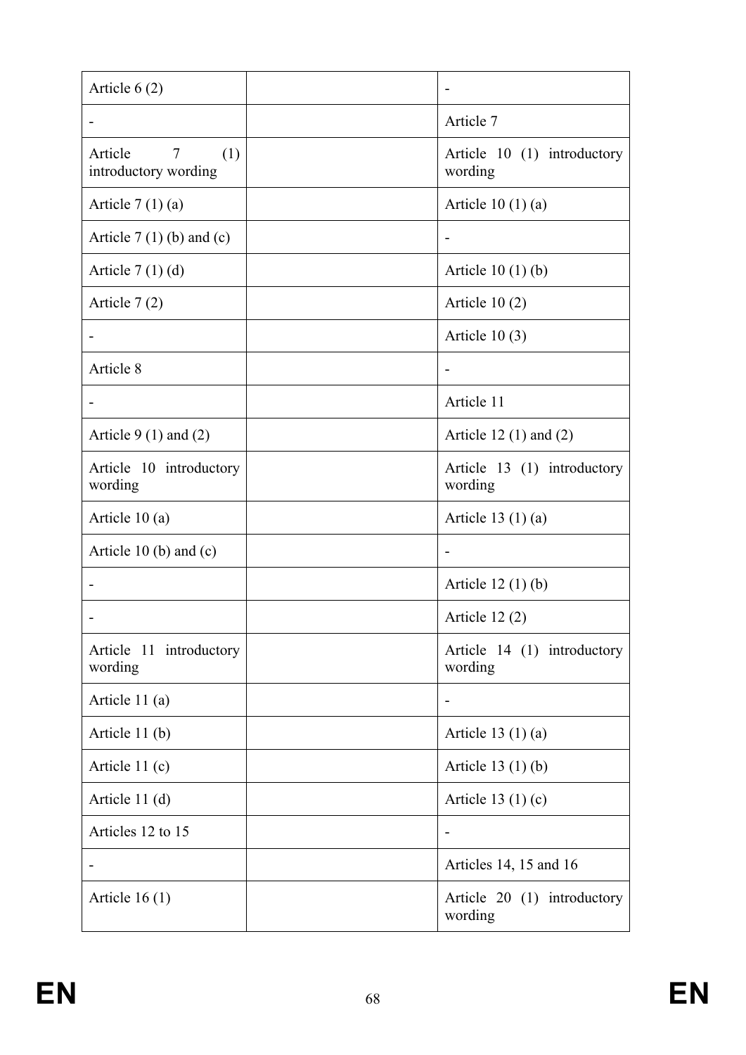| | | |
|---|---|---|
| Article 6 (2) | | - |
| - | | Article 7 |
| Article 7 (1) introductory wording | | Article 10 (1) introductory wording |
| Article 7 (1) (a) | | Article 10 (1) (a) |
| Article 7 (1) (b) and (c) | | - |
| Article 7 (1) (d) | | Article 10 (1) (b) |
| Article 7 (2) | | Article 10 (2) |
| - | | Article 10 (3) |
| Article 8 | | - |
| - | | Article 11 |
| Article 9 (1) and (2) | | Article 12 (1) and (2) |
| Article 10 introductory wording | | Article 13 (1) introductory wording |
| Article 10 (a) | | Article 13 (1) (a) |
| Article 10 (b) and (c) | | - |
| - | | Article 12 (1) (b) |
| - | | Article 12 (2) |
| Article 11 introductory wording | | Article 14 (1) introductory wording |
| Article 11 (a) | | - |
| Article 11 (b) | | Article 13 (1) (a) |
| Article 11 (c) | | Article 13 (1) (b) |
| Article 11 (d) | | Article 13 (1) (c) |
| Articles 12 to 15 | | - |
| - | | Articles 14, 15 and 16 |
| Article 16 (1) | | Article 20 (1) introductory wording |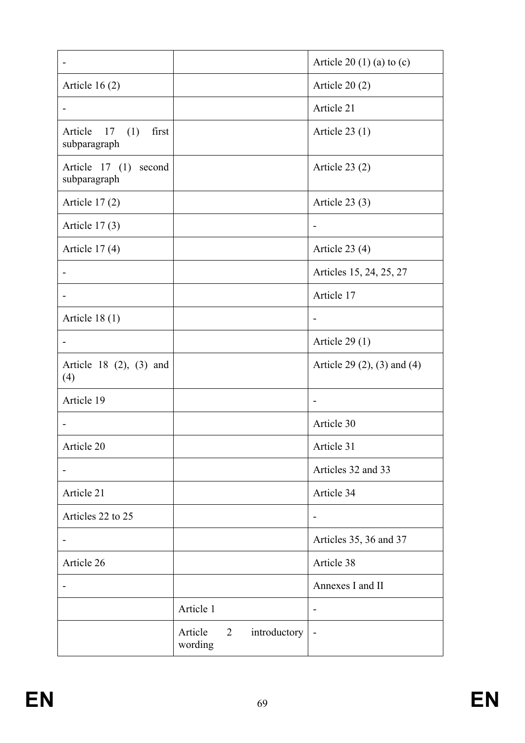| | | |
|---|---|---|
| - | | Article 20 (1) (a) to (c) |
| Article 16 (2) | | Article 20 (2) |
| - | | Article 21 |
| Article 17 (1) first subparagraph | | Article 23 (1) |
| Article 17 (1) second subparagraph | | Article 23 (2) |
| Article 17 (2) | | Article 23 (3) |
| Article 17 (3) | | - |
| Article 17 (4) | | Article 23 (4) |
| - | | Articles 15, 24, 25, 27 |
| - | | Article 17 |
| Article 18 (1) | | - |
| - | | Article 29 (1) |
| Article 18 (2), (3) and (4) | | Article 29 (2), (3) and (4) |
| Article 19 | | - |
| - | | Article 30 |
| Article 20 | | Article 31 |
| - | | Articles 32 and 33 |
| Article 21 | | Article 34 |
| Articles 22 to 25 | | - |
| - | | Articles 35, 36 and 37 |
| Article 26 | | Article 38 |
| - | | Annexes I and II |
| | Article 1 | - |
| | Article 2 introductory wording | - |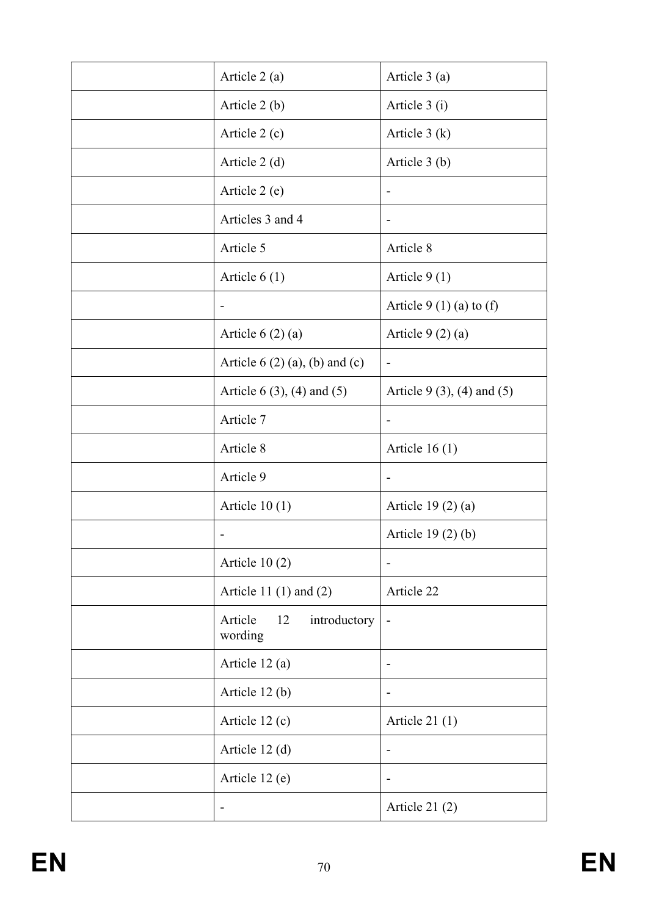| | | |
|---|---|---|
| | Article 2 (a) | Article 3 (a) |
| | Article 2 (b) | Article 3 (i) |
| | Article 2 (c) | Article 3 (k) |
| | Article 2 (d) | Article 3 (b) |
| | Article 2 (e) | - |
| | Articles 3 and 4 | - |
| | Article 5 | Article 8 |
| | Article 6 (1) | Article 9 (1) |
| | - | Article 9 (1) (a) to (f) |
| | Article 6 (2) (a) | Article 9 (2) (a) |
| | Article 6 (2) (a), (b) and (c) | - |
| | Article 6 (3), (4) and (5) | Article 9 (3), (4) and (5) |
| | Article 7 | - |
| | Article 8 | Article 16 (1) |
| | Article 9 | - |
| | Article 10 (1) | Article 19 (2) (a) |
| | - | Article 19 (2) (b) |
| | Article 10 (2) | - |
| | Article 11 (1) and (2) | Article 22 |
| | Article 12 introductory wording | - |
| | Article 12 (a) | - |
| | Article 12 (b) | - |
| | Article 12 (c) | Article 21 (1) |
| | Article 12 (d) | - |
| | Article 12 (e) | - |
| | - | Article 21 (2) |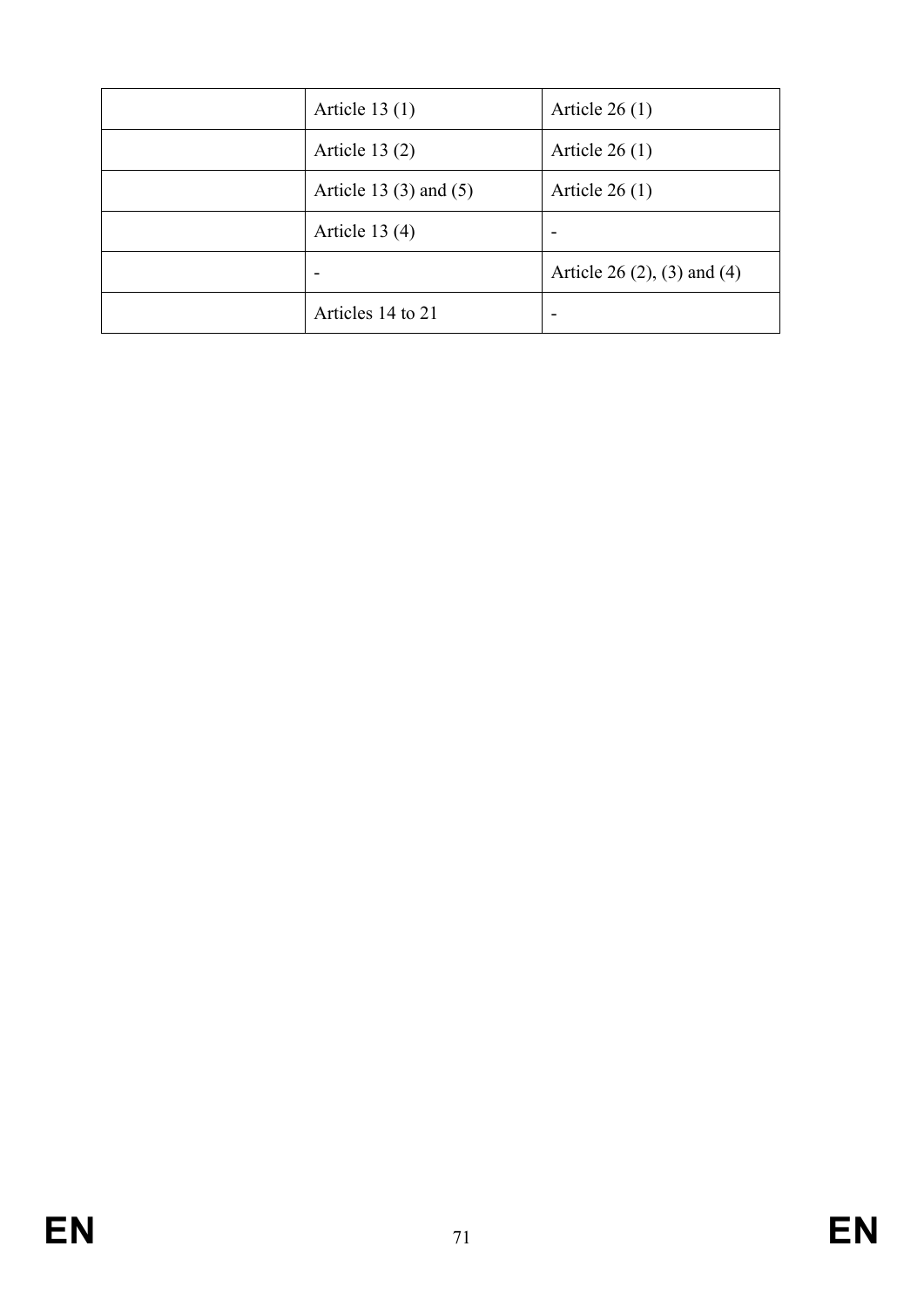| | | |
|---|---|---|
| | Article 13 (1) | Article 26 (1) |
| | Article 13 (2) | Article 26 (1) |
| | Article 13 (3) and (5) | Article 26 (1) |
| | Article 13 (4) | - |
| | - | Article 26 (2), (3) and (4) |
| | Articles 14 to 21 | - |